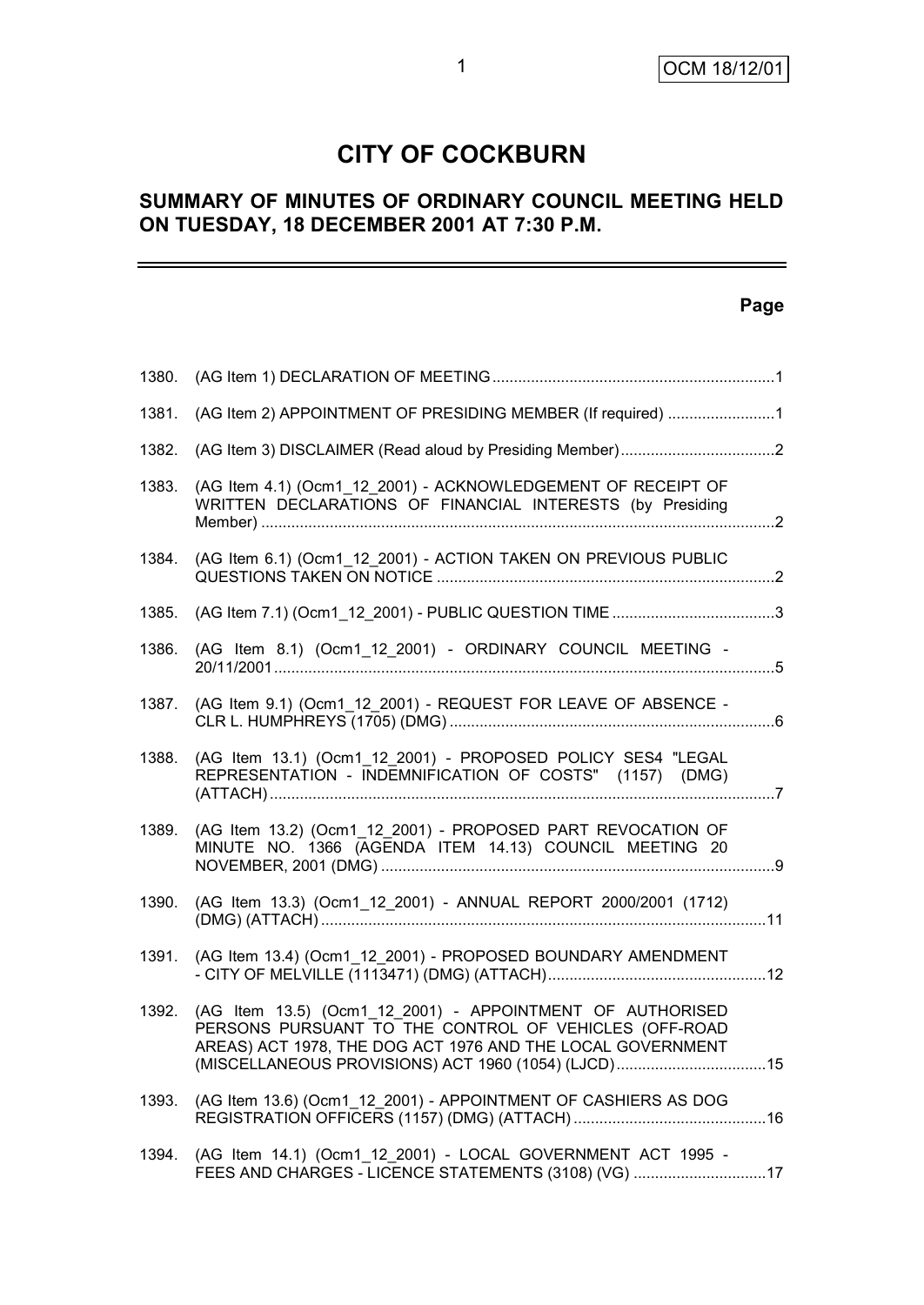# CITY OF COCKBURN

## SUMMARY OF MINUTES OF ORDINARY COUNCIL MEETING HELD ON TUESDAY, 18 DECEMBER 2001 AT 7:30 P.M.

| | | Page |
|---|---|---|
| 1380. | (AG Item 1) DECLARATION OF MEETING | 1 |
| 1381. | (AG Item 2) APPOINTMENT OF PRESIDING MEMBER (If required) | 1 |
| 1382. | (AG Item 3) DISCLAIMER (Read aloud by Presiding Member) | 2 |
| 1383. | (AG Item 4.1) (Ocm1_12_2001) - ACKNOWLEDGEMENT OF RECEIPT OF WRITTEN DECLARATIONS OF FINANCIAL INTERESTS (by Presiding Member) | 2 |
| 1384. | (AG Item 6.1) (Ocm1_12_2001) - ACTION TAKEN ON PREVIOUS PUBLIC QUESTIONS TAKEN ON NOTICE | 2 |
| 1385. | (AG Item 7.1) (Ocm1_12_2001) - PUBLIC QUESTION TIME | 3 |
| 1386. | (AG Item 8.1) (Ocm1_12_2001) - ORDINARY COUNCIL MEETING - 20/11/2001 | 5 |
| 1387. | (AG Item 9.1) (Ocm1_12_2001) - REQUEST FOR LEAVE OF ABSENCE - CLR L. HUMPHREYS (1705) (DMG) | 6 |
| 1388. | (AG Item 13.1) (Ocm1_12_2001) - PROPOSED POLICY SES4 "LEGAL REPRESENTATION - INDEMNIFICATION OF COSTS" (1157) (DMG) (ATTACH) | 7 |
| 1389. | (AG Item 13.2) (Ocm1_12_2001) - PROPOSED PART REVOCATION OF MINUTE NO. 1366 (AGENDA ITEM 14.13) COUNCIL MEETING 20 NOVEMBER, 2001 (DMG) | 9 |
| 1390. | (AG Item 13.3) (Ocm1_12_2001) - ANNUAL REPORT 2000/2001 (1712) (DMG) (ATTACH) | 11 |
| 1391. | (AG Item 13.4) (Ocm1_12_2001) - PROPOSED BOUNDARY AMENDMENT - CITY OF MELVILLE (1113471) (DMG) (ATTACH) | 12 |
| 1392. | (AG Item 13.5) (Ocm1_12_2001) - APPOINTMENT OF AUTHORISED PERSONS PURSUANT TO THE CONTROL OF VEHICLES (OFF-ROAD AREAS) ACT 1978, THE DOG ACT 1976 AND THE LOCAL GOVERNMENT (MISCELLANEOUS PROVISIONS) ACT 1960 (1054) (LJCD) | 15 |
| 1393. | (AG Item 13.6) (Ocm1_12_2001) - APPOINTMENT OF CASHIERS AS DOG REGISTRATION OFFICERS (1157) (DMG) (ATTACH) | 16 |
| 1394. | (AG Item 14.1) (Ocm1_12_2001) - LOCAL GOVERNMENT ACT 1995 - FEES AND CHARGES - LICENCE STATEMENTS (3108) (VG) | 17 |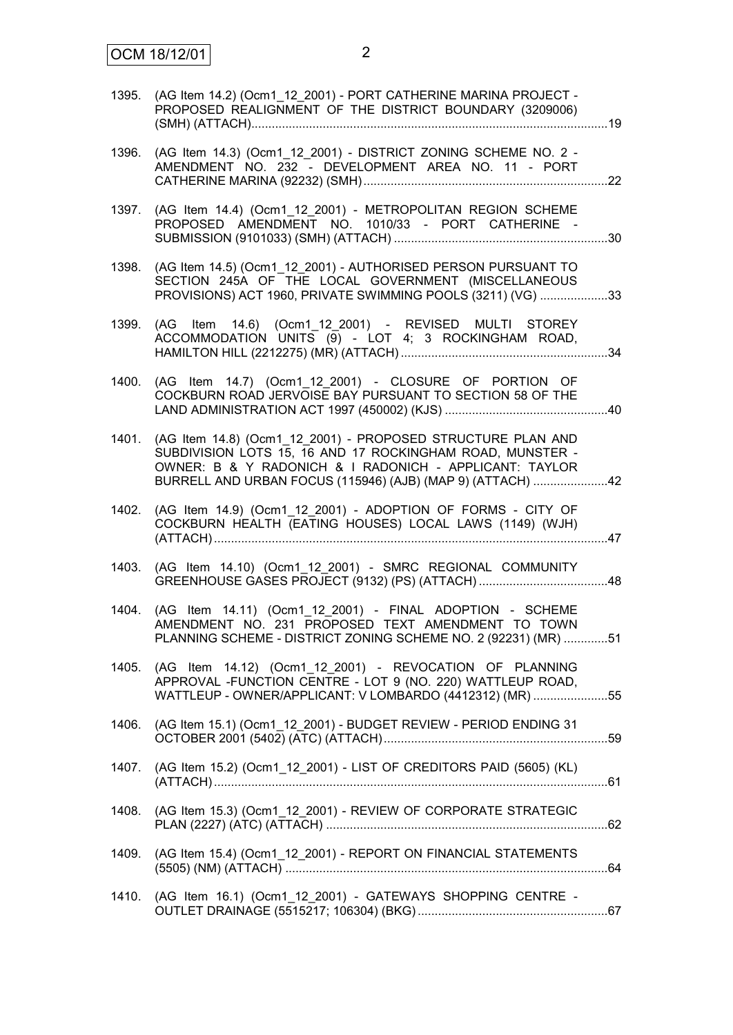1395. (AG Item 14.2) (Ocm1_12_2001) - PORT CATHERINE MARINA PROJECT - PROPOSED REALIGNMENT OF THE DISTRICT BOUNDARY (3209006) (SMH) (ATTACH)....................................................................................................19

1396. (AG Item 14.3) (Ocm1_12_2001) - DISTRICT ZONING SCHEME NO. 2 - AMENDMENT NO. 232 - DEVELOPMENT AREA NO. 11 - PORT CATHERINE MARINA (92232) (SMH).......................................................................22

1397. (AG Item 14.4) (Ocm1_12_2001) - METROPOLITAN REGION SCHEME PROPOSED AMENDMENT NO. 1010/33 - PORT CATHERINE - SUBMISSION (9101033) (SMH) (ATTACH) ..............................................................30

1398. (AG Item 14.5) (Ocm1_12_2001) - AUTHORISED PERSON PURSUANT TO SECTION 245A OF THE LOCAL GOVERNMENT (MISCELLANEOUS PROVISIONS) ACT 1960, PRIVATE SWIMMING POOLS (3211) (VG) ....................33

1399. (AG Item 14.6) (Ocm1_12_2001) - REVISED MULTI STOREY ACCOMMODATION UNITS (9) - LOT 4; 3 ROCKINGHAM ROAD, HAMILTON HILL (2212275) (MR) (ATTACH) ............................................................34

1400. (AG Item 14.7) (Ocm1_12_2001) - CLOSURE OF PORTION OF COCKBURN ROAD JERVOISE BAY PURSUANT TO SECTION 58 OF THE LAND ADMINISTRATION ACT 1997 (450002) (KJS) ................................................40

1401. (AG Item 14.8) (Ocm1_12_2001) - PROPOSED STRUCTURE PLAN AND SUBDIVISION LOTS 15, 16 AND 17 ROCKINGHAM ROAD, MUNSTER - OWNER: B & Y RADONICH & I RADONICH - APPLICANT: TAYLOR BURRELL AND URBAN FOCUS (115946) (AJB) (MAP 9) (ATTACH) ......................42

1402. (AG Item 14.9) (Ocm1_12_2001) - ADOPTION OF FORMS - CITY OF COCKBURN HEALTH (EATING HOUSES) LOCAL LAWS (1149) (WJH) (ATTACH)...................................................................................................................47

1403. (AG Item 14.10) (Ocm1_12_2001) - SMRC REGIONAL COMMUNITY GREENHOUSE GASES PROJECT (9132) (PS) (ATTACH) ......................................48

1404. (AG Item 14.11) (Ocm1_12_2001) - FINAL ADOPTION - SCHEME AMENDMENT NO. 231 PROPOSED TEXT AMENDMENT TO TOWN PLANNING SCHEME - DISTRICT ZONING SCHEME NO. 2 (92231) (MR) .............51

1405. (AG Item 14.12) (Ocm1_12_2001) - REVOCATION OF PLANNING APPROVAL -FUNCTION CENTRE - LOT 9 (NO. 220) WATTLEUP ROAD, WATTLEUP - OWNER/APPLICANT: V LOMBARDO (4412312) (MR) ......................55

1406. (AG Item 15.1) (Ocm1_12_2001) - BUDGET REVIEW - PERIOD ENDING 31 OCTOBER 2001 (5402) (ATC) (ATTACH).................................................................59

1407. (AG Item 15.2) (Ocm1_12_2001) - LIST OF CREDITORS PAID (5605) (KL) (ATTACH).................................................................................................................61

1408. (AG Item 15.3) (Ocm1_12_2001) - REVIEW OF CORPORATE STRATEGIC PLAN (2227) (ATC) (ATTACH) ..................................................................................62

1409. (AG Item 15.4) (Ocm1_12_2001) - REPORT ON FINANCIAL STATEMENTS (5505) (NM) (ATTACH) .............................................................................................64

1410. (AG Item 16.1) (Ocm1_12_2001) - GATEWAYS SHOPPING CENTRE - OUTLET DRAINAGE (5515217; 106304) (BKG)........................................................67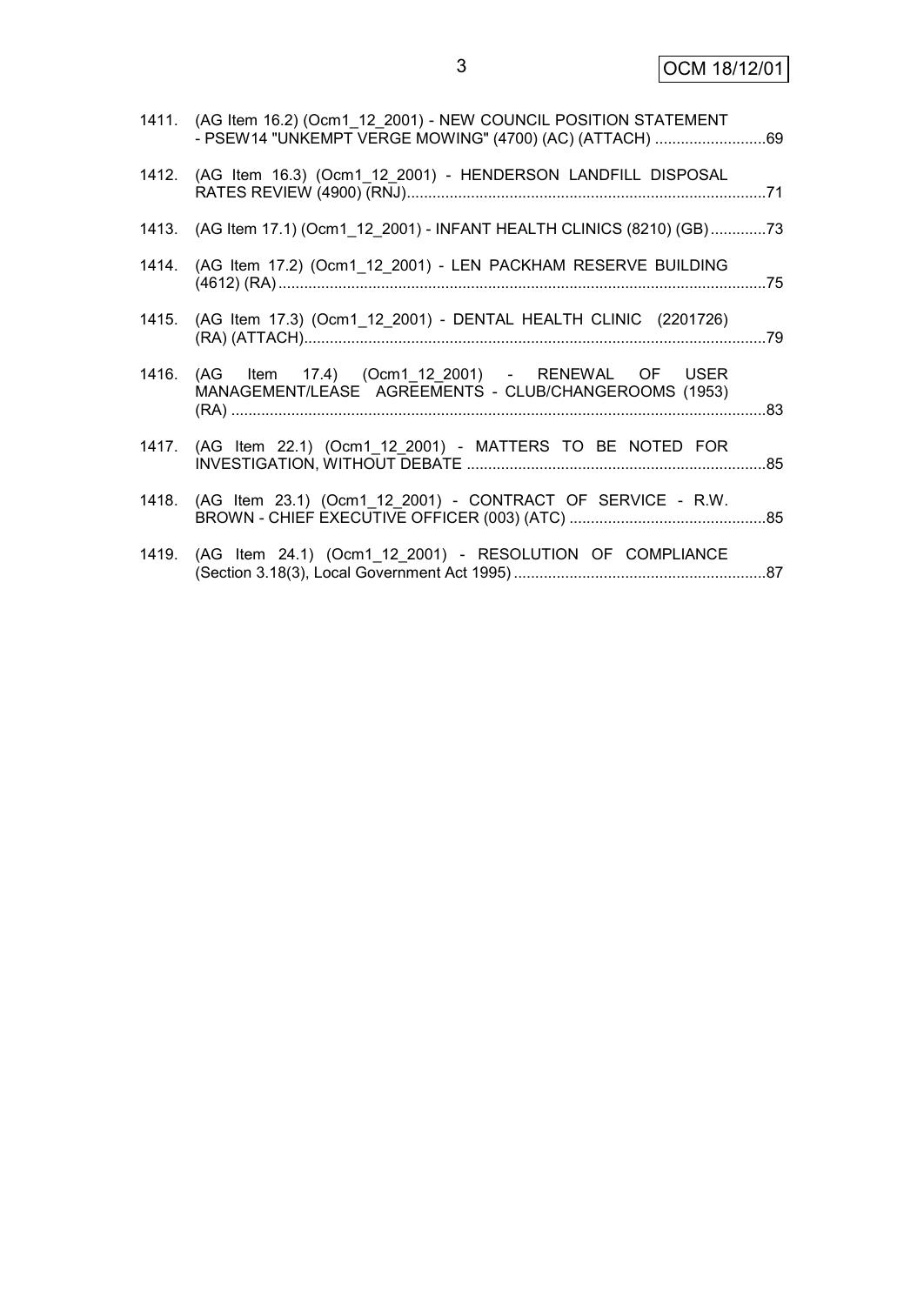1411. (AG Item 16.2) (Ocm1_12_2001) - NEW COUNCIL POSITION STATEMENT - PSEW14 "UNKEMPT VERGE MOWING" (4700) (AC) (ATTACH) ..........................69

1412. (AG Item 16.3) (Ocm1_12_2001) - HENDERSON LANDFILL DISPOSAL RATES REVIEW (4900) (RNJ)....................................................................................71

1413. (AG Item 17.1) (Ocm1_12_2001) - INFANT HEALTH CLINICS (8210) (GB).............73

1414. (AG Item 17.2) (Ocm1_12_2001) - LEN PACKHAM RESERVE BUILDING (4612) (RA).................................................................................................................75

1415. (AG Item 17.3) (Ocm1_12_2001) - DENTAL HEALTH CLINIC (2201726) (RA) (ATTACH)...........................................................................................................79

1416. (AG Item 17.4) (Ocm1_12_2001) - RENEWAL OF USER MANAGEMENT/LEASE AGREEMENTS - CLUB/CHANGEROOMS (1953) (RA) ............................................................................................................83

1417. (AG Item 22.1) (Ocm1_12_2001) - MATTERS TO BE NOTED FOR INVESTIGATION, WITHOUT DEBATE .....................................................................85

1418. (AG Item 23.1) (Ocm1_12_2001) - CONTRACT OF SERVICE - R.W. BROWN - CHIEF EXECUTIVE OFFICER (003) (ATC) ..............................................85

1419. (AG Item 24.1) (Ocm1_12_2001) - RESOLUTION OF COMPLIANCE (Section 3.18(3), Local Government Act 1995) ...........................................................87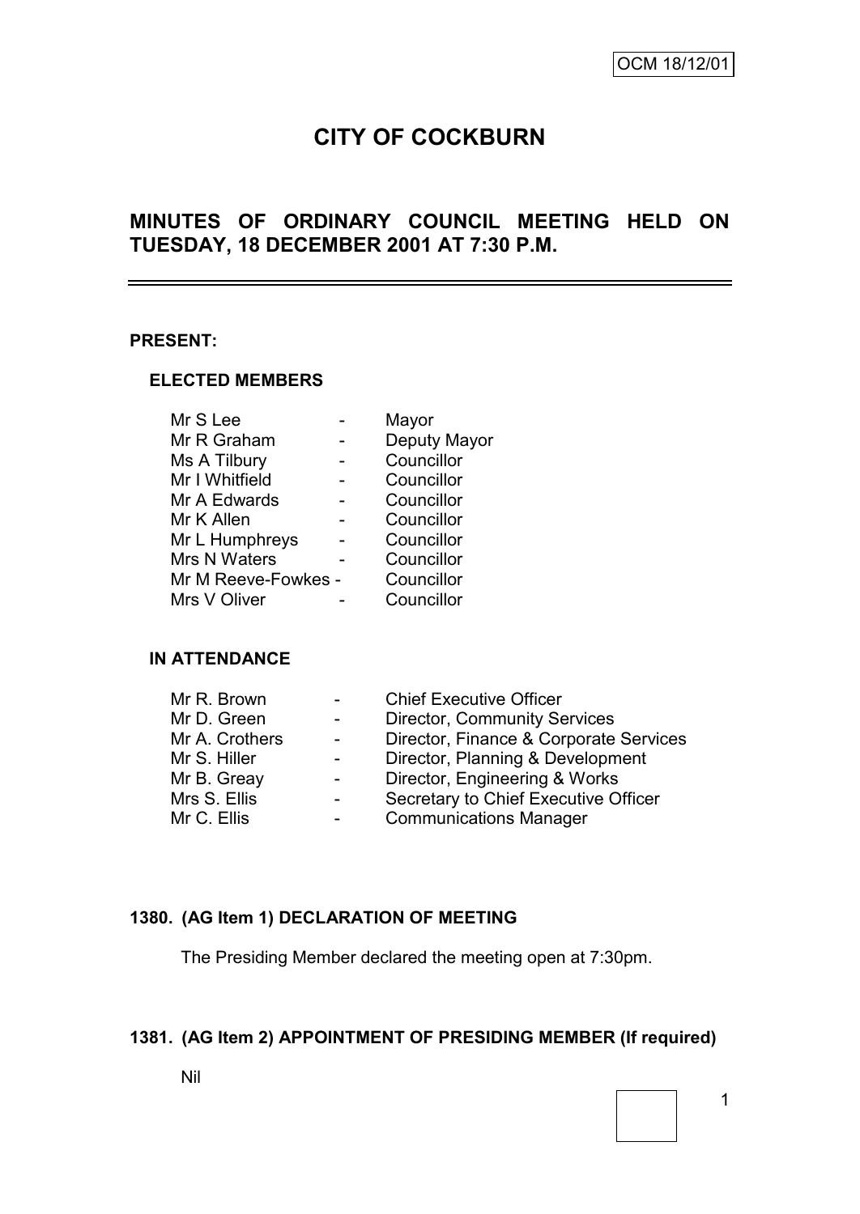OCM 18/12/01

# CITY OF COCKBURN

## MINUTES OF ORDINARY COUNCIL MEETING HELD ON TUESDAY, 18 DECEMBER 2001 AT 7:30 P.M.

### PRESENT:

#### ELECTED MEMBERS

| | | |
|---|---|---|
| Mr S Lee | - | Mayor |
| Mr R Graham | - | Deputy Mayor |
| Ms A Tilbury | - | Councillor |
| Mr I Whitfield | - | Councillor |
| Mr A Edwards | - | Councillor |
| Mr K Allen | - | Councillor |
| Mr L Humphreys | - | Councillor |
| Mrs N Waters | - | Councillor |
| Mr M Reeve-Fowkes | - | Councillor |
| Mrs V Oliver | - | Councillor |

#### IN ATTENDANCE

| | | |
|---|---|---|
| Mr R. Brown | - | Chief Executive Officer |
| Mr D. Green | - | Director, Community Services |
| Mr A. Crothers | - | Director, Finance & Corporate Services |
| Mr S. Hiller | - | Director, Planning & Development |
| Mr B. Greay | - | Director, Engineering & Works |
| Mrs S. Ellis | - | Secretary to Chief Executive Officer |
| Mr C. Ellis | - | Communications Manager |

### 1380. (AG Item 1) DECLARATION OF MEETING

The Presiding Member declared the meeting open at 7:30pm.

### 1381. (AG Item 2) APPOINTMENT OF PRESIDING MEMBER (If required)

Nil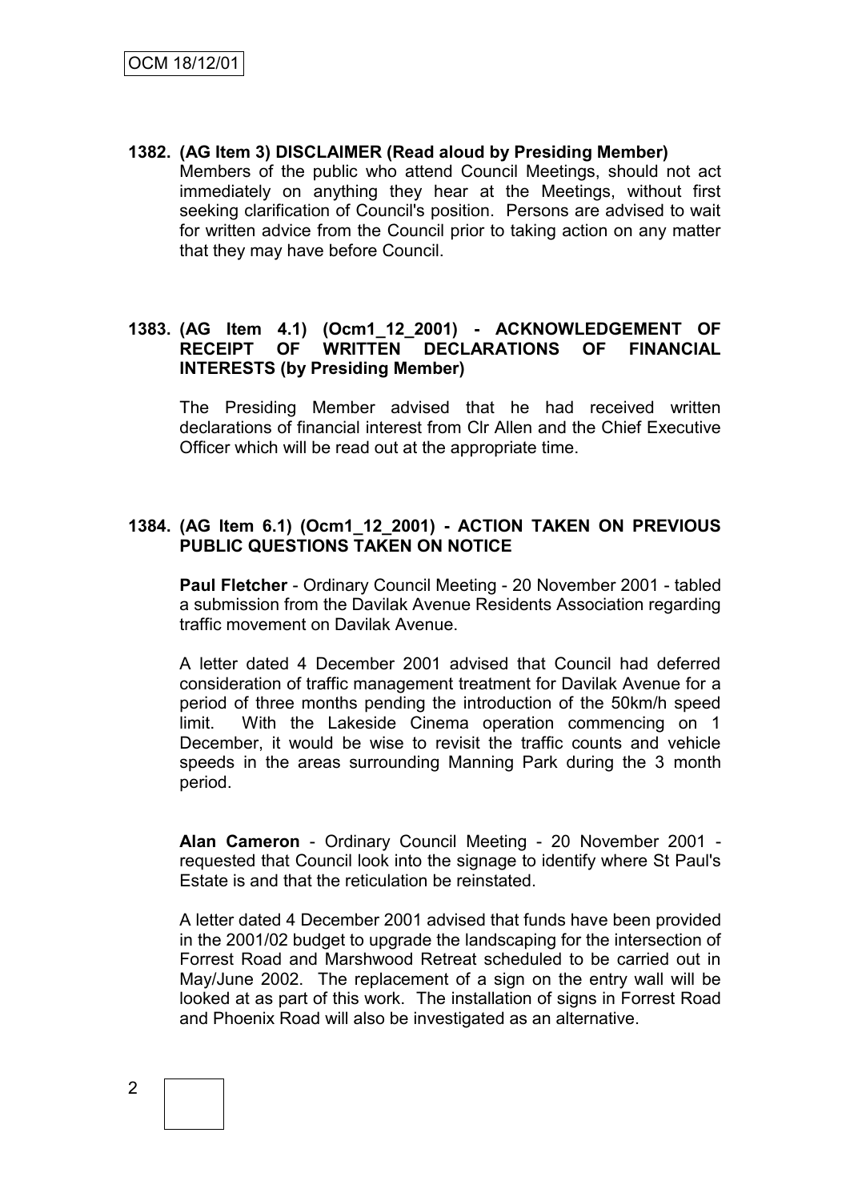**1382. (AG Item 3) DISCLAIMER (Read aloud by Presiding Member)**

Members of the public who attend Council Meetings, should not act immediately on anything they hear at the Meetings, without first seeking clarification of Council's position. Persons are advised to wait for written advice from the Council prior to taking action on any matter that they may have before Council.

**1383. (AG Item 4.1) (Ocm1_12_2001) - ACKNOWLEDGEMENT OF RECEIPT OF WRITTEN DECLARATIONS OF FINANCIAL INTERESTS (by Presiding Member)**

The Presiding Member advised that he had received written declarations of financial interest from Clr Allen and the Chief Executive Officer which will be read out at the appropriate time.

**1384. (AG Item 6.1) (Ocm1_12_2001) - ACTION TAKEN ON PREVIOUS PUBLIC QUESTIONS TAKEN ON NOTICE**

**Paul Fletcher** - Ordinary Council Meeting - 20 November 2001 - tabled a submission from the Davilak Avenue Residents Association regarding traffic movement on Davilak Avenue.

A letter dated 4 December 2001 advised that Council had deferred consideration of traffic management treatment for Davilak Avenue for a period of three months pending the introduction of the 50km/h speed limit. With the Lakeside Cinema operation commencing on 1 December, it would be wise to revisit the traffic counts and vehicle speeds in the areas surrounding Manning Park during the 3 month period.

**Alan Cameron** - Ordinary Council Meeting - 20 November 2001 - requested that Council look into the signage to identify where St Paul's Estate is and that the reticulation be reinstated.

A letter dated 4 December 2001 advised that funds have been provided in the 2001/02 budget to upgrade the landscaping for the intersection of Forrest Road and Marshwood Retreat scheduled to be carried out in May/June 2002. The replacement of a sign on the entry wall will be looked at as part of this work. The installation of signs in Forrest Road and Phoenix Road will also be investigated as an alternative.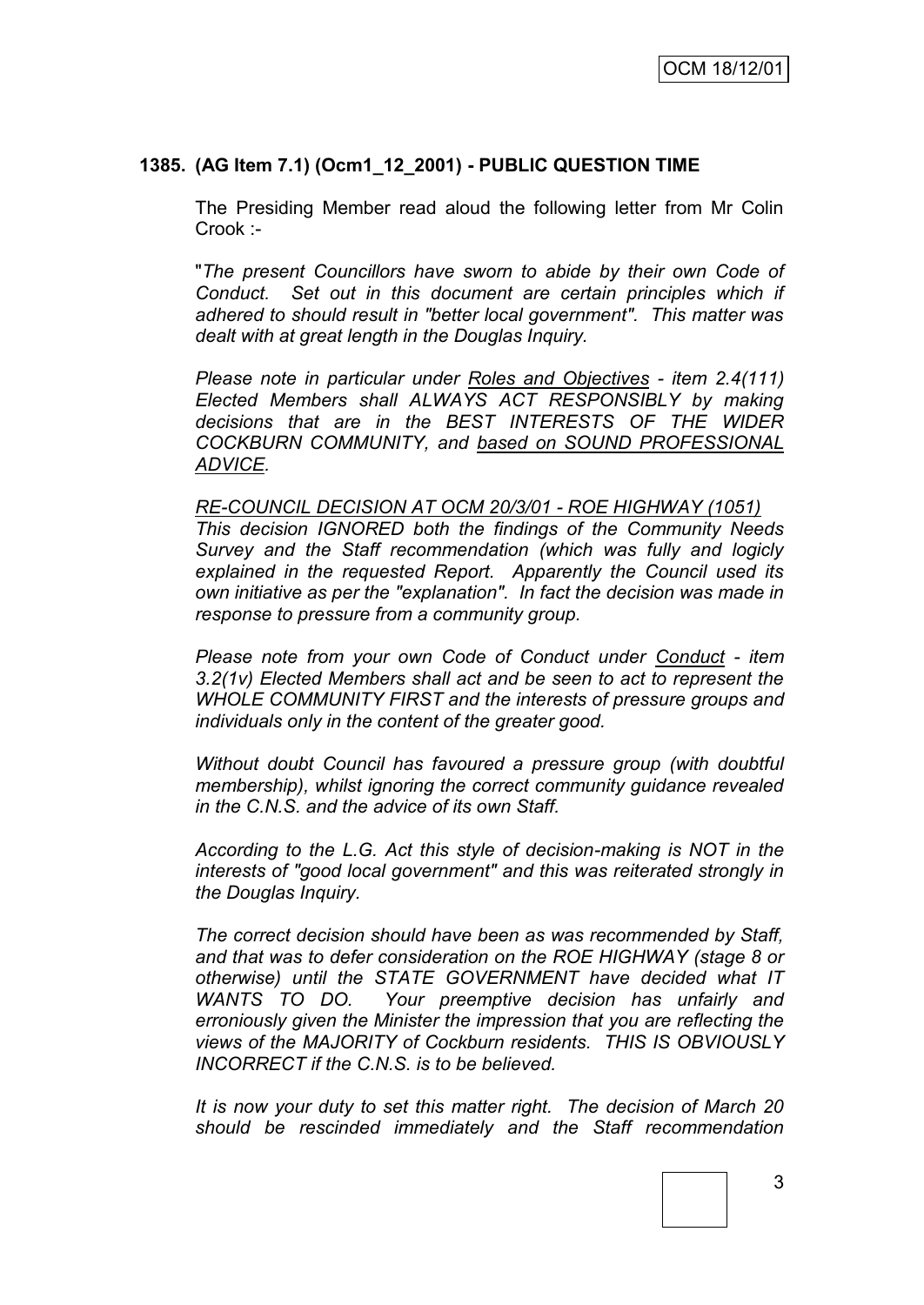### 1385. (AG Item 7.1) (Ocm1_12_2001) - PUBLIC QUESTION TIME

The Presiding Member read aloud the following letter from Mr Colin Crook :-

"*The present Councillors have sworn to abide by their own Code of Conduct. Set out in this document are certain principles which if adhered to should result in "better local government". This matter was dealt with at great length in the Douglas Inquiry.*

*Please note in particular under Roles and Objectives - item 2.4(111) Elected Members shall ALWAYS ACT RESPONSIBLY by making decisions that are in the BEST INTERESTS OF THE WIDER COCKBURN COMMUNITY, and based on SOUND PROFESSIONAL ADVICE.*

*RE-COUNCIL DECISION AT OCM 20/3/01 - ROE HIGHWAY (1051)*
*This decision IGNORED both the findings of the Community Needs Survey and the Staff recommendation (which was fully and logicly explained in the requested Report. Apparently the Council used its own initiative as per the "explanation". In fact the decision was made in response to pressure from a community group.*

*Please note from your own Code of Conduct under Conduct - item 3.2(1v) Elected Members shall act and be seen to act to represent the WHOLE COMMUNITY FIRST and the interests of pressure groups and individuals only in the content of the greater good.*

*Without doubt Council has favoured a pressure group (with doubtful membership), whilst ignoring the correct community guidance revealed in the C.N.S. and the advice of its own Staff.*

*According to the L.G. Act this style of decision-making is NOT in the interests of "good local government" and this was reiterated strongly in the Douglas Inquiry.*

*The correct decision should have been as was recommended by Staff, and that was to defer consideration on the ROE HIGHWAY (stage 8 or otherwise) until the STATE GOVERNMENT have decided what IT WANTS TO DO. Your preemptive decision has unfairly and erroniously given the Minister the impression that you are reflecting the views of the MAJORITY of Cockburn residents. THIS IS OBVIOUSLY INCORRECT if the C.N.S. is to be believed.*

*It is now your duty to set this matter right. The decision of March 20 should be rescinded immediately and the Staff recommendation*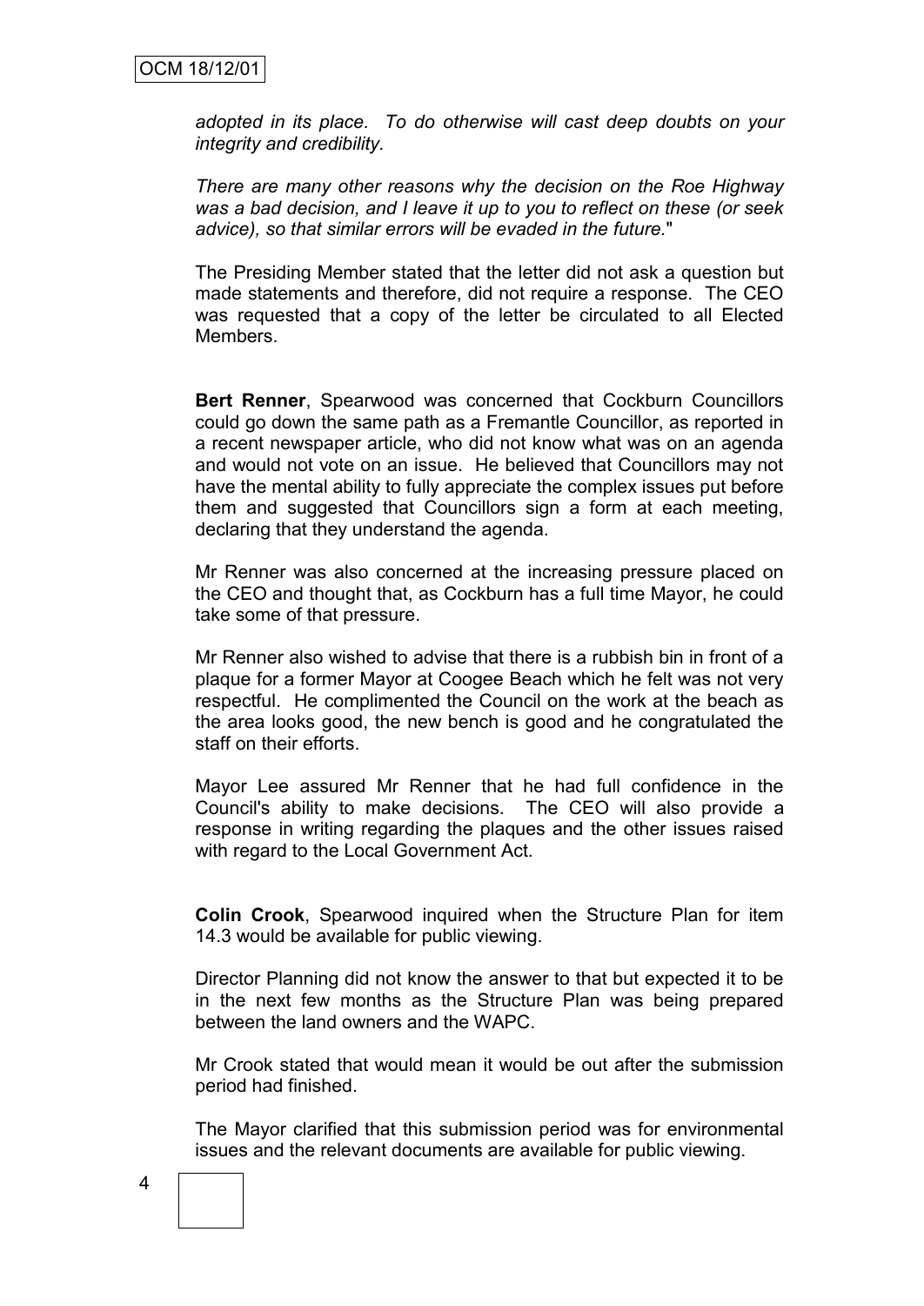*adopted in its place. To do otherwise will cast deep doubts on your integrity and credibility.*

*There are many other reasons why the decision on the Roe Highway was a bad decision, and I leave it up to you to reflect on these (or seek advice), so that similar errors will be evaded in the future.*"

The Presiding Member stated that the letter did not ask a question but made statements and therefore, did not require a response. The CEO was requested that a copy of the letter be circulated to all Elected Members.

**Bert Renner**, Spearwood was concerned that Cockburn Councillors could go down the same path as a Fremantle Councillor, as reported in a recent newspaper article, who did not know what was on an agenda and would not vote on an issue. He believed that Councillors may not have the mental ability to fully appreciate the complex issues put before them and suggested that Councillors sign a form at each meeting, declaring that they understand the agenda.

Mr Renner was also concerned at the increasing pressure placed on the CEO and thought that, as Cockburn has a full time Mayor, he could take some of that pressure.

Mr Renner also wished to advise that there is a rubbish bin in front of a plaque for a former Mayor at Coogee Beach which he felt was not very respectful. He complimented the Council on the work at the beach as the area looks good, the new bench is good and he congratulated the staff on their efforts.

Mayor Lee assured Mr Renner that he had full confidence in the Council's ability to make decisions. The CEO will also provide a response in writing regarding the plaques and the other issues raised with regard to the Local Government Act.

**Colin Crook**, Spearwood inquired when the Structure Plan for item 14.3 would be available for public viewing.

Director Planning did not know the answer to that but expected it to be in the next few months as the Structure Plan was being prepared between the land owners and the WAPC.

Mr Crook stated that would mean it would be out after the submission period had finished.

The Mayor clarified that this submission period was for environmental issues and the relevant documents are available for public viewing.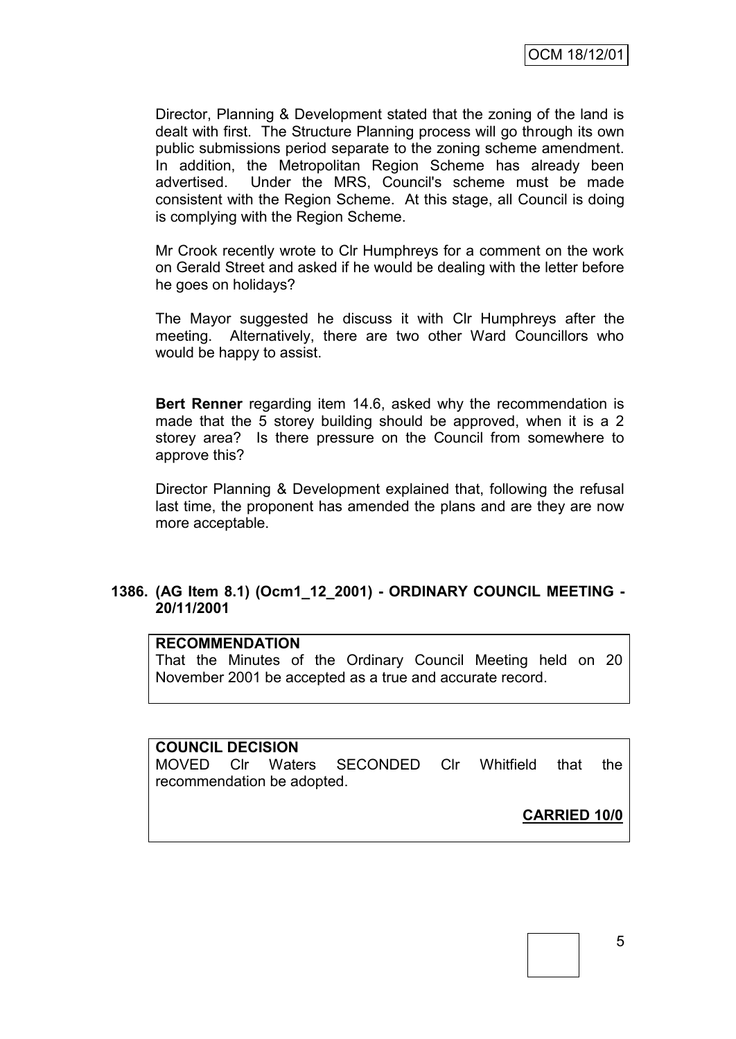Director, Planning & Development stated that the zoning of the land is dealt with first. The Structure Planning process will go through its own public submissions period separate to the zoning scheme amendment. In addition, the Metropolitan Region Scheme has already been advertised. Under the MRS, Council's scheme must be made consistent with the Region Scheme. At this stage, all Council is doing is complying with the Region Scheme.

Mr Crook recently wrote to Clr Humphreys for a comment on the work on Gerald Street and asked if he would be dealing with the letter before he goes on holidays?

The Mayor suggested he discuss it with Clr Humphreys after the meeting. Alternatively, there are two other Ward Councillors who would be happy to assist.

**Bert Renner** regarding item 14.6, asked why the recommendation is made that the 5 storey building should be approved, when it is a 2 storey area? Is there pressure on the Council from somewhere to approve this?

Director Planning & Development explained that, following the refusal last time, the proponent has amended the plans and are they are now more acceptable.

### 1386. (AG Item 8.1) (Ocm1_12_2001) - ORDINARY COUNCIL MEETING - 20/11/2001

**RECOMMENDATION**
That the Minutes of the Ordinary Council Meeting held on 20 November 2001 be accepted as a true and accurate record.

**COUNCIL DECISION**
MOVED Clr Waters SECONDED Clr Whitfield that the recommendation be adopted.

**CARRIED 10/0**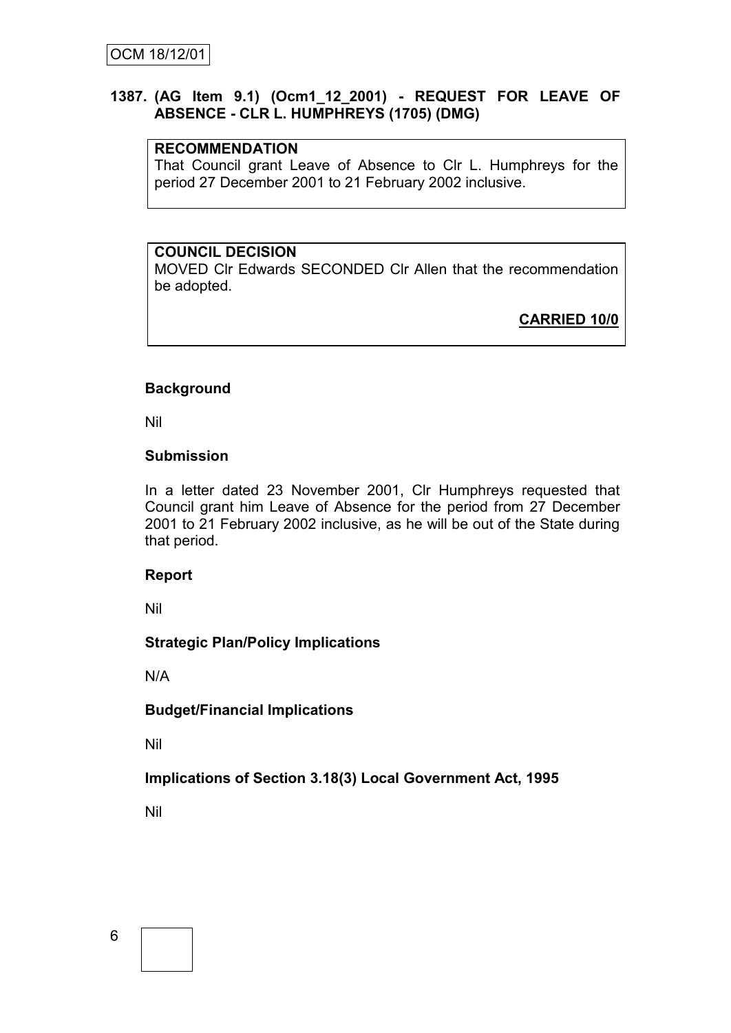**1387. (AG Item 9.1) (Ocm1_12_2001) - REQUEST FOR LEAVE OF ABSENCE - CLR L. HUMPHREYS (1705) (DMG)**

**RECOMMENDATION**

That Council grant Leave of Absence to Clr L. Humphreys for the period 27 December 2001 to 21 February 2002 inclusive.

**COUNCIL DECISION**

MOVED Clr Edwards SECONDED Clr Allen that the recommendation be adopted.

**CARRIED 10/0**

**Background**

Nil

**Submission**

In a letter dated 23 November 2001, Clr Humphreys requested that Council grant him Leave of Absence for the period from 27 December 2001 to 21 February 2002 inclusive, as he will be out of the State during that period.

**Report**

Nil

**Strategic Plan/Policy Implications**

N/A

**Budget/Financial Implications**

Nil

**Implications of Section 3.18(3) Local Government Act, 1995**

Nil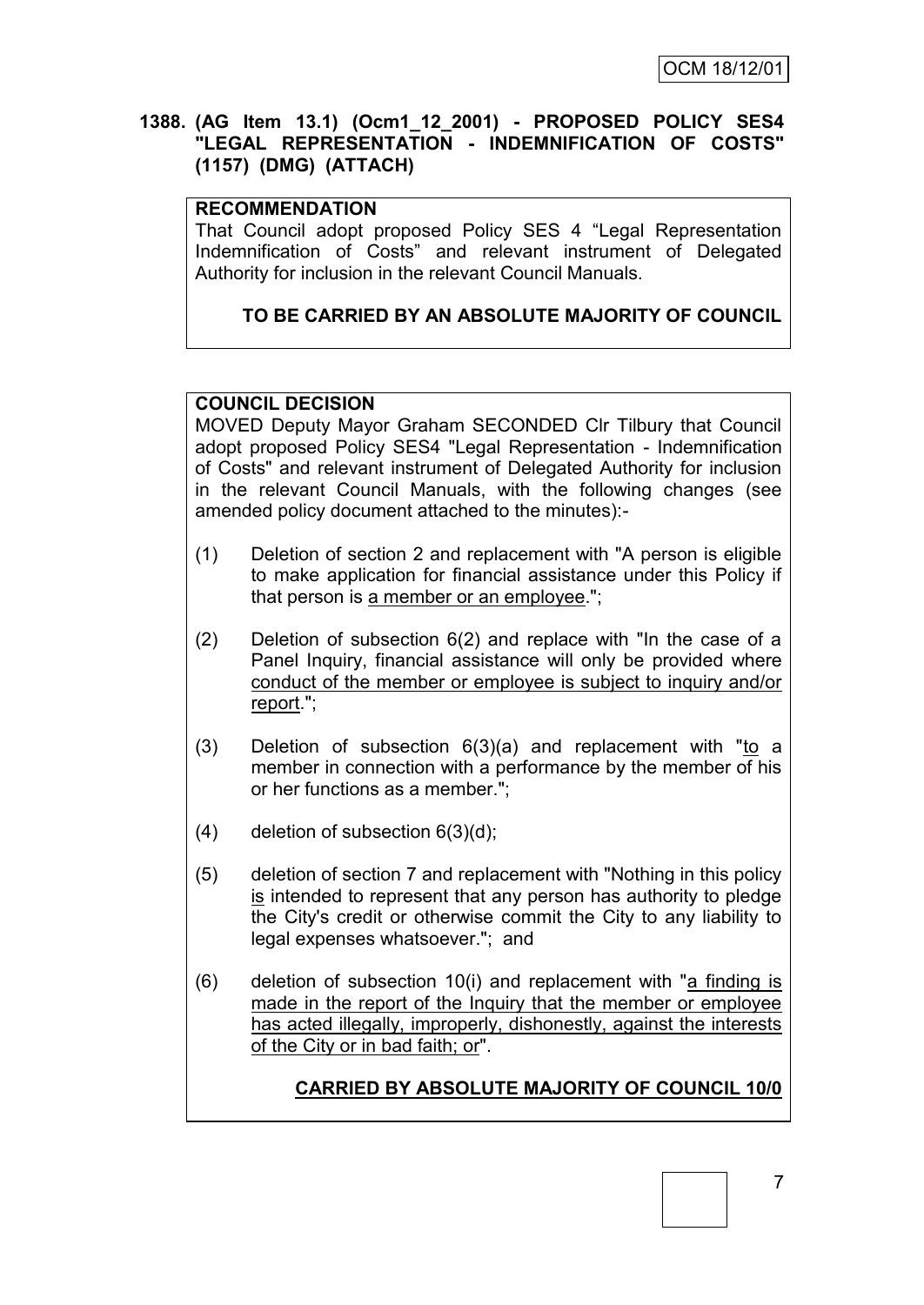**1388. (AG Item 13.1) (Ocm1_12_2001) - PROPOSED POLICY SES4 "LEGAL REPRESENTATION - INDEMNIFICATION OF COSTS" (1157) (DMG) (ATTACH)**

**RECOMMENDATION**

That Council adopt proposed Policy SES 4 "Legal Representation Indemnification of Costs" and relevant instrument of Delegated Authority for inclusion in the relevant Council Manuals.

**TO BE CARRIED BY AN ABSOLUTE MAJORITY OF COUNCIL**

**COUNCIL DECISION**

MOVED Deputy Mayor Graham SECONDED Clr Tilbury that Council adopt proposed Policy SES4 "Legal Representation - Indemnification of Costs" and relevant instrument of Delegated Authority for inclusion in the relevant Council Manuals, with the following changes (see amended policy document attached to the minutes):-

(1) Deletion of section 2 and replacement with "A person is eligible to make application for financial assistance under this Policy if that person is <u>a member or an employee</u>.";

(2) Deletion of subsection 6(2) and replace with "In the case of a Panel Inquiry, financial assistance will only be provided where <u>conduct of the member or employee is subject to inquiry and/or report</u>.";

(3) Deletion of subsection 6(3)(a) and replacement with "<u>to</u> a member in connection with a performance by the member of his or her functions as a member.";

(4) deletion of subsection 6(3)(d);

(5) deletion of section 7 and replacement with "Nothing in this policy <u>is</u> intended to represent that any person has authority to pledge the City's credit or otherwise commit the City to any liability to legal expenses whatsoever."; and

(6) deletion of subsection 10(i) and replacement with "<u>a finding is made in the report of the Inquiry that the member or employee has acted illegally, improperly, dishonestly, against the interests of the City or in bad faith; or</u>".

**<u>CARRIED BY ABSOLUTE MAJORITY OF COUNCIL 10/0</u>**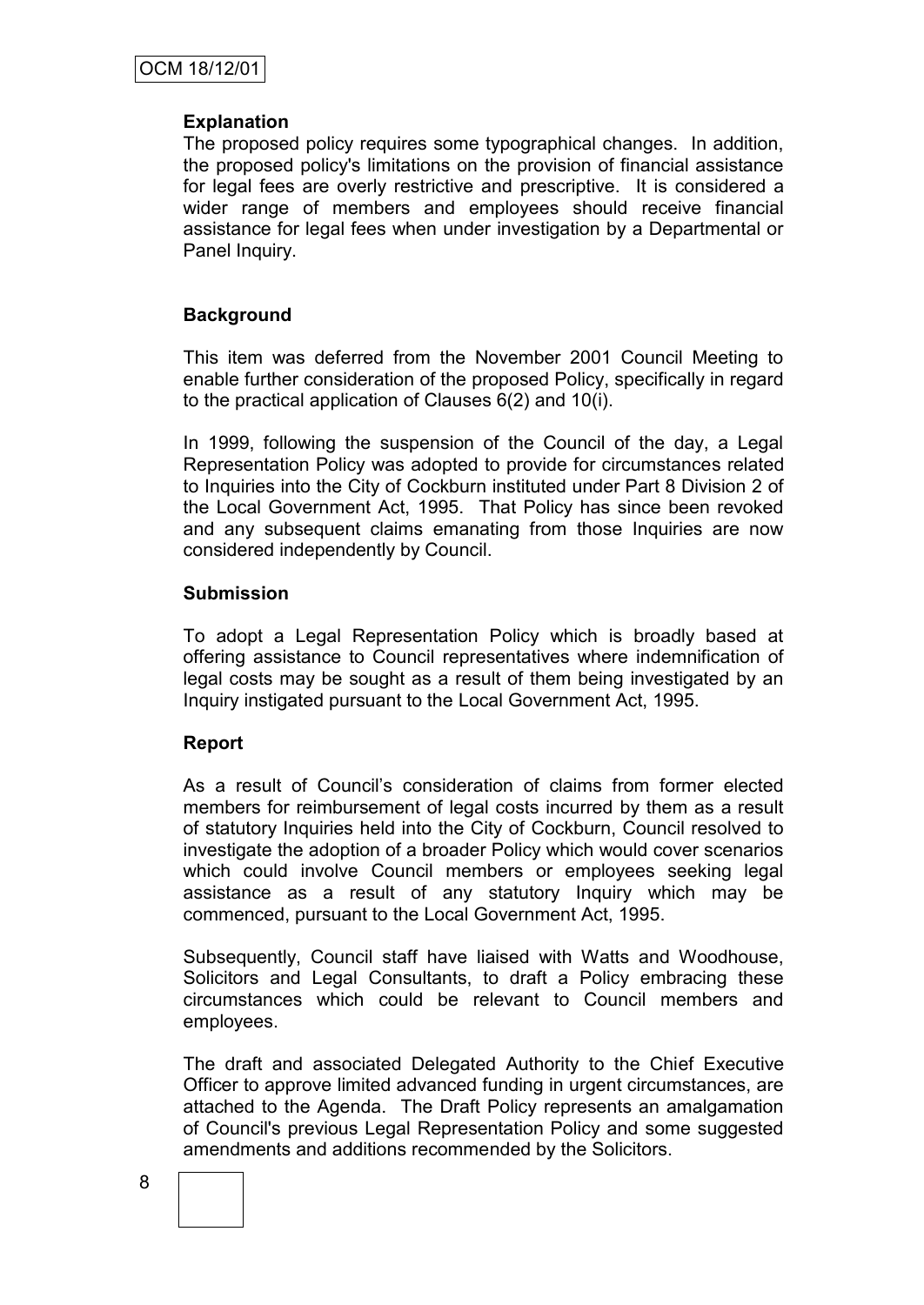**Explanation**

The proposed policy requires some typographical changes. In addition, the proposed policy's limitations on the provision of financial assistance for legal fees are overly restrictive and prescriptive. It is considered a wider range of members and employees should receive financial assistance for legal fees when under investigation by a Departmental or Panel Inquiry.

**Background**

This item was deferred from the November 2001 Council Meeting to enable further consideration of the proposed Policy, specifically in regard to the practical application of Clauses 6(2) and 10(i).

In 1999, following the suspension of the Council of the day, a Legal Representation Policy was adopted to provide for circumstances related to Inquiries into the City of Cockburn instituted under Part 8 Division 2 of the Local Government Act, 1995. That Policy has since been revoked and any subsequent claims emanating from those Inquiries are now considered independently by Council.

**Submission**

To adopt a Legal Representation Policy which is broadly based at offering assistance to Council representatives where indemnification of legal costs may be sought as a result of them being investigated by an Inquiry instigated pursuant to the Local Government Act, 1995.

**Report**

As a result of Council's consideration of claims from former elected members for reimbursement of legal costs incurred by them as a result of statutory Inquiries held into the City of Cockburn, Council resolved to investigate the adoption of a broader Policy which would cover scenarios which could involve Council members or employees seeking legal assistance as a result of any statutory Inquiry which may be commenced, pursuant to the Local Government Act, 1995.

Subsequently, Council staff have liaised with Watts and Woodhouse, Solicitors and Legal Consultants, to draft a Policy embracing these circumstances which could be relevant to Council members and employees.

The draft and associated Delegated Authority to the Chief Executive Officer to approve limited advanced funding in urgent circumstances, are attached to the Agenda. The Draft Policy represents an amalgamation of Council's previous Legal Representation Policy and some suggested amendments and additions recommended by the Solicitors.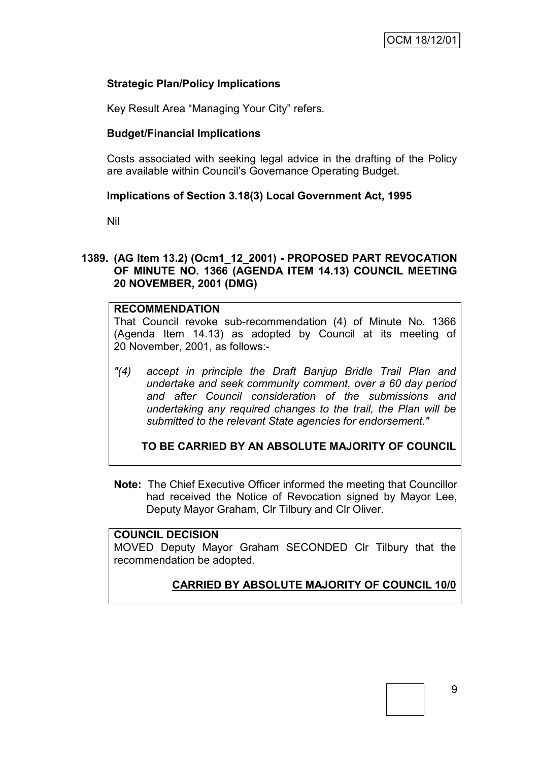### Strategic Plan/Policy Implications

Key Result Area "Managing Your City" refers.

### Budget/Financial Implications

Costs associated with seeking legal advice in the drafting of the Policy are available within Council's Governance Operating Budget.

### Implications of Section 3.18(3) Local Government Act, 1995

Nil

## 1389. (AG Item 13.2) (Ocm1_12_2001) - PROPOSED PART REVOCATION OF MINUTE NO. 1366 (AGENDA ITEM 14.13) COUNCIL MEETING 20 NOVEMBER, 2001 (DMG)

**RECOMMENDATION**

That Council revoke sub-recommendation (4) of Minute No. 1366 (Agenda Item 14.13) as adopted by Council at its meeting of 20 November, 2001, as follows:-

*"(4) accept in principle the Draft Banjup Bridle Trail Plan and undertake and seek community comment, over a 60 day period and after Council consideration of the submissions and undertaking any required changes to the trail, the Plan will be submitted to the relevant State agencies for endorsement."*

**TO BE CARRIED BY AN ABSOLUTE MAJORITY OF COUNCIL**

**Note:** The Chief Executive Officer informed the meeting that Councillor had received the Notice of Revocation signed by Mayor Lee, Deputy Mayor Graham, Clr Tilbury and Clr Oliver.

**COUNCIL DECISION**

MOVED Deputy Mayor Graham SECONDED Clr Tilbury that the recommendation be adopted.

**CARRIED BY ABSOLUTE MAJORITY OF COUNCIL 10/0**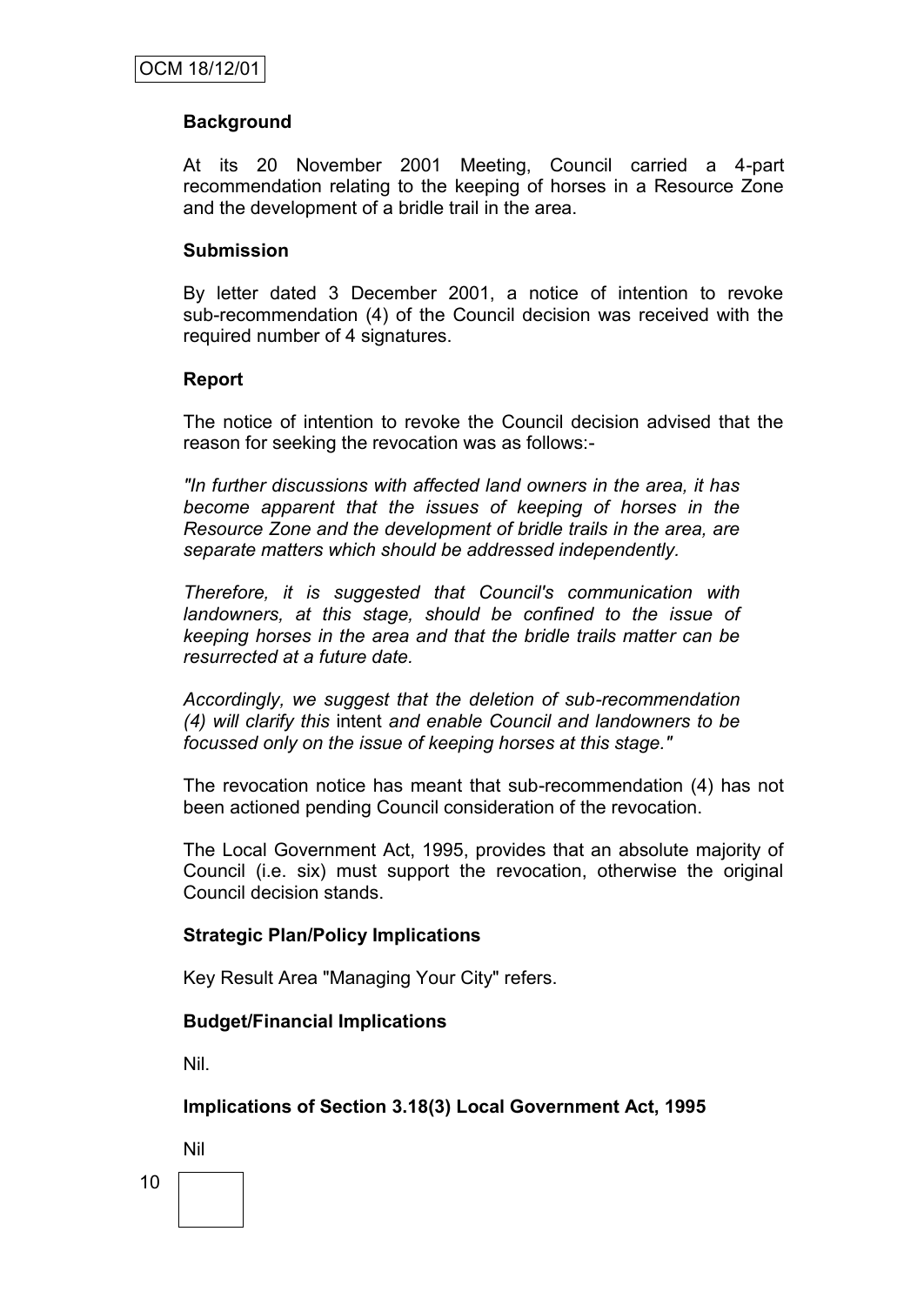**Background**

At its 20 November 2001 Meeting, Council carried a 4-part recommendation relating to the keeping of horses in a Resource Zone and the development of a bridle trail in the area.

**Submission**

By letter dated 3 December 2001, a notice of intention to revoke sub-recommendation (4) of the Council decision was received with the required number of 4 signatures.

**Report**

The notice of intention to revoke the Council decision advised that the reason for seeking the revocation was as follows:-

*"In further discussions with affected land owners in the area, it has become apparent that the issues of keeping of horses in the Resource Zone and the development of bridle trails in the area, are separate matters which should be addressed independently.*

*Therefore, it is suggested that Council's communication with landowners, at this stage, should be confined to the issue of keeping horses in the area and that the bridle trails matter can be resurrected at a future date.*

*Accordingly, we suggest that the deletion of sub-recommendation (4) will clarify this* intent *and enable Council and landowners to be focussed only on the issue of keeping horses at this stage."*

The revocation notice has meant that sub-recommendation (4) has not been actioned pending Council consideration of the revocation.

The Local Government Act, 1995, provides that an absolute majority of Council (i.e. six) must support the revocation, otherwise the original Council decision stands.

**Strategic Plan/Policy Implications**

Key Result Area "Managing Your City" refers.

**Budget/Financial Implications**

Nil.

**Implications of Section 3.18(3) Local Government Act, 1995**

Nil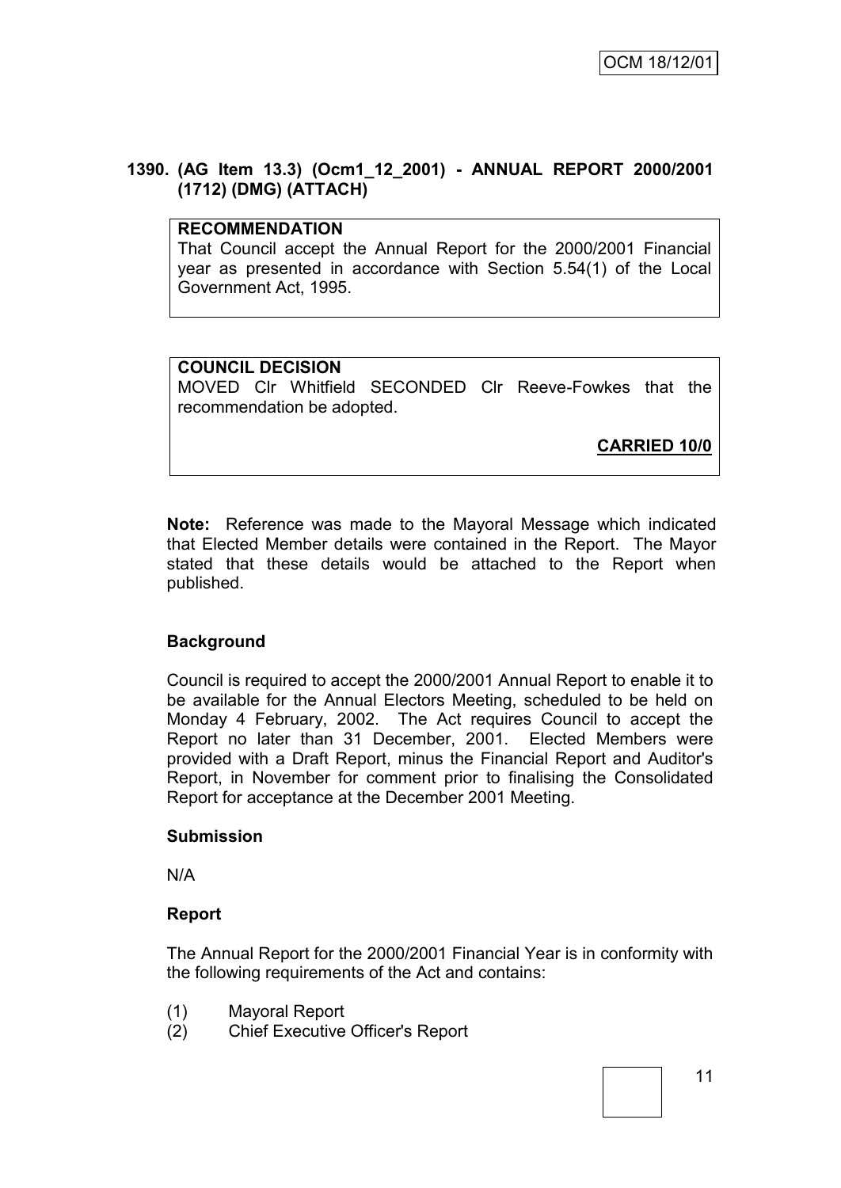## 1390. (AG Item 13.3) (Ocm1_12_2001) - ANNUAL REPORT 2000/2001 (1712) (DMG) (ATTACH)

**RECOMMENDATION**
That Council accept the Annual Report for the 2000/2001 Financial year as presented in accordance with Section 5.54(1) of the Local Government Act, 1995.

**COUNCIL DECISION**
MOVED Clr Whitfield SECONDED Clr Reeve-Fowkes that the recommendation be adopted.

**CARRIED 10/0**

**Note:** Reference was made to the Mayoral Message which indicated that Elected Member details were contained in the Report. The Mayor stated that these details would be attached to the Report when published.

**Background**

Council is required to accept the 2000/2001 Annual Report to enable it to be available for the Annual Electors Meeting, scheduled to be held on Monday 4 February, 2002. The Act requires Council to accept the Report no later than 31 December, 2001. Elected Members were provided with a Draft Report, minus the Financial Report and Auditor's Report, in November for comment prior to finalising the Consolidated Report for acceptance at the December 2001 Meeting.

**Submission**

N/A

**Report**

The Annual Report for the 2000/2001 Financial Year is in conformity with the following requirements of the Act and contains:

(1) Mayoral Report
(2) Chief Executive Officer's Report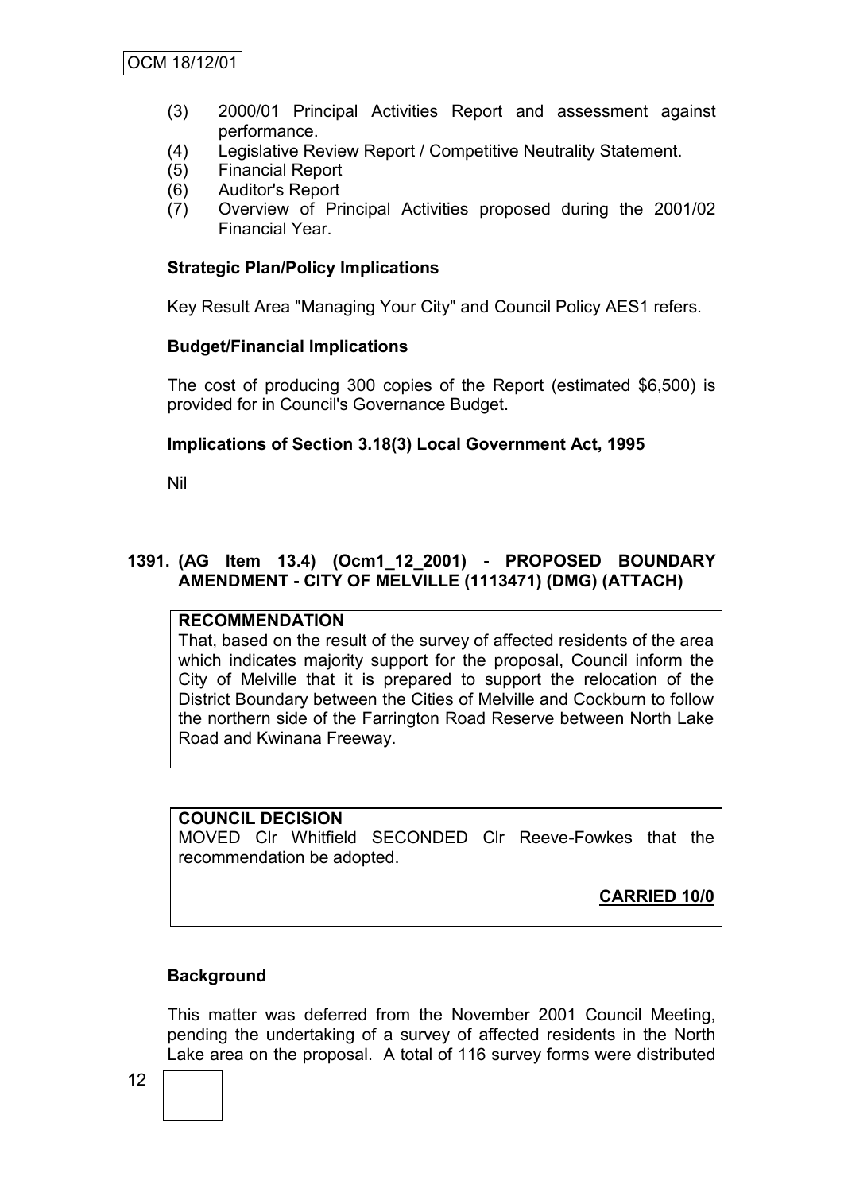(3) 2000/01 Principal Activities Report and assessment against performance.
(4) Legislative Review Report / Competitive Neutrality Statement.
(5) Financial Report
(6) Auditor's Report
(7) Overview of Principal Activities proposed during the 2001/02 Financial Year.

**Strategic Plan/Policy Implications**

Key Result Area "Managing Your City" and Council Policy AES1 refers.

**Budget/Financial Implications**

The cost of producing 300 copies of the Report (estimated $6,500) is provided for in Council's Governance Budget.

**Implications of Section 3.18(3) Local Government Act, 1995**

Nil

## 1391. (AG Item 13.4) (Ocm1_12_2001) - PROPOSED BOUNDARY AMENDMENT - CITY OF MELVILLE (1113471) (DMG) (ATTACH)

**RECOMMENDATION**

That, based on the result of the survey of affected residents of the area which indicates majority support for the proposal, Council inform the City of Melville that it is prepared to support the relocation of the District Boundary between the Cities of Melville and Cockburn to follow the northern side of the Farrington Road Reserve between North Lake Road and Kwinana Freeway.

**COUNCIL DECISION**

MOVED Clr Whitfield SECONDED Clr Reeve-Fowkes that the recommendation be adopted.

**CARRIED 10/0**

**Background**

This matter was deferred from the November 2001 Council Meeting, pending the undertaking of a survey of affected residents in the North Lake area on the proposal. A total of 116 survey forms were distributed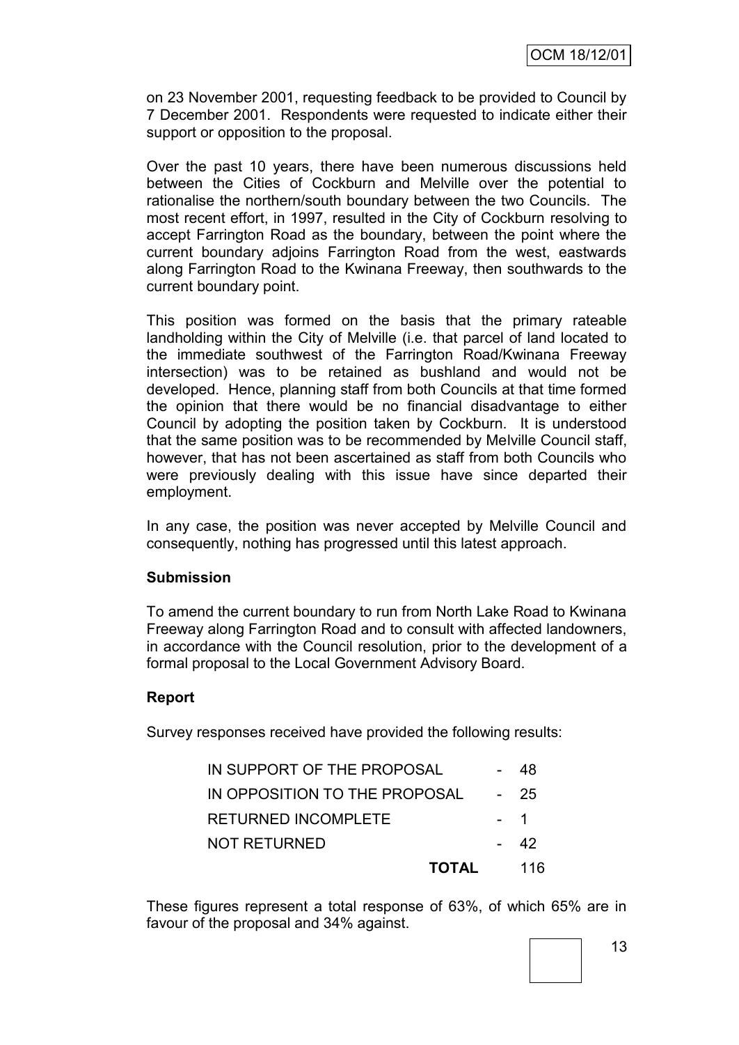on 23 November 2001, requesting feedback to be provided to Council by 7 December 2001. Respondents were requested to indicate either their support or opposition to the proposal.

Over the past 10 years, there have been numerous discussions held between the Cities of Cockburn and Melville over the potential to rationalise the northern/south boundary between the two Councils. The most recent effort, in 1997, resulted in the City of Cockburn resolving to accept Farrington Road as the boundary, between the point where the current boundary adjoins Farrington Road from the west, eastwards along Farrington Road to the Kwinana Freeway, then southwards to the current boundary point.

This position was formed on the basis that the primary rateable landholding within the City of Melville (i.e. that parcel of land located to the immediate southwest of the Farrington Road/Kwinana Freeway intersection) was to be retained as bushland and would not be developed. Hence, planning staff from both Councils at that time formed the opinion that there would be no financial disadvantage to either Council by adopting the position taken by Cockburn. It is understood that the same position was to be recommended by Melville Council staff, however, that has not been ascertained as staff from both Councils who were previously dealing with this issue have since departed their employment.

In any case, the position was never accepted by Melville Council and consequently, nothing has progressed until this latest approach.

**Submission**

To amend the current boundary to run from North Lake Road to Kwinana Freeway along Farrington Road and to consult with affected landowners, in accordance with the Council resolution, prior to the development of a formal proposal to the Local Government Advisory Board.

**Report**

Survey responses received have provided the following results:

| | | |
|---|---|---|
| IN SUPPORT OF THE PROPOSAL | - | 48 |
| IN OPPOSITION TO THE PROPOSAL | - | 25 |
| RETURNED INCOMPLETE | - | 1 |
| NOT RETURNED | - | 42 |
| **TOTAL** | | 116 |

These figures represent a total response of 63%, of which 65% are in favour of the proposal and 34% against.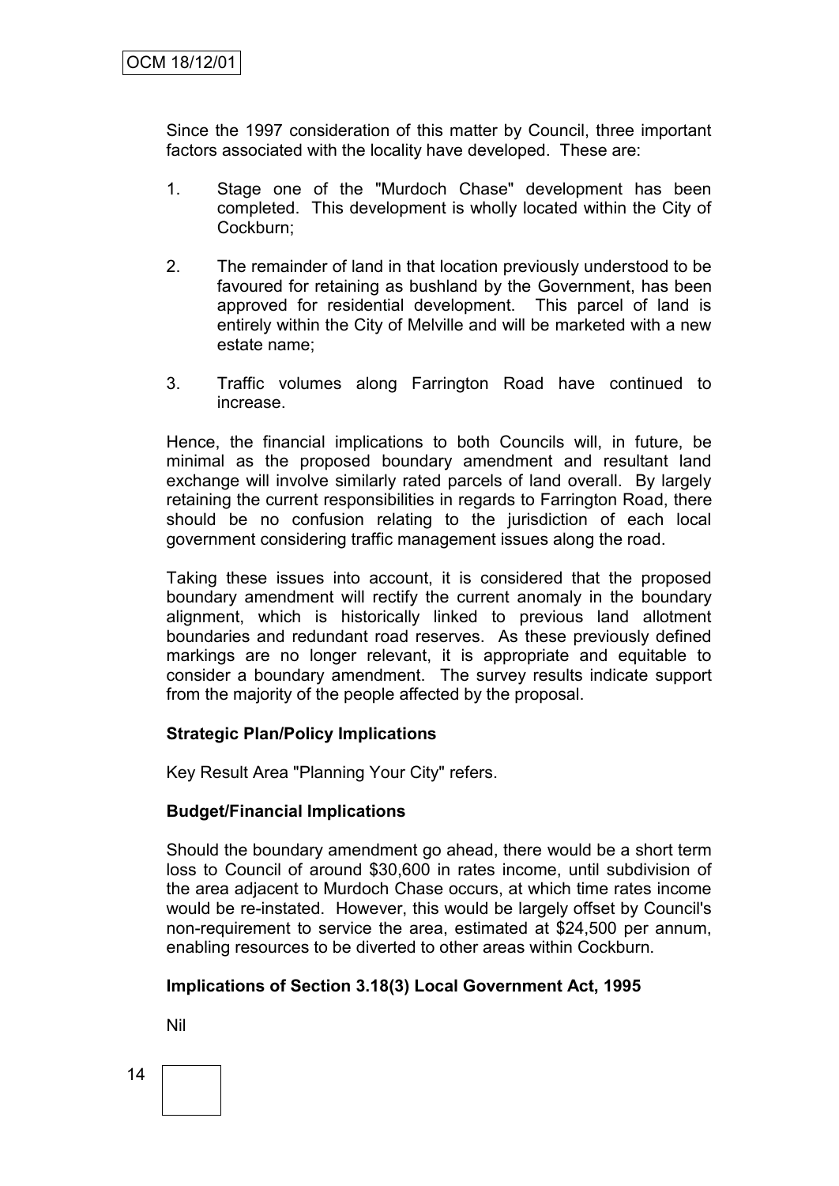Since the 1997 consideration of this matter by Council, three important factors associated with the locality have developed. These are:

1. Stage one of the "Murdoch Chase" development has been completed. This development is wholly located within the City of Cockburn;

2. The remainder of land in that location previously understood to be favoured for retaining as bushland by the Government, has been approved for residential development. This parcel of land is entirely within the City of Melville and will be marketed with a new estate name;

3. Traffic volumes along Farrington Road have continued to increase.

Hence, the financial implications to both Councils will, in future, be minimal as the proposed boundary amendment and resultant land exchange will involve similarly rated parcels of land overall. By largely retaining the current responsibilities in regards to Farrington Road, there should be no confusion relating to the jurisdiction of each local government considering traffic management issues along the road.

Taking these issues into account, it is considered that the proposed boundary amendment will rectify the current anomaly in the boundary alignment, which is historically linked to previous land allotment boundaries and redundant road reserves. As these previously defined markings are no longer relevant, it is appropriate and equitable to consider a boundary amendment. The survey results indicate support from the majority of the people affected by the proposal.

**Strategic Plan/Policy Implications**

Key Result Area "Planning Your City" refers.

**Budget/Financial Implications**

Should the boundary amendment go ahead, there would be a short term loss to Council of around $30,600 in rates income, until subdivision of the area adjacent to Murdoch Chase occurs, at which time rates income would be re-instated. However, this would be largely offset by Council's non-requirement to service the area, estimated at $24,500 per annum, enabling resources to be diverted to other areas within Cockburn.

**Implications of Section 3.18(3) Local Government Act, 1995**

Nil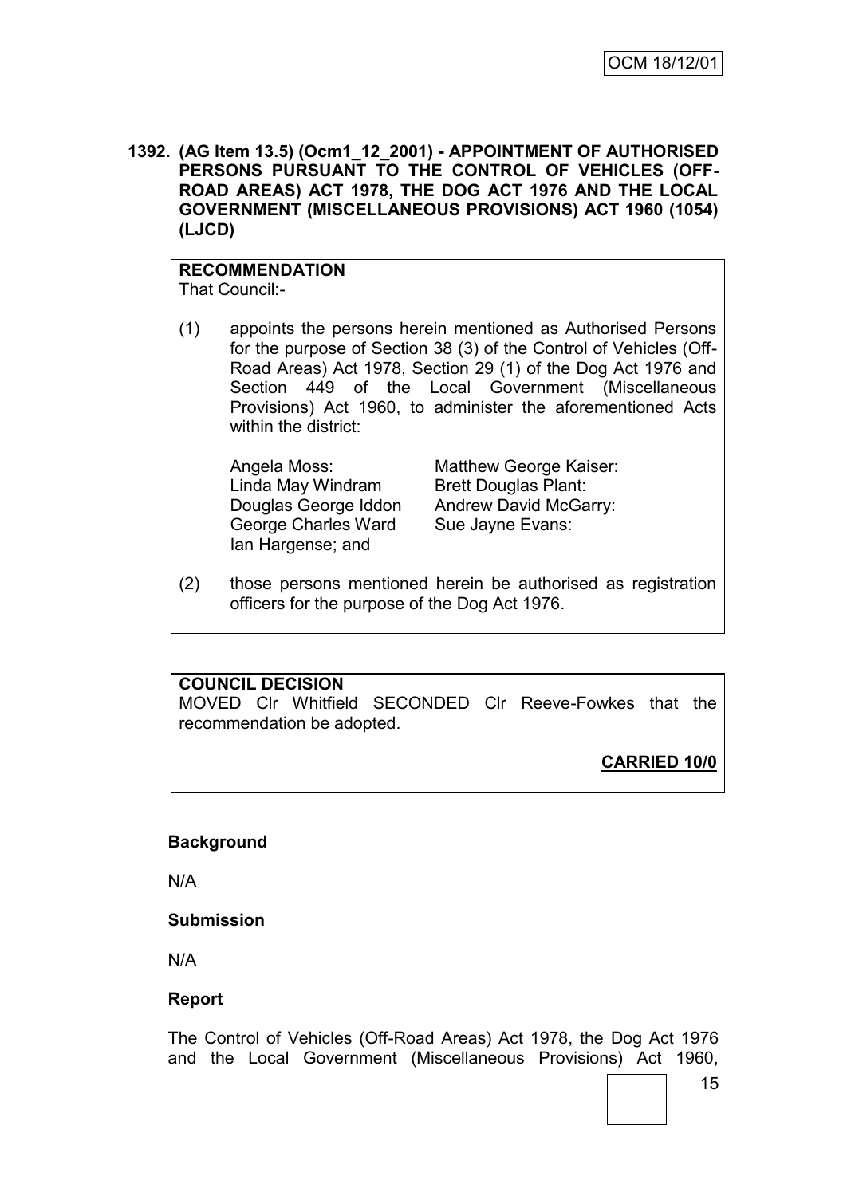**1392. (AG Item 13.5) (Ocm1_12_2001) - APPOINTMENT OF AUTHORISED PERSONS PURSUANT TO THE CONTROL OF VEHICLES (OFF-ROAD AREAS) ACT 1978, THE DOG ACT 1976 AND THE LOCAL GOVERNMENT (MISCELLANEOUS PROVISIONS) ACT 1960 (1054) (LJCD)**

**RECOMMENDATION**
That Council:-

(1) appoints the persons herein mentioned as Authorised Persons for the purpose of Section 38 (3) of the Control of Vehicles (Off-Road Areas) Act 1978, Section 29 (1) of the Dog Act 1976 and Section 449 of the Local Government (Miscellaneous Provisions) Act 1960, to administer the aforementioned Acts within the district:

| | |
|---|---|
| Angela Moss: | Matthew George Kaiser: |
| Linda May Windram | Brett Douglas Plant: |
| Douglas George Iddon | Andrew David McGarry: |
| George Charles Ward | Sue Jayne Evans: |
| Ian Hargense; and | |

(2) those persons mentioned herein be authorised as registration officers for the purpose of the Dog Act 1976.

**COUNCIL DECISION**
MOVED Clr Whitfield SECONDED Clr Reeve-Fowkes that the recommendation be adopted.

**CARRIED 10/0**

**Background**

N/A

**Submission**

N/A

**Report**

The Control of Vehicles (Off-Road Areas) Act 1978, the Dog Act 1976 and the Local Government (Miscellaneous Provisions) Act 1960,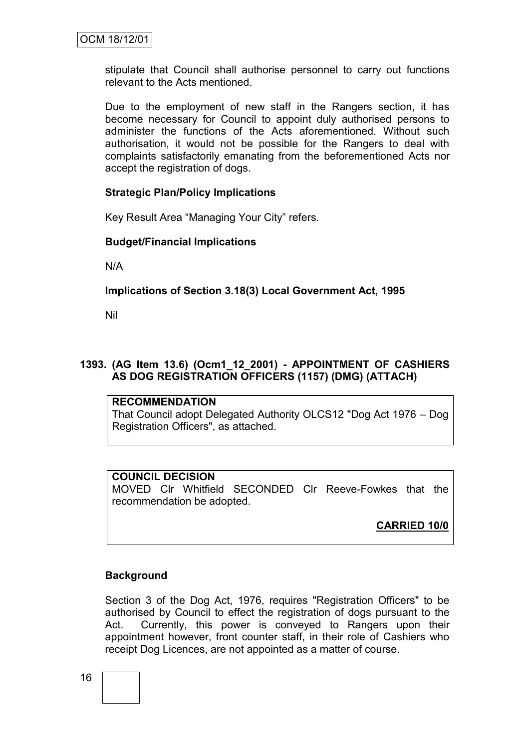stipulate that Council shall authorise personnel to carry out functions relevant to the Acts mentioned.

Due to the employment of new staff in the Rangers section, it has become necessary for Council to appoint duly authorised persons to administer the functions of the Acts aforementioned. Without such authorisation, it would not be possible for the Rangers to deal with complaints satisfactorily emanating from the beforementioned Acts nor accept the registration of dogs.

**Strategic Plan/Policy Implications**

Key Result Area "Managing Your City" refers.

**Budget/Financial Implications**

N/A

**Implications of Section 3.18(3) Local Government Act, 1995**

Nil

### 1393. (AG Item 13.6) (Ocm1_12_2001) - APPOINTMENT OF CASHIERS AS DOG REGISTRATION OFFICERS (1157) (DMG) (ATTACH)

**RECOMMENDATION**
That Council adopt Delegated Authority OLCS12 "Dog Act 1976 – Dog Registration Officers", as attached.

**COUNCIL DECISION**
MOVED Clr Whitfield SECONDED Clr Reeve-Fowkes that the recommendation be adopted.

**CARRIED 10/0**

**Background**

Section 3 of the Dog Act, 1976, requires "Registration Officers" to be authorised by Council to effect the registration of dogs pursuant to the Act. Currently, this power is conveyed to Rangers upon their appointment however, front counter staff, in their role of Cashiers who receipt Dog Licences, are not appointed as a matter of course.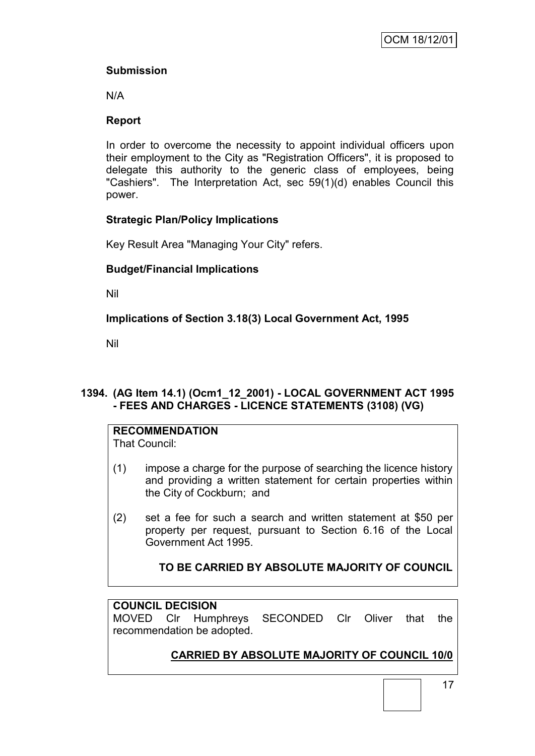**Submission**

N/A

**Report**

In order to overcome the necessity to appoint individual officers upon their employment to the City as "Registration Officers", it is proposed to delegate this authority to the generic class of employees, being "Cashiers". The Interpretation Act, sec 59(1)(d) enables Council this power.

**Strategic Plan/Policy Implications**

Key Result Area "Managing Your City" refers.

**Budget/Financial Implications**

Nil

**Implications of Section 3.18(3) Local Government Act, 1995**

Nil

## 1394. (AG Item 14.1) (Ocm1_12_2001) - LOCAL GOVERNMENT ACT 1995 - FEES AND CHARGES - LICENCE STATEMENTS (3108) (VG)

**RECOMMENDATION**
That Council:

(1) impose a charge for the purpose of searching the licence history and providing a written statement for certain properties within the City of Cockburn; and

(2) set a fee for such a search and written statement at $50 per property per request, pursuant to Section 6.16 of the Local Government Act 1995.

**TO BE CARRIED BY ABSOLUTE MAJORITY OF COUNCIL**

**COUNCIL DECISION**
MOVED Clr Humphreys SECONDED Clr Oliver that the recommendation be adopted.

**CARRIED BY ABSOLUTE MAJORITY OF COUNCIL 10/0**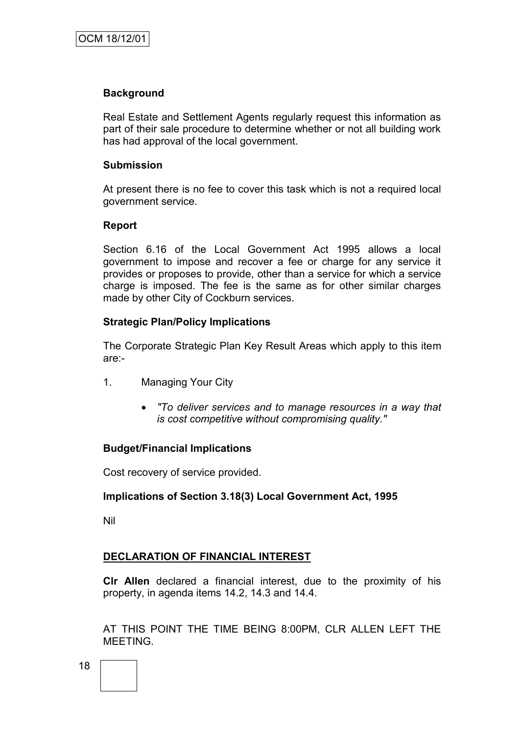**Background**

Real Estate and Settlement Agents regularly request this information as part of their sale procedure to determine whether or not all building work has had approval of the local government.

**Submission**

At present there is no fee to cover this task which is not a required local government service.

**Report**

Section 6.16 of the Local Government Act 1995 allows a local government to impose and recover a fee or charge for any service it provides or proposes to provide, other than a service for which a service charge is imposed. The fee is the same as for other similar charges made by other City of Cockburn services.

**Strategic Plan/Policy Implications**

The Corporate Strategic Plan Key Result Areas which apply to this item are:-

1. Managing Your City

   - *"To deliver services and to manage resources in a way that is cost competitive without compromising quality."*

**Budget/Financial Implications**

Cost recovery of service provided.

**Implications of Section 3.18(3) Local Government Act, 1995**

Nil

**DECLARATION OF FINANCIAL INTEREST**

**Clr Allen** declared a financial interest, due to the proximity of his property, in agenda items 14.2, 14.3 and 14.4.

AT THIS POINT THE TIME BEING 8:00PM, CLR ALLEN LEFT THE MEETING.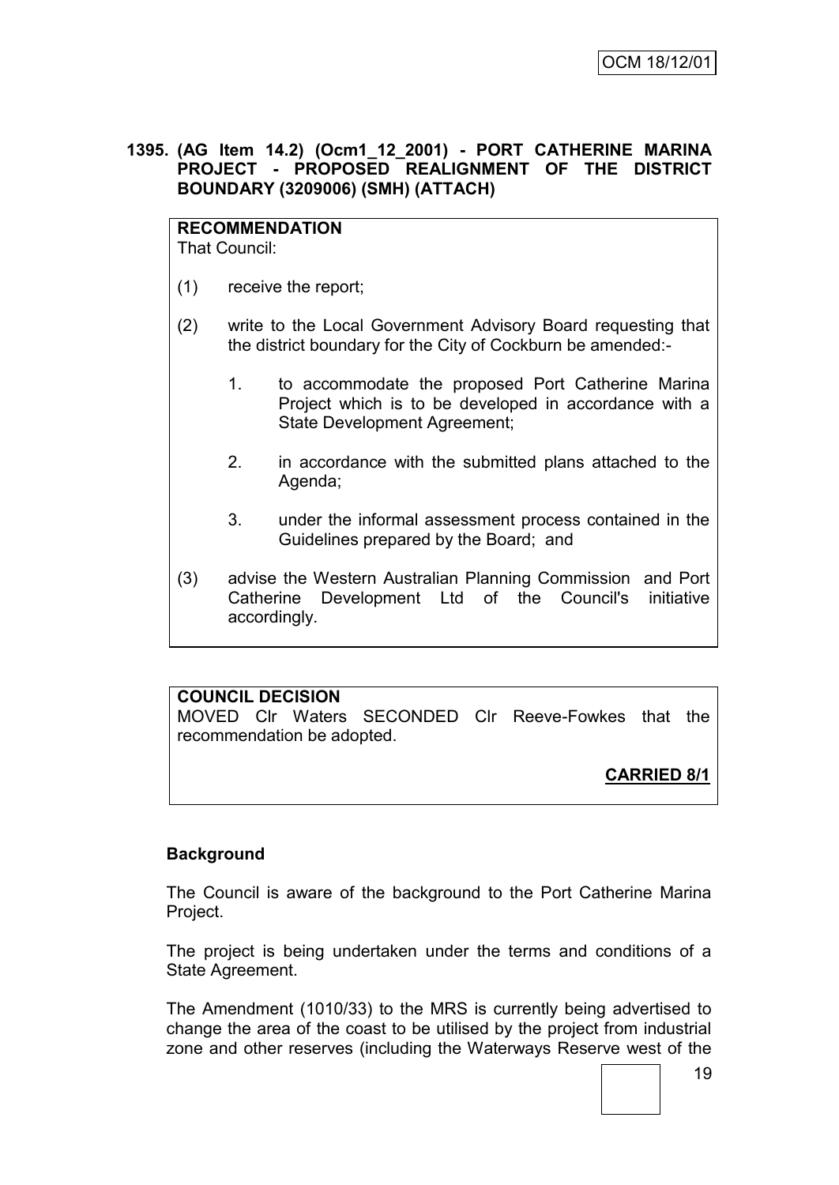**1395. (AG Item 14.2) (Ocm1_12_2001) - PORT CATHERINE MARINA PROJECT - PROPOSED REALIGNMENT OF THE DISTRICT BOUNDARY (3209006) (SMH) (ATTACH)**

**RECOMMENDATION**
That Council:

(1) receive the report;

(2) write to the Local Government Advisory Board requesting that the district boundary for the City of Cockburn be amended:-

   1. to accommodate the proposed Port Catherine Marina Project which is to be developed in accordance with a State Development Agreement;

   2. in accordance with the submitted plans attached to the Agenda;

   3. under the informal assessment process contained in the Guidelines prepared by the Board; and

(3) advise the Western Australian Planning Commission and Port Catherine Development Ltd of the Council's initiative accordingly.

**COUNCIL DECISION**
MOVED Clr Waters SECONDED Clr Reeve-Fowkes that the recommendation be adopted.

**CARRIED 8/1**

**Background**

The Council is aware of the background to the Port Catherine Marina Project.

The project is being undertaken under the terms and conditions of a State Agreement.

The Amendment (1010/33) to the MRS is currently being advertised to change the area of the coast to be utilised by the project from industrial zone and other reserves (including the Waterways Reserve west of the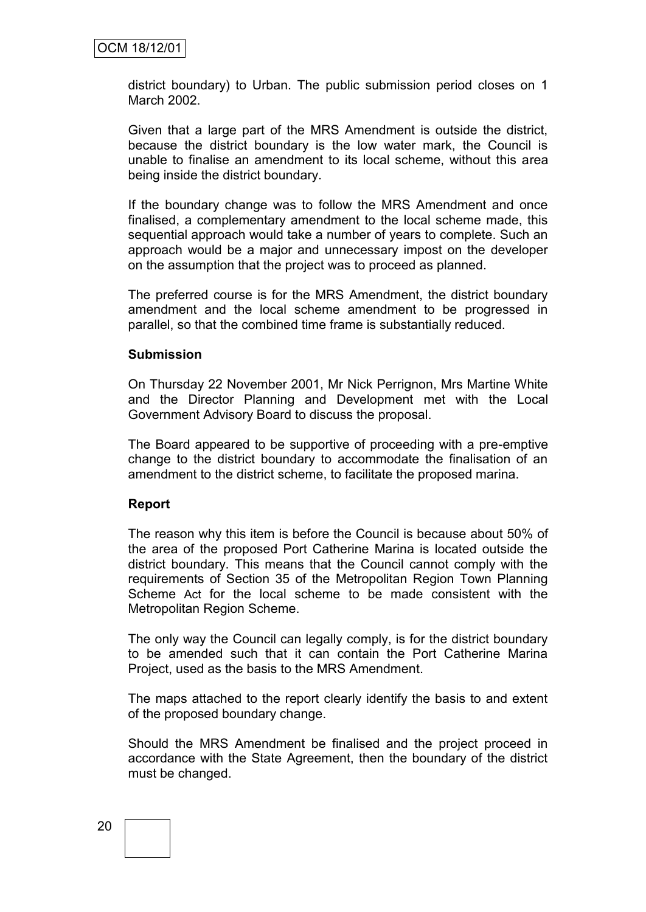district boundary) to Urban. The public submission period closes on 1 March 2002.

Given that a large part of the MRS Amendment is outside the district, because the district boundary is the low water mark, the Council is unable to finalise an amendment to its local scheme, without this area being inside the district boundary.

If the boundary change was to follow the MRS Amendment and once finalised, a complementary amendment to the local scheme made, this sequential approach would take a number of years to complete. Such an approach would be a major and unnecessary impost on the developer on the assumption that the project was to proceed as planned.

The preferred course is for the MRS Amendment, the district boundary amendment and the local scheme amendment to be progressed in parallel, so that the combined time frame is substantially reduced.

**Submission**

On Thursday 22 November 2001, Mr Nick Perrignon, Mrs Martine White and the Director Planning and Development met with the Local Government Advisory Board to discuss the proposal.

The Board appeared to be supportive of proceeding with a pre-emptive change to the district boundary to accommodate the finalisation of an amendment to the district scheme, to facilitate the proposed marina.

**Report**

The reason why this item is before the Council is because about 50% of the area of the proposed Port Catherine Marina is located outside the district boundary. This means that the Council cannot comply with the requirements of Section 35 of the Metropolitan Region Town Planning Scheme Act for the local scheme to be made consistent with the Metropolitan Region Scheme.

The only way the Council can legally comply, is for the district boundary to be amended such that it can contain the Port Catherine Marina Project, used as the basis to the MRS Amendment.

The maps attached to the report clearly identify the basis to and extent of the proposed boundary change.

Should the MRS Amendment be finalised and the project proceed in accordance with the State Agreement, then the boundary of the district must be changed.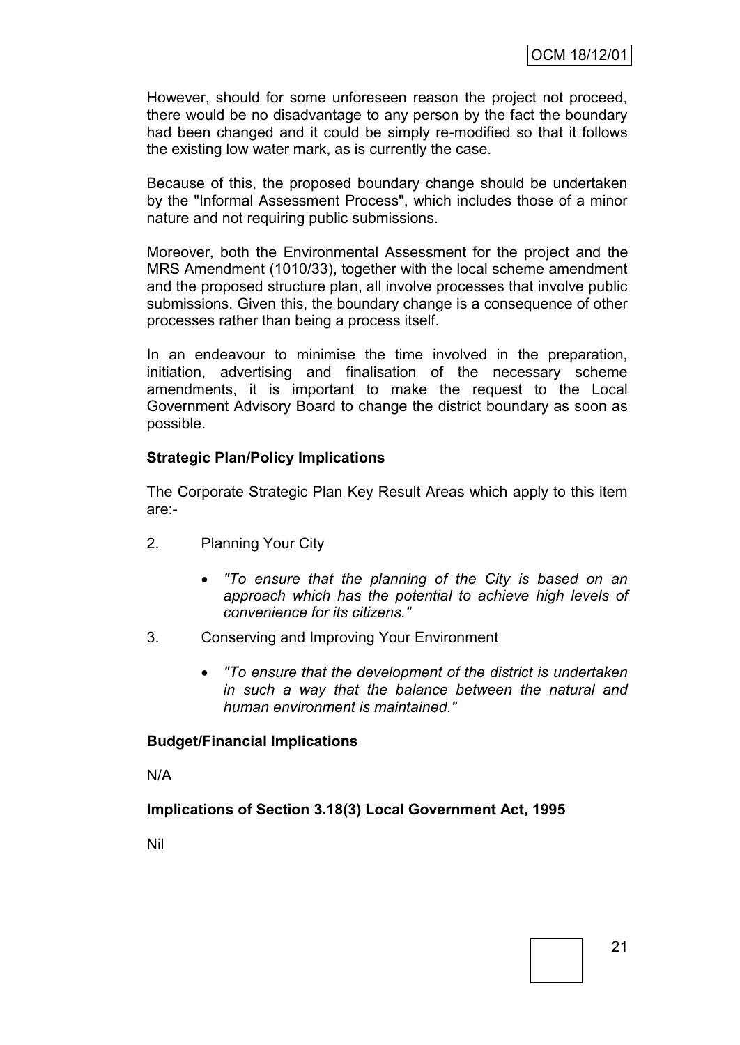However, should for some unforeseen reason the project not proceed, there would be no disadvantage to any person by the fact the boundary had been changed and it could be simply re-modified so that it follows the existing low water mark, as is currently the case.

Because of this, the proposed boundary change should be undertaken by the "Informal Assessment Process", which includes those of a minor nature and not requiring public submissions.

Moreover, both the Environmental Assessment for the project and the MRS Amendment (1010/33), together with the local scheme amendment and the proposed structure plan, all involve processes that involve public submissions. Given this, the boundary change is a consequence of other processes rather than being a process itself.

In an endeavour to minimise the time involved in the preparation, initiation, advertising and finalisation of the necessary scheme amendments, it is important to make the request to the Local Government Advisory Board to change the district boundary as soon as possible.

**Strategic Plan/Policy Implications**

The Corporate Strategic Plan Key Result Areas which apply to this item are:-

2. Planning Your City

    - *"To ensure that the planning of the City is based on an approach which has the potential to achieve high levels of convenience for its citizens."*

3. Conserving and Improving Your Environment

    - *"To ensure that the development of the district is undertaken in such a way that the balance between the natural and human environment is maintained."*

**Budget/Financial Implications**

N/A

**Implications of Section 3.18(3) Local Government Act, 1995**

Nil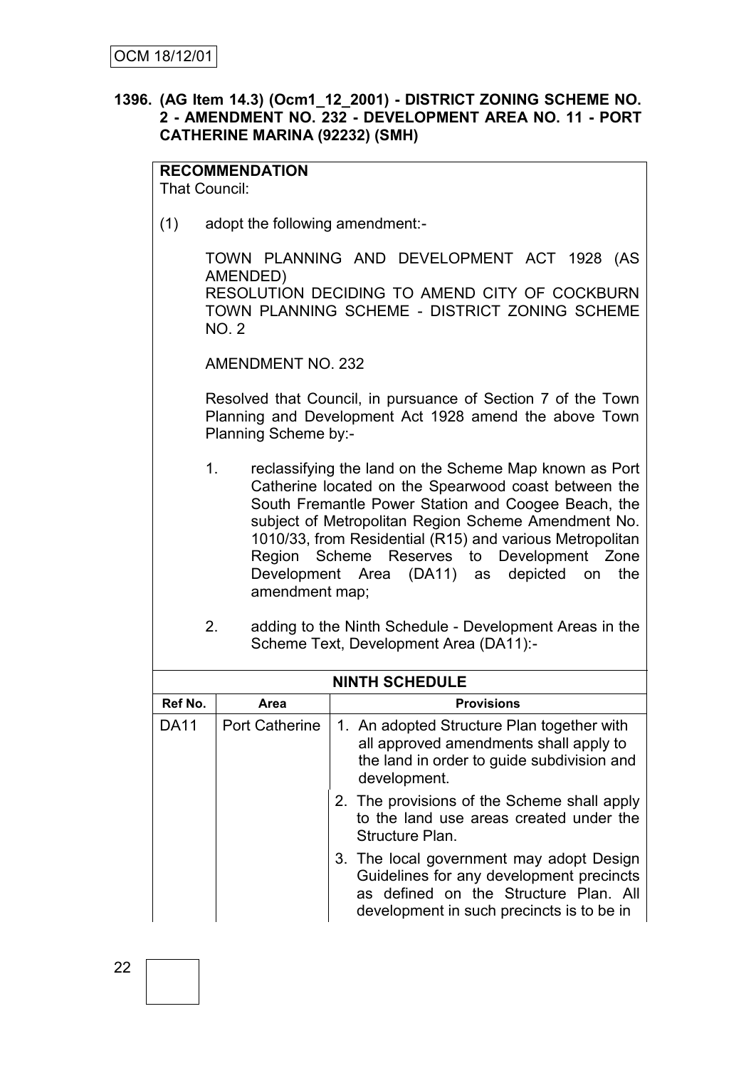OCM 18/12/01

**1396. (AG Item 14.3) (Ocm1_12_2001) - DISTRICT ZONING SCHEME NO. 2 - AMENDMENT NO. 232 - DEVELOPMENT AREA NO. 11 - PORT CATHERINE MARINA (92232) (SMH)**

**RECOMMENDATION**
That Council:

(1) adopt the following amendment:-

TOWN PLANNING AND DEVELOPMENT ACT 1928 (AS AMENDED)
RESOLUTION DECIDING TO AMEND CITY OF COCKBURN TOWN PLANNING SCHEME - DISTRICT ZONING SCHEME NO. 2

AMENDMENT NO. 232

Resolved that Council, in pursuance of Section 7 of the Town Planning and Development Act 1928 amend the above Town Planning Scheme by:-

1. reclassifying the land on the Scheme Map known as Port Catherine located on the Spearwood coast between the South Fremantle Power Station and Coogee Beach, the subject of Metropolitan Region Scheme Amendment No. 1010/33, from Residential (R15) and various Metropolitan Region Scheme Reserves to Development Zone Development Area (DA11) as depicted on the amendment map;

2. adding to the Ninth Schedule - Development Areas in the Scheme Text, Development Area (DA11):-

| NINTH SCHEDULE | | |
|---|---|---|
| **Ref No.** | **Area** | **Provisions** |
| DA11 | Port Catherine | 1. An adopted Structure Plan together with all approved amendments shall apply to the land in order to guide subdivision and development. |
| | | 2. The provisions of the Scheme shall apply to the land use areas created under the Structure Plan. |
| | | 3. The local government may adopt Design Guidelines for any development precincts as defined on the Structure Plan. All development in such precincts is to be in |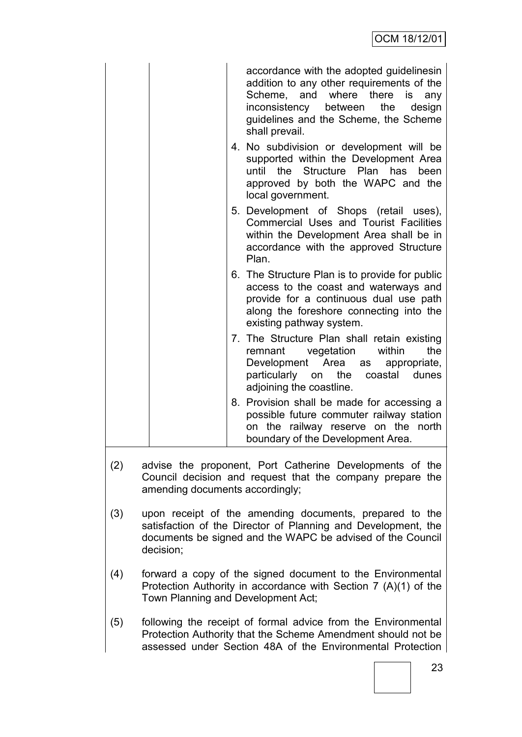| | | |
|---|---|---|
| | | accordance with the adopted guidelinesin addition to any other requirements of the Scheme, and where there is any inconsistency between the design guidelines and the Scheme, the Scheme shall prevail.<br>4. No subdivision or development will be supported within the Development Area until the Structure Plan has been approved by both the WAPC and the local government.<br>5. Development of Shops (retail uses), Commercial Uses and Tourist Facilities within the Development Area shall be in accordance with the approved Structure Plan.<br>6. The Structure Plan is to provide for public access to the coast and waterways and provide for a continuous dual use path along the foreshore connecting into the existing pathway system.<br>7. The Structure Plan shall retain existing remnant vegetation within the Development Area as appropriate, particularly on the coastal dunes adjoining the coastline.<br>8. Provision shall be made for accessing a possible future commuter railway station on the railway reserve on the north boundary of the Development Area. |

(2) advise the proponent, Port Catherine Developments of the Council decision and request that the company prepare the amending documents accordingly;

(3) upon receipt of the amending documents, prepared to the satisfaction of the Director of Planning and Development, the documents be signed and the WAPC be advised of the Council decision;

(4) forward a copy of the signed document to the Environmental Protection Authority in accordance with Section 7 (A)(1) of the Town Planning and Development Act;

(5) following the receipt of formal advice from the Environmental Protection Authority that the Scheme Amendment should not be assessed under Section 48A of the Environmental Protection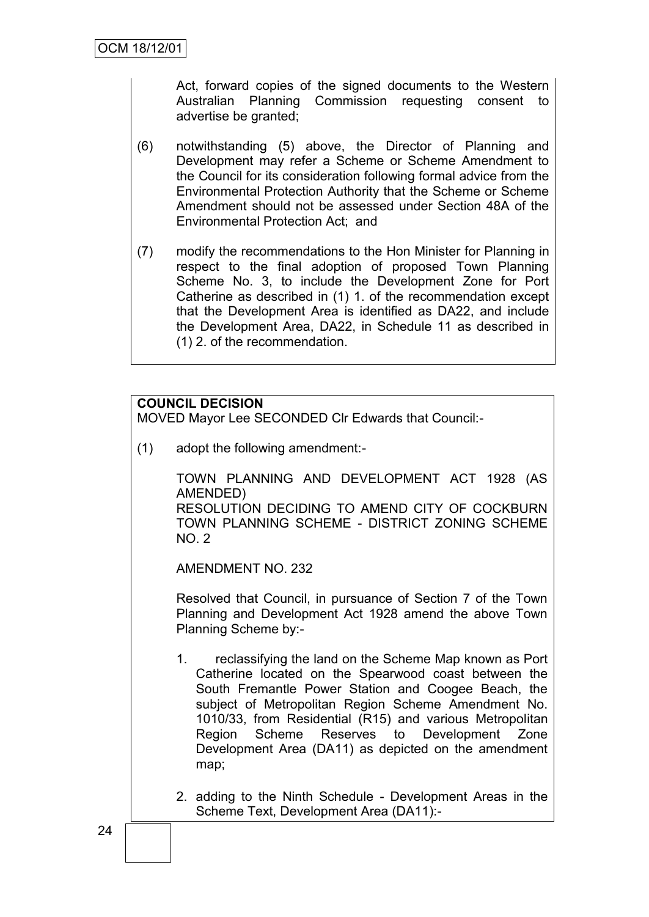Act, forward copies of the signed documents to the Western Australian Planning Commission requesting consent to advertise be granted;

(6) notwithstanding (5) above, the Director of Planning and Development may refer a Scheme or Scheme Amendment to the Council for its consideration following formal advice from the Environmental Protection Authority that the Scheme or Scheme Amendment should not be assessed under Section 48A of the Environmental Protection Act; and

(7) modify the recommendations to the Hon Minister for Planning in respect to the final adoption of proposed Town Planning Scheme No. 3, to include the Development Zone for Port Catherine as described in (1) 1. of the recommendation except that the Development Area is identified as DA22, and include the Development Area, DA22, in Schedule 11 as described in (1) 2. of the recommendation.

**COUNCIL DECISION**

MOVED Mayor Lee SECONDED Clr Edwards that Council:-

(1) adopt the following amendment:-

TOWN PLANNING AND DEVELOPMENT ACT 1928 (AS AMENDED)
RESOLUTION DECIDING TO AMEND CITY OF COCKBURN TOWN PLANNING SCHEME - DISTRICT ZONING SCHEME NO. 2

AMENDMENT NO. 232

Resolved that Council, in pursuance of Section 7 of the Town Planning and Development Act 1928 amend the above Town Planning Scheme by:-

1. reclassifying the land on the Scheme Map known as Port Catherine located on the Spearwood coast between the South Fremantle Power Station and Coogee Beach, the subject of Metropolitan Region Scheme Amendment No. 1010/33, from Residential (R15) and various Metropolitan Region Scheme Reserves to Development Zone Development Area (DA11) as depicted on the amendment map;

2. adding to the Ninth Schedule - Development Areas in the Scheme Text, Development Area (DA11):-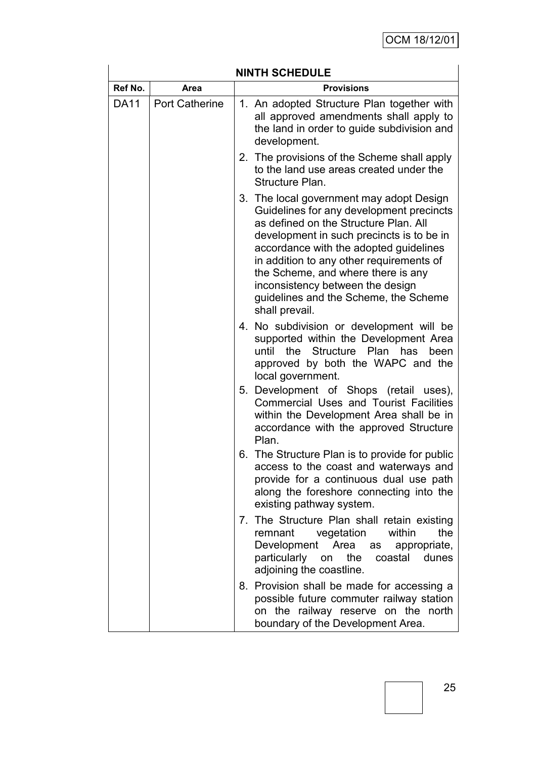| NINTH SCHEDULE | | |
|---|---|---|
| **Ref No.** | **Area** | **Provisions** |
| DA11 | Port Catherine | 1. An adopted Structure Plan together with all approved amendments shall apply to the land in order to guide subdivision and development. |
| | | 2. The provisions of the Scheme shall apply to the land use areas created under the Structure Plan. |
| | | 3. The local government may adopt Design Guidelines for any development precincts as defined on the Structure Plan. All development in such precincts is to be in accordance with the adopted guidelines in addition to any other requirements of the Scheme, and where there is any inconsistency between the design guidelines and the Scheme, the Scheme shall prevail. |
| | | 4. No subdivision or development will be supported within the Development Area until the Structure Plan has been approved by both the WAPC and the local government. |
| | | 5. Development of Shops (retail uses), Commercial Uses and Tourist Facilities within the Development Area shall be in accordance with the approved Structure Plan. |
| | | 6. The Structure Plan is to provide for public access to the coast and waterways and provide for a continuous dual use path along the foreshore connecting into the existing pathway system. |
| | | 7. The Structure Plan shall retain existing remnant vegetation within the Development Area as appropriate, particularly on the coastal dunes adjoining the coastline. |
| | | 8. Provision shall be made for accessing a possible future commuter railway station on the railway reserve on the north boundary of the Development Area. |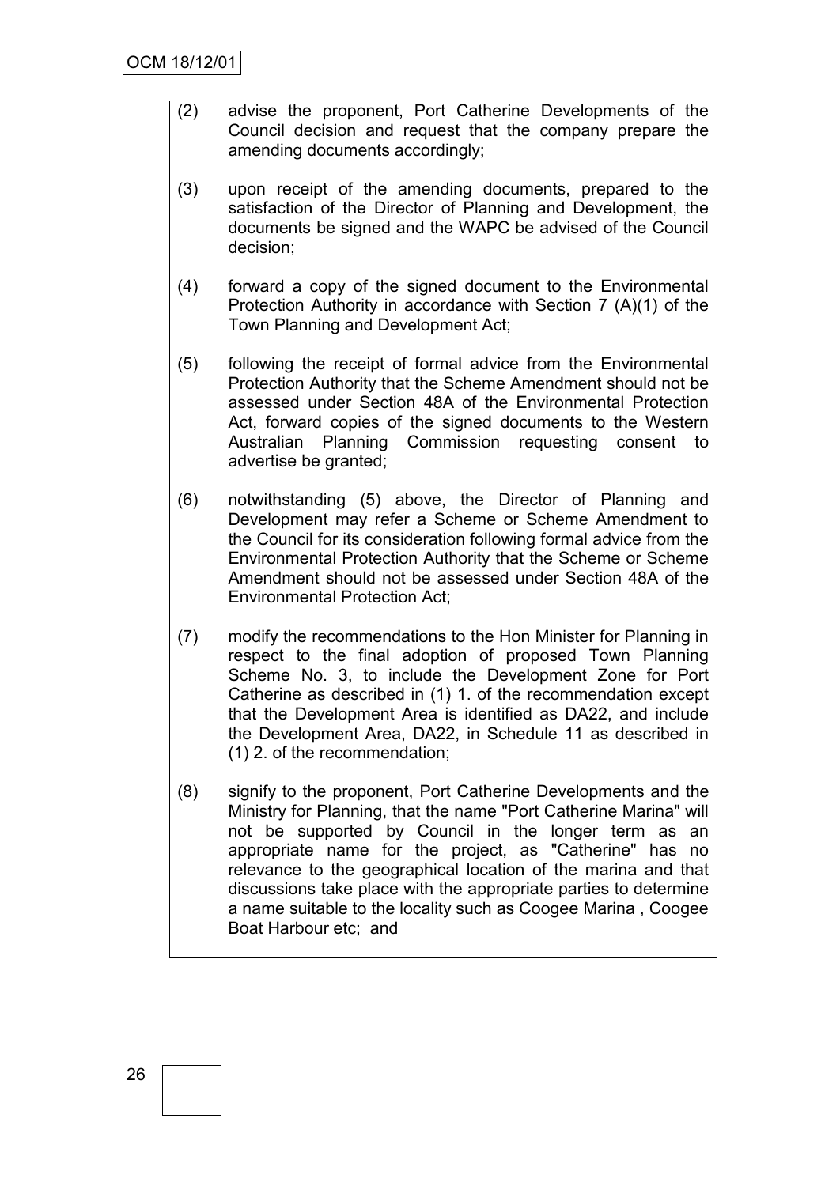(2) advise the proponent, Port Catherine Developments of the Council decision and request that the company prepare the amending documents accordingly;

(3) upon receipt of the amending documents, prepared to the satisfaction of the Director of Planning and Development, the documents be signed and the WAPC be advised of the Council decision;

(4) forward a copy of the signed document to the Environmental Protection Authority in accordance with Section 7 (A)(1) of the Town Planning and Development Act;

(5) following the receipt of formal advice from the Environmental Protection Authority that the Scheme Amendment should not be assessed under Section 48A of the Environmental Protection Act, forward copies of the signed documents to the Western Australian Planning Commission requesting consent to advertise be granted;

(6) notwithstanding (5) above, the Director of Planning and Development may refer a Scheme or Scheme Amendment to the Council for its consideration following formal advice from the Environmental Protection Authority that the Scheme or Scheme Amendment should not be assessed under Section 48A of the Environmental Protection Act;

(7) modify the recommendations to the Hon Minister for Planning in respect to the final adoption of proposed Town Planning Scheme No. 3, to include the Development Zone for Port Catherine as described in (1) 1. of the recommendation except that the Development Area is identified as DA22, and include the Development Area, DA22, in Schedule 11 as described in (1) 2. of the recommendation;

(8) signify to the proponent, Port Catherine Developments and the Ministry for Planning, that the name "Port Catherine Marina" will not be supported by Council in the longer term as an appropriate name for the project, as "Catherine" has no relevance to the geographical location of the marina and that discussions take place with the appropriate parties to determine a name suitable to the locality such as Coogee Marina , Coogee Boat Harbour etc; and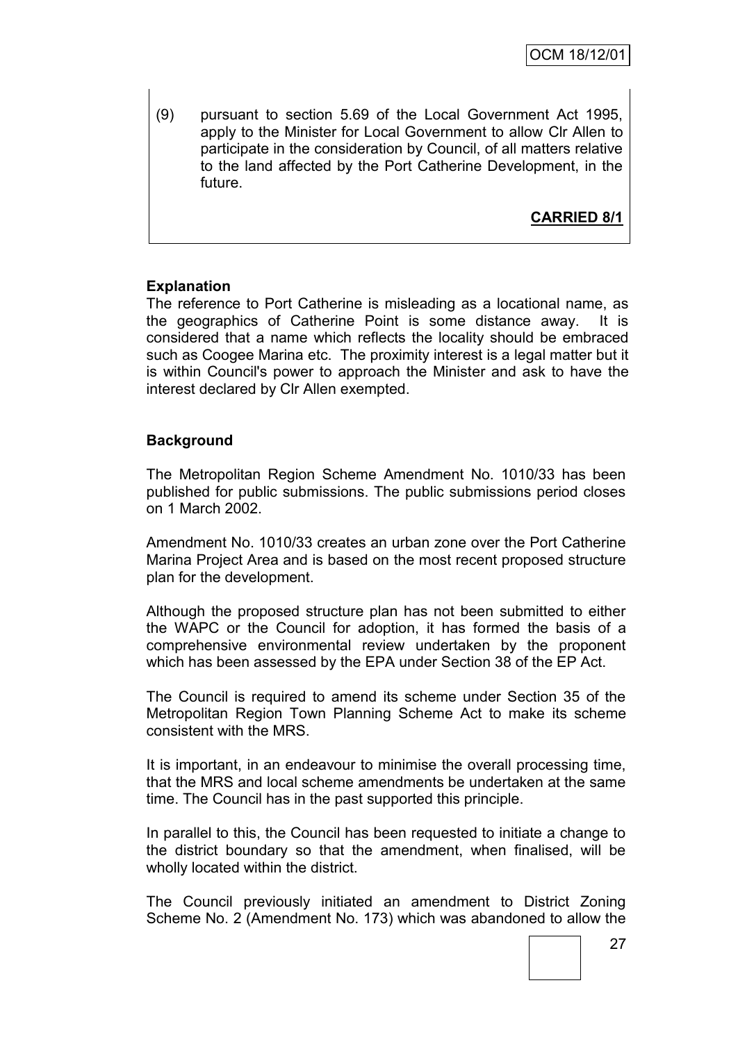(9) pursuant to section 5.69 of the Local Government Act 1995, apply to the Minister for Local Government to allow Clr Allen to participate in the consideration by Council, of all matters relative to the land affected by the Port Catherine Development, in the future.

**CARRIED 8/1**

**Explanation**

The reference to Port Catherine is misleading as a locational name, as the geographics of Catherine Point is some distance away. It is considered that a name which reflects the locality should be embraced such as Coogee Marina etc. The proximity interest is a legal matter but it is within Council's power to approach the Minister and ask to have the interest declared by Clr Allen exempted.

**Background**

The Metropolitan Region Scheme Amendment No. 1010/33 has been published for public submissions. The public submissions period closes on 1 March 2002.

Amendment No. 1010/33 creates an urban zone over the Port Catherine Marina Project Area and is based on the most recent proposed structure plan for the development.

Although the proposed structure plan has not been submitted to either the WAPC or the Council for adoption, it has formed the basis of a comprehensive environmental review undertaken by the proponent which has been assessed by the EPA under Section 38 of the EP Act.

The Council is required to amend its scheme under Section 35 of the Metropolitan Region Town Planning Scheme Act to make its scheme consistent with the MRS.

It is important, in an endeavour to minimise the overall processing time, that the MRS and local scheme amendments be undertaken at the same time. The Council has in the past supported this principle.

In parallel to this, the Council has been requested to initiate a change to the district boundary so that the amendment, when finalised, will be wholly located within the district.

The Council previously initiated an amendment to District Zoning Scheme No. 2 (Amendment No. 173) which was abandoned to allow the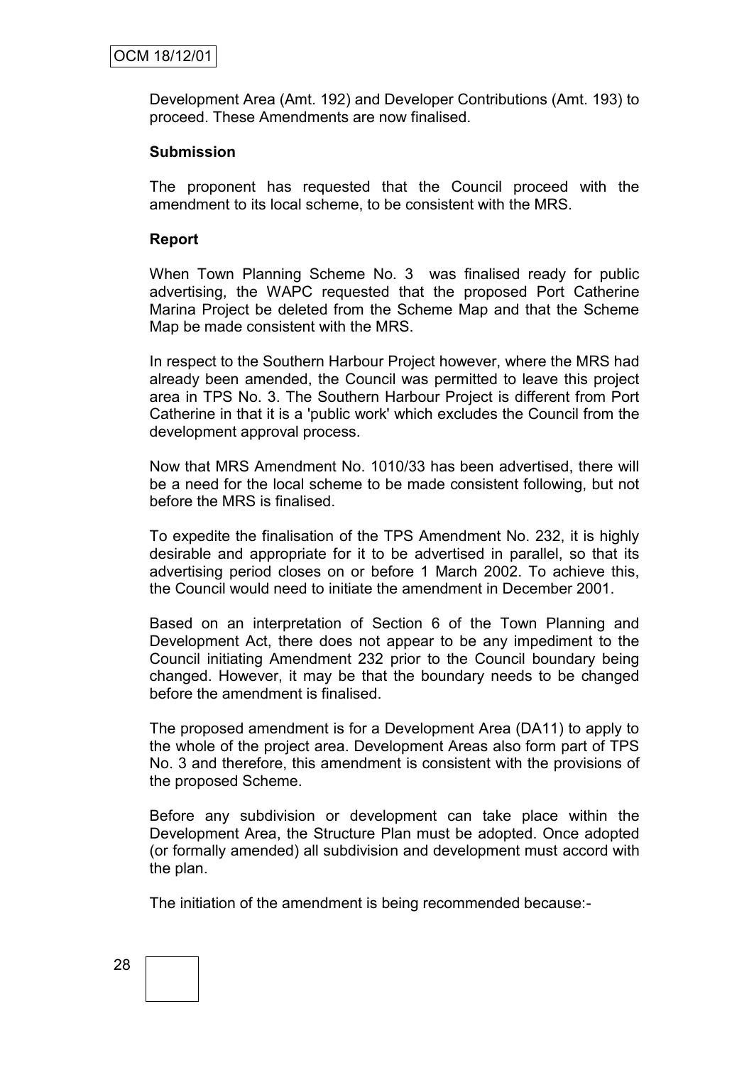Development Area (Amt. 192) and Developer Contributions (Amt. 193) to proceed. These Amendments are now finalised.

**Submission**

The proponent has requested that the Council proceed with the amendment to its local scheme, to be consistent with the MRS.

**Report**

When Town Planning Scheme No. 3 was finalised ready for public advertising, the WAPC requested that the proposed Port Catherine Marina Project be deleted from the Scheme Map and that the Scheme Map be made consistent with the MRS.

In respect to the Southern Harbour Project however, where the MRS had already been amended, the Council was permitted to leave this project area in TPS No. 3. The Southern Harbour Project is different from Port Catherine in that it is a 'public work' which excludes the Council from the development approval process.

Now that MRS Amendment No. 1010/33 has been advertised, there will be a need for the local scheme to be made consistent following, but not before the MRS is finalised.

To expedite the finalisation of the TPS Amendment No. 232, it is highly desirable and appropriate for it to be advertised in parallel, so that its advertising period closes on or before 1 March 2002. To achieve this, the Council would need to initiate the amendment in December 2001.

Based on an interpretation of Section 6 of the Town Planning and Development Act, there does not appear to be any impediment to the Council initiating Amendment 232 prior to the Council boundary being changed. However, it may be that the boundary needs to be changed before the amendment is finalised.

The proposed amendment is for a Development Area (DA11) to apply to the whole of the project area. Development Areas also form part of TPS No. 3 and therefore, this amendment is consistent with the provisions of the proposed Scheme.

Before any subdivision or development can take place within the Development Area, the Structure Plan must be adopted. Once adopted (or formally amended) all subdivision and development must accord with the plan.

The initiation of the amendment is being recommended because:-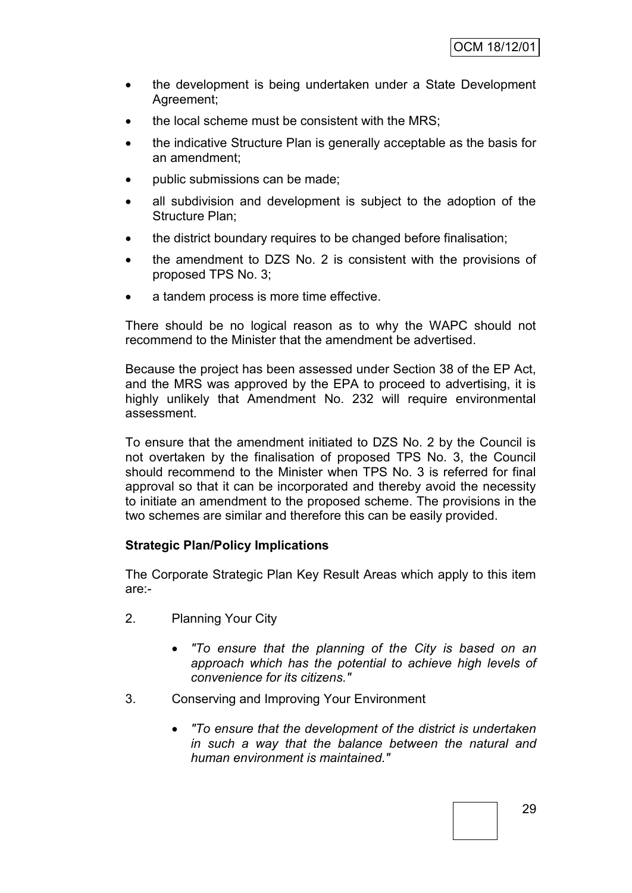- the development is being undertaken under a State Development Agreement;
- the local scheme must be consistent with the MRS;
- the indicative Structure Plan is generally acceptable as the basis for an amendment;
- public submissions can be made;
- all subdivision and development is subject to the adoption of the Structure Plan;
- the district boundary requires to be changed before finalisation;
- the amendment to DZS No. 2 is consistent with the provisions of proposed TPS No. 3;
- a tandem process is more time effective.

There should be no logical reason as to why the WAPC should not recommend to the Minister that the amendment be advertised.

Because the project has been assessed under Section 38 of the EP Act, and the MRS was approved by the EPA to proceed to advertising, it is highly unlikely that Amendment No. 232 will require environmental assessment.

To ensure that the amendment initiated to DZS No. 2 by the Council is not overtaken by the finalisation of proposed TPS No. 3, the Council should recommend to the Minister when TPS No. 3 is referred for final approval so that it can be incorporated and thereby avoid the necessity to initiate an amendment to the proposed scheme. The provisions in the two schemes are similar and therefore this can be easily provided.

**Strategic Plan/Policy Implications**

The Corporate Strategic Plan Key Result Areas which apply to this item are:-

2. Planning Your City

    - *"To ensure that the planning of the City is based on an approach which has the potential to achieve high levels of convenience for its citizens."*

3. Conserving and Improving Your Environment

    - *"To ensure that the development of the district is undertaken in such a way that the balance between the natural and human environment is maintained."*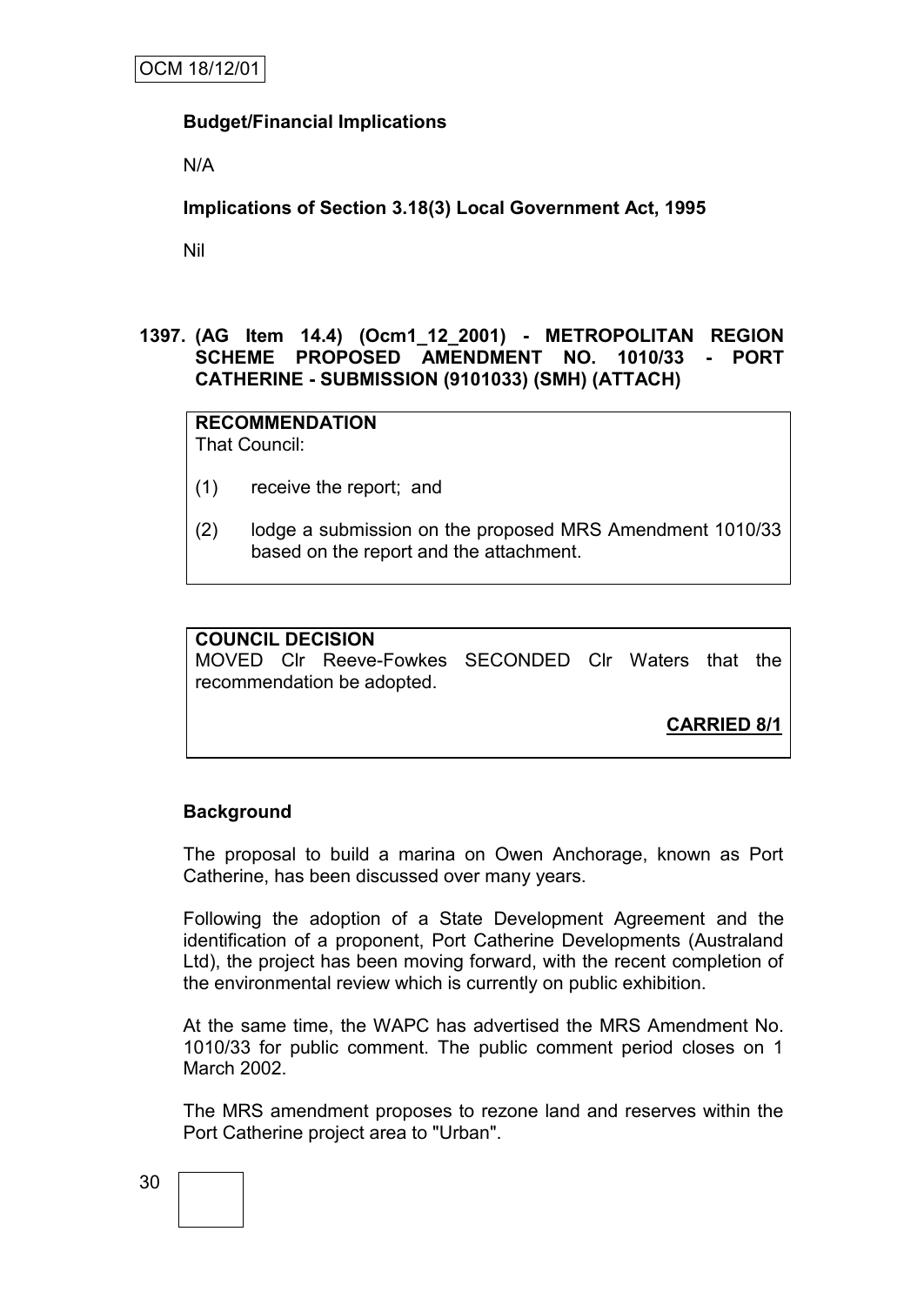### Budget/Financial Implications

N/A

### Implications of Section 3.18(3) Local Government Act, 1995

Nil

## 1397. (AG Item 14.4) (Ocm1_12_2001) - METROPOLITAN REGION SCHEME PROPOSED AMENDMENT NO. 1010/33 - PORT CATHERINE - SUBMISSION (9101033) (SMH) (ATTACH)

**RECOMMENDATION**
That Council:

(1) receive the report; and

(2) lodge a submission on the proposed MRS Amendment 1010/33 based on the report and the attachment.

**COUNCIL DECISION**
MOVED Clr Reeve-Fowkes SECONDED Clr Waters that the recommendation be adopted.

**CARRIED 8/1**

### Background

The proposal to build a marina on Owen Anchorage, known as Port Catherine, has been discussed over many years.

Following the adoption of a State Development Agreement and the identification of a proponent, Port Catherine Developments (Australand Ltd), the project has been moving forward, with the recent completion of the environmental review which is currently on public exhibition.

At the same time, the WAPC has advertised the MRS Amendment No. 1010/33 for public comment. The public comment period closes on 1 March 2002.

The MRS amendment proposes to rezone land and reserves within the Port Catherine project area to "Urban".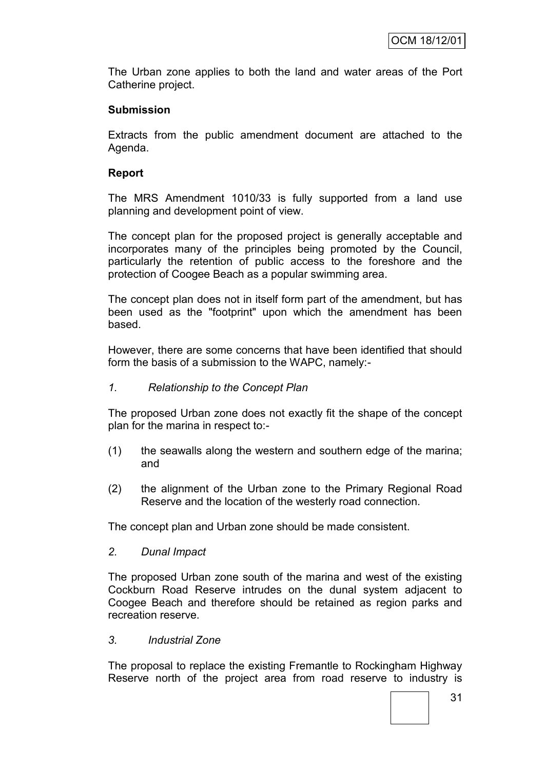The Urban zone applies to both the land and water areas of the Port Catherine project.

**Submission**

Extracts from the public amendment document are attached to the Agenda.

**Report**

The MRS Amendment 1010/33 is fully supported from a land use planning and development point of view.

The concept plan for the proposed project is generally acceptable and incorporates many of the principles being promoted by the Council, particularly the retention of public access to the foreshore and the protection of Coogee Beach as a popular swimming area.

The concept plan does not in itself form part of the amendment, but has been used as the "footprint" upon which the amendment has been based.

However, there are some concerns that have been identified that should form the basis of a submission to the WAPC, namely:-

*1. Relationship to the Concept Plan*

The proposed Urban zone does not exactly fit the shape of the concept plan for the marina in respect to:-

(1) the seawalls along the western and southern edge of the marina; and

(2) the alignment of the Urban zone to the Primary Regional Road Reserve and the location of the westerly road connection.

The concept plan and Urban zone should be made consistent.

*2. Dunal Impact*

The proposed Urban zone south of the marina and west of the existing Cockburn Road Reserve intrudes on the dunal system adjacent to Coogee Beach and therefore should be retained as region parks and recreation reserve.

*3. Industrial Zone*

The proposal to replace the existing Fremantle to Rockingham Highway Reserve north of the project area from road reserve to industry is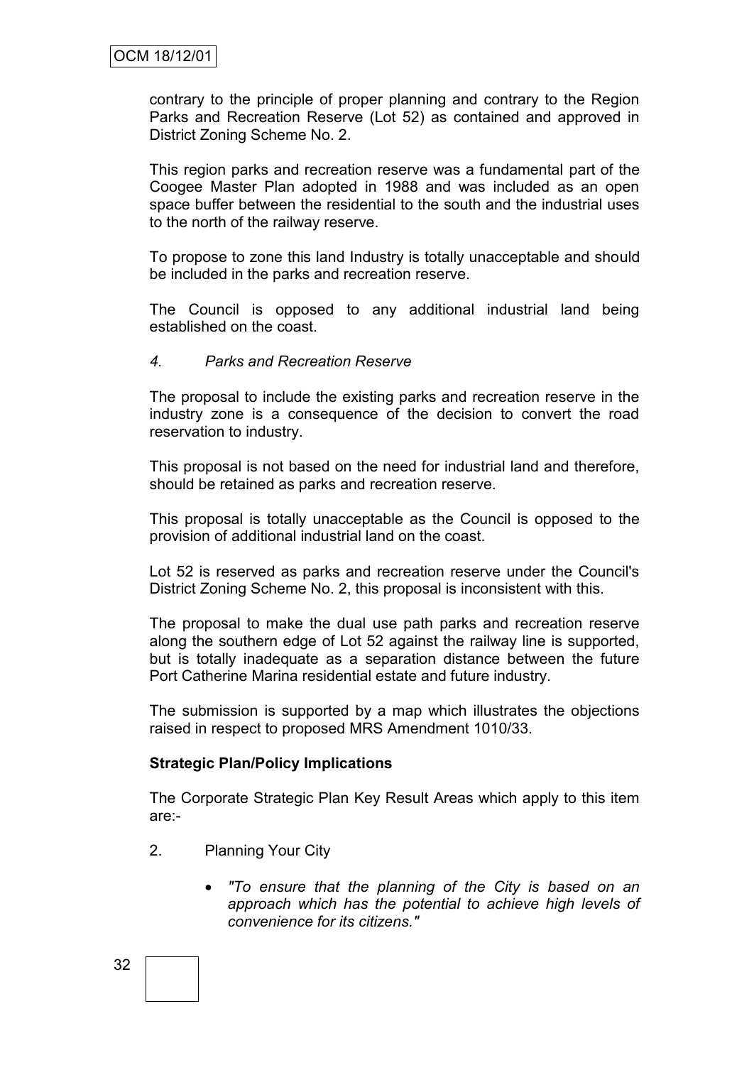contrary to the principle of proper planning and contrary to the Region Parks and Recreation Reserve (Lot 52) as contained and approved in District Zoning Scheme No. 2.

This region parks and recreation reserve was a fundamental part of the Coogee Master Plan adopted in 1988 and was included as an open space buffer between the residential to the south and the industrial uses to the north of the railway reserve.

To propose to zone this land Industry is totally unacceptable and should be included in the parks and recreation reserve.

The Council is opposed to any additional industrial land being established on the coast.

*4. Parks and Recreation Reserve*

The proposal to include the existing parks and recreation reserve in the industry zone is a consequence of the decision to convert the road reservation to industry.

This proposal is not based on the need for industrial land and therefore, should be retained as parks and recreation reserve.

This proposal is totally unacceptable as the Council is opposed to the provision of additional industrial land on the coast.

Lot 52 is reserved as parks and recreation reserve under the Council's District Zoning Scheme No. 2, this proposal is inconsistent with this.

The proposal to make the dual use path parks and recreation reserve along the southern edge of Lot 52 against the railway line is supported, but is totally inadequate as a separation distance between the future Port Catherine Marina residential estate and future industry.

The submission is supported by a map which illustrates the objections raised in respect to proposed MRS Amendment 1010/33.

**Strategic Plan/Policy Implications**

The Corporate Strategic Plan Key Result Areas which apply to this item are:-

2. Planning Your City

   - *"To ensure that the planning of the City is based on an approach which has the potential to achieve high levels of convenience for its citizens."*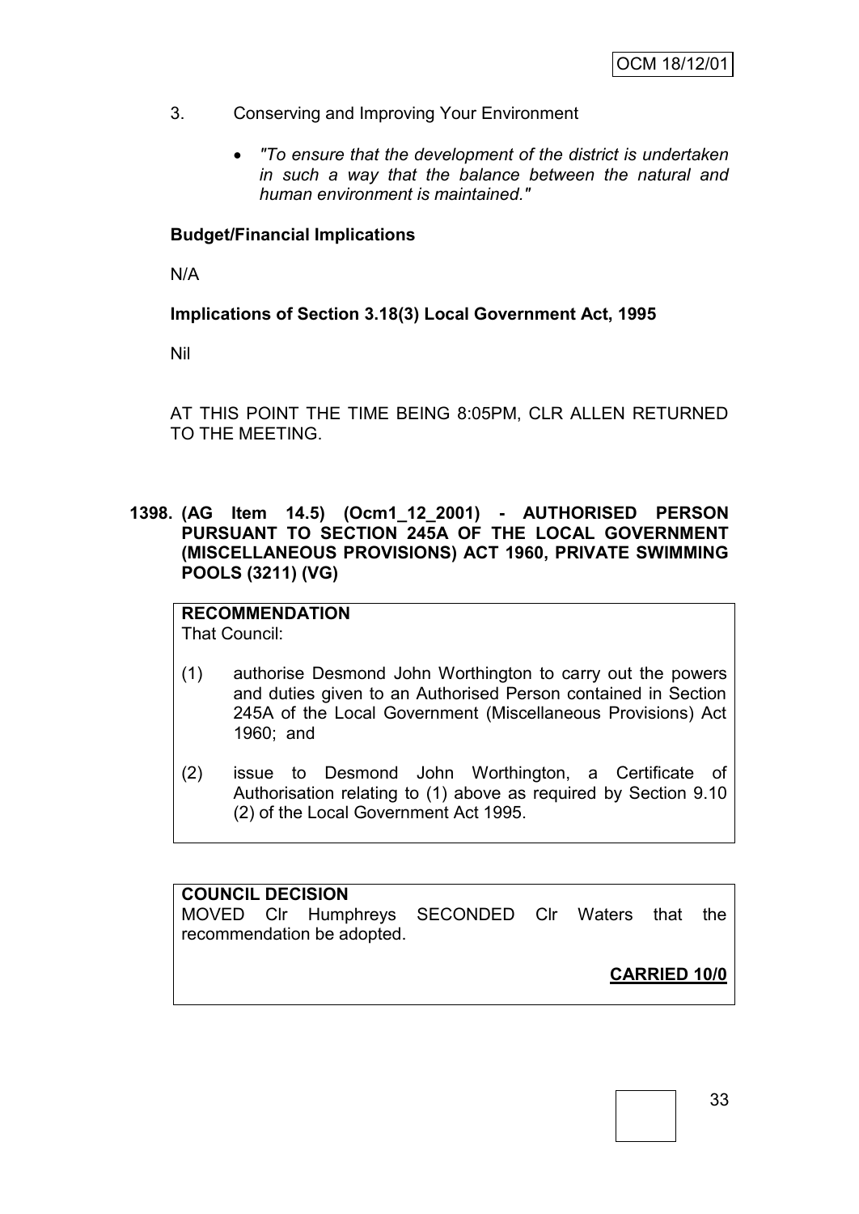3. Conserving and Improving Your Environment

   - *"To ensure that the development of the district is undertaken in such a way that the balance between the natural and human environment is maintained."*

**Budget/Financial Implications**

N/A

**Implications of Section 3.18(3) Local Government Act, 1995**

Nil

AT THIS POINT THE TIME BEING 8:05PM, CLR ALLEN RETURNED TO THE MEETING.

### 1398. (AG Item 14.5) (Ocm1_12_2001) - AUTHORISED PERSON PURSUANT TO SECTION 245A OF THE LOCAL GOVERNMENT (MISCELLANEOUS PROVISIONS) ACT 1960, PRIVATE SWIMMING POOLS (3211) (VG)

**RECOMMENDATION**

That Council:

(1) authorise Desmond John Worthington to carry out the powers and duties given to an Authorised Person contained in Section 245A of the Local Government (Miscellaneous Provisions) Act 1960; and

(2) issue to Desmond John Worthington, a Certificate of Authorisation relating to (1) above as required by Section 9.10 (2) of the Local Government Act 1995.

**COUNCIL DECISION**

MOVED Clr Humphreys SECONDED Clr Waters that the recommendation be adopted.

**CARRIED 10/0**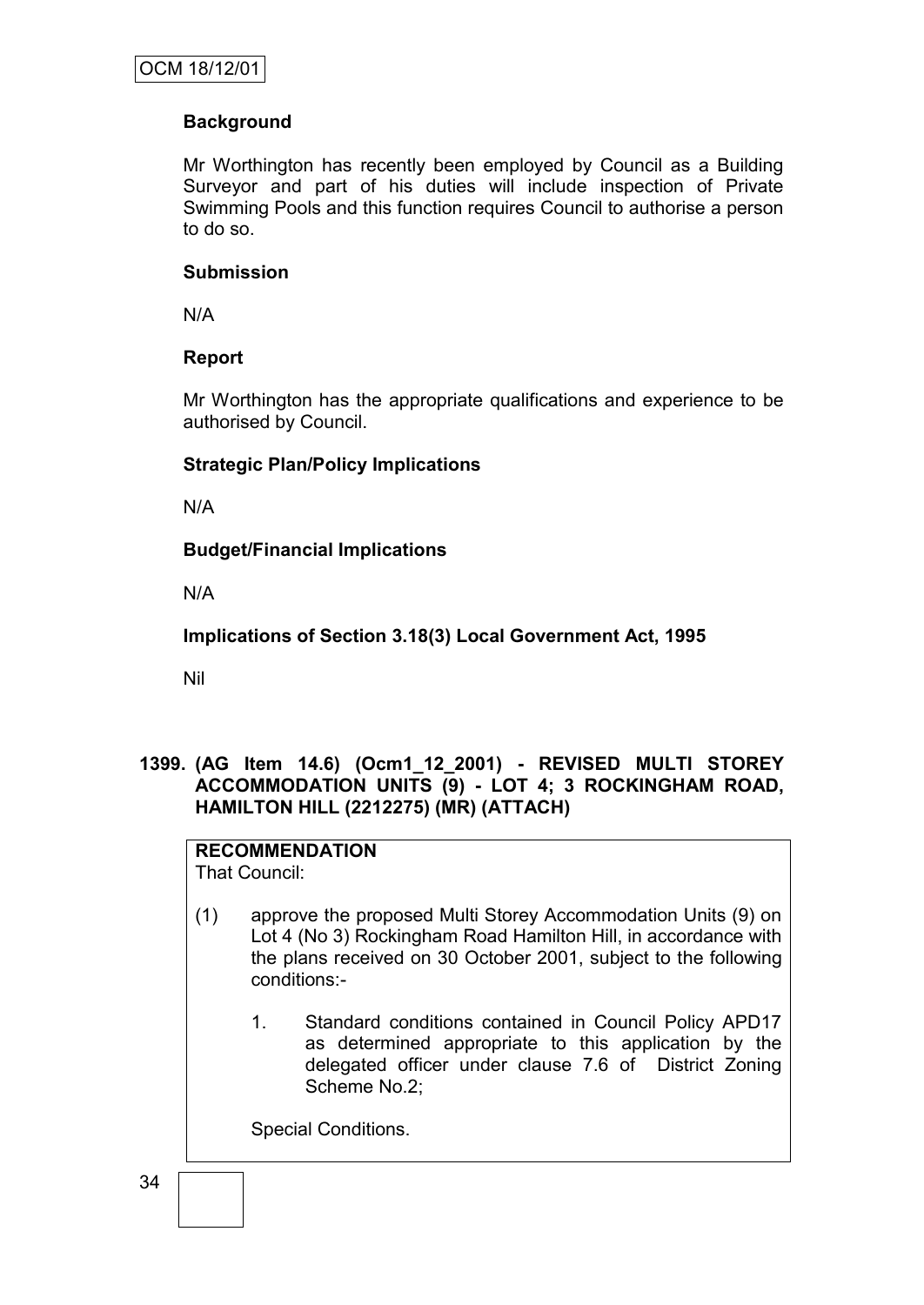**Background**

Mr Worthington has recently been employed by Council as a Building Surveyor and part of his duties will include inspection of Private Swimming Pools and this function requires Council to authorise a person to do so.

**Submission**

N/A

**Report**

Mr Worthington has the appropriate qualifications and experience to be authorised by Council.

**Strategic Plan/Policy Implications**

N/A

**Budget/Financial Implications**

N/A

**Implications of Section 3.18(3) Local Government Act, 1995**

Nil

**1399. (AG Item 14.6) (Ocm1_12_2001) - REVISED MULTI STOREY ACCOMMODATION UNITS (9) - LOT 4; 3 ROCKINGHAM ROAD, HAMILTON HILL (2212275) (MR) (ATTACH)**

**RECOMMENDATION**
That Council:

(1) approve the proposed Multi Storey Accommodation Units (9) on Lot 4 (No 3) Rockingham Road Hamilton Hill, in accordance with the plans received on 30 October 2001, subject to the following conditions:-

1. Standard conditions contained in Council Policy APD17 as determined appropriate to this application by the delegated officer under clause 7.6 of District Zoning Scheme No.2;

Special Conditions.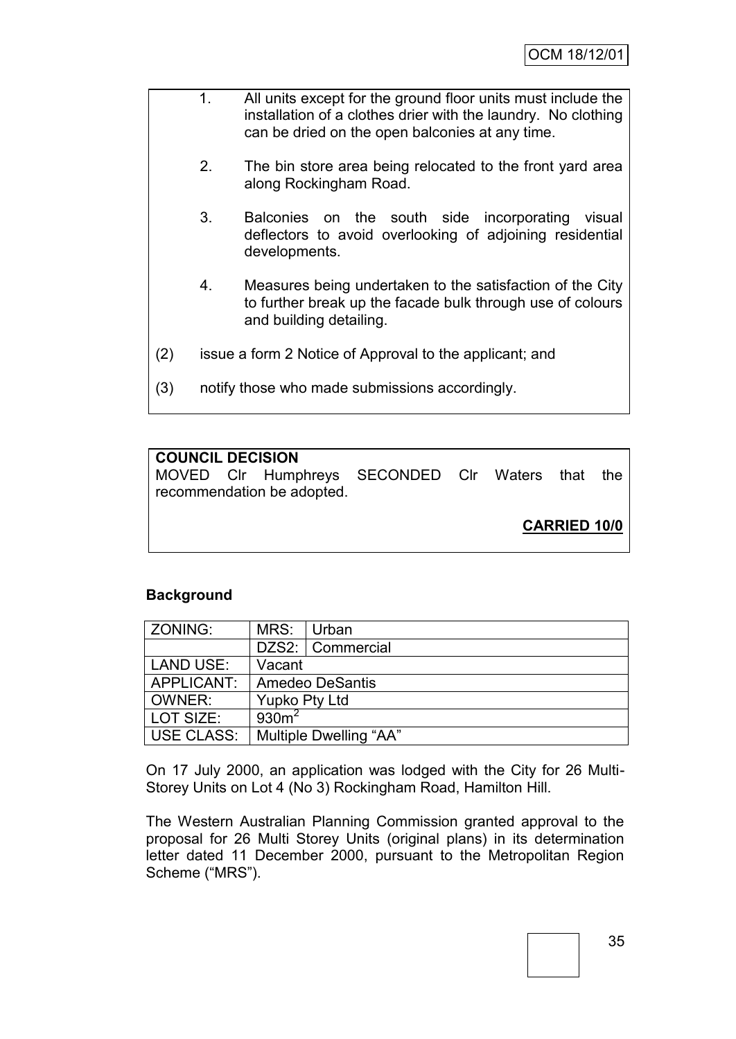1. All units except for the ground floor units must include the installation of a clothes drier with the laundry. No clothing can be dried on the open balconies at any time.

2. The bin store area being relocated to the front yard area along Rockingham Road.

3. Balconies on the south side incorporating visual deflectors to avoid overlooking of adjoining residential developments.

4. Measures being undertaken to the satisfaction of the City to further break up the facade bulk through use of colours and building detailing.

(2) issue a form 2 Notice of Approval to the applicant; and

(3) notify those who made submissions accordingly.

**COUNCIL DECISION**

MOVED Clr Humphreys SECONDED Clr Waters that the recommendation be adopted.

**CARRIED 10/0**

**Background**

| ZONING: | MRS: | Urban |
|---|---|---|
| | DZS2: | Commercial |
| LAND USE: | Vacant | |
| APPLICANT: | Amedeo DeSantis | |
| OWNER: | Yupko Pty Ltd | |
| LOT SIZE: | 930m$^2$ | |
| USE CLASS: | Multiple Dwelling "AA" | |

On 17 July 2000, an application was lodged with the City for 26 Multi-Storey Units on Lot 4 (No 3) Rockingham Road, Hamilton Hill.

The Western Australian Planning Commission granted approval to the proposal for 26 Multi Storey Units (original plans) in its determination letter dated 11 December 2000, pursuant to the Metropolitan Region Scheme ("MRS").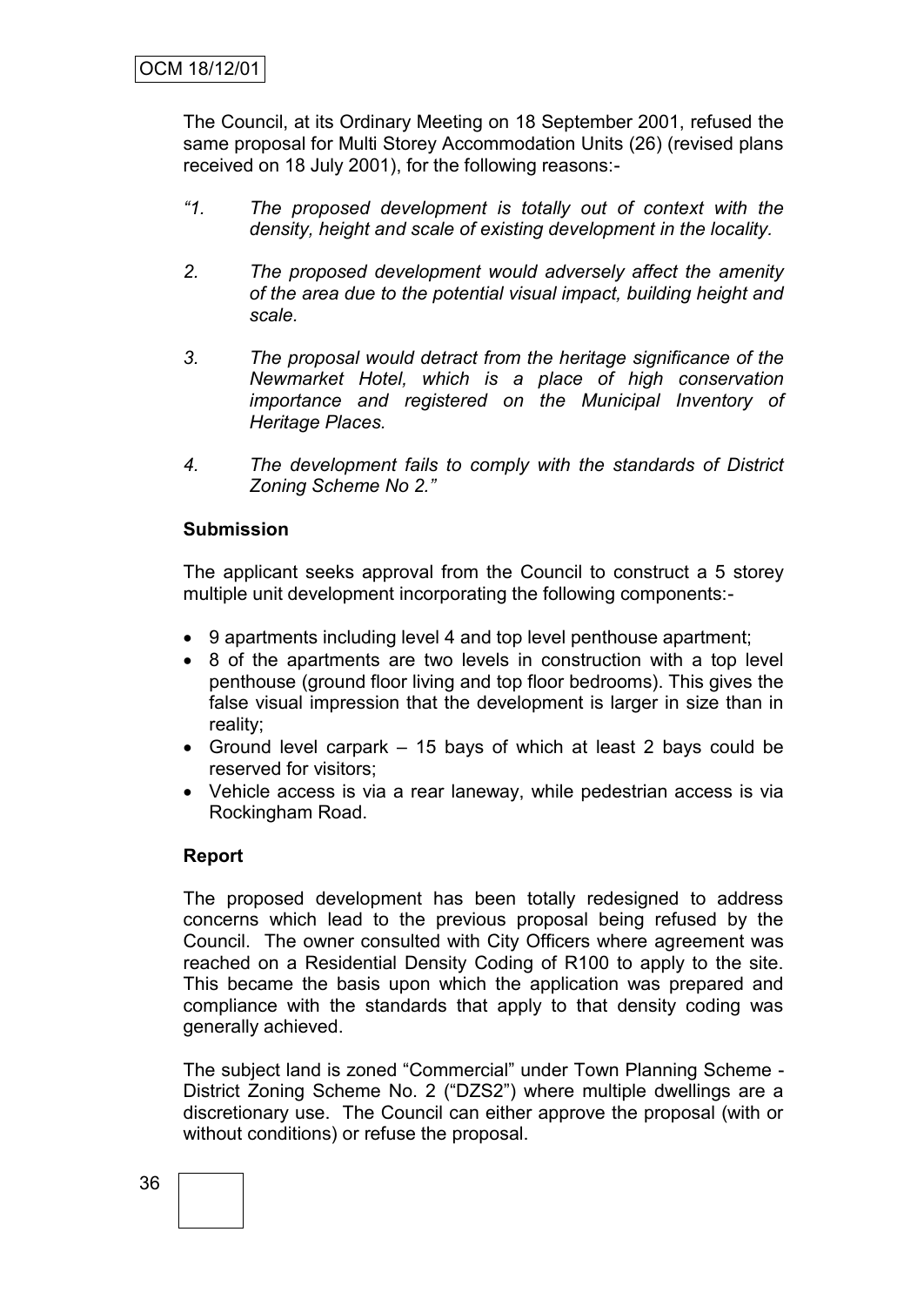The Council, at its Ordinary Meeting on 18 September 2001, refused the same proposal for Multi Storey Accommodation Units (26) (revised plans received on 18 July 2001), for the following reasons:-

*"1. The proposed development is totally out of context with the density, height and scale of existing development in the locality.*

*2. The proposed development would adversely affect the amenity of the area due to the potential visual impact, building height and scale.*

*3. The proposal would detract from the heritage significance of the Newmarket Hotel, which is a place of high conservation importance and registered on the Municipal Inventory of Heritage Places.*

*4. The development fails to comply with the standards of District Zoning Scheme No 2."*

**Submission**

The applicant seeks approval from the Council to construct a 5 storey multiple unit development incorporating the following components:-

- 9 apartments including level 4 and top level penthouse apartment;
- 8 of the apartments are two levels in construction with a top level penthouse (ground floor living and top floor bedrooms). This gives the false visual impression that the development is larger in size than in reality;
- Ground level carpark – 15 bays of which at least 2 bays could be reserved for visitors;
- Vehicle access is via a rear laneway, while pedestrian access is via Rockingham Road.

**Report**

The proposed development has been totally redesigned to address concerns which lead to the previous proposal being refused by the Council. The owner consulted with City Officers where agreement was reached on a Residential Density Coding of R100 to apply to the site. This became the basis upon which the application was prepared and compliance with the standards that apply to that density coding was generally achieved.

The subject land is zoned "Commercial" under Town Planning Scheme - District Zoning Scheme No. 2 ("DZS2") where multiple dwellings are a discretionary use. The Council can either approve the proposal (with or without conditions) or refuse the proposal.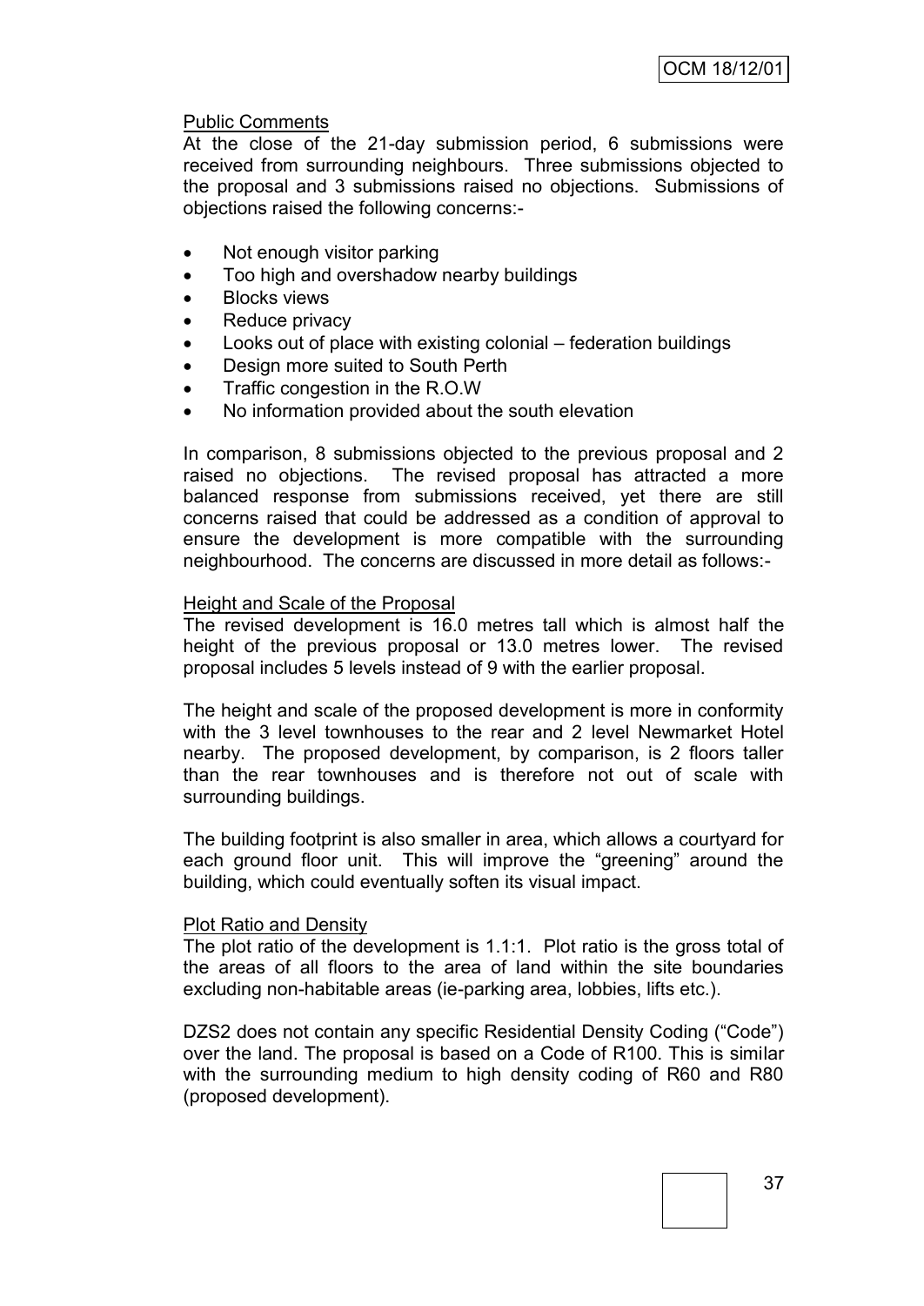Public Comments

At the close of the 21-day submission period, 6 submissions were received from surrounding neighbours. Three submissions objected to the proposal and 3 submissions raised no objections. Submissions of objections raised the following concerns:-

- Not enough visitor parking
- Too high and overshadow nearby buildings
- Blocks views
- Reduce privacy
- Looks out of place with existing colonial – federation buildings
- Design more suited to South Perth
- Traffic congestion in the R.O.W
- No information provided about the south elevation

In comparison, 8 submissions objected to the previous proposal and 2 raised no objections. The revised proposal has attracted a more balanced response from submissions received, yet there are still concerns raised that could be addressed as a condition of approval to ensure the development is more compatible with the surrounding neighbourhood. The concerns are discussed in more detail as follows:-

Height and Scale of the Proposal

The revised development is 16.0 metres tall which is almost half the height of the previous proposal or 13.0 metres lower. The revised proposal includes 5 levels instead of 9 with the earlier proposal.

The height and scale of the proposed development is more in conformity with the 3 level townhouses to the rear and 2 level Newmarket Hotel nearby. The proposed development, by comparison, is 2 floors taller than the rear townhouses and is therefore not out of scale with surrounding buildings.

The building footprint is also smaller in area, which allows a courtyard for each ground floor unit. This will improve the "greening" around the building, which could eventually soften its visual impact.

Plot Ratio and Density

The plot ratio of the development is 1.1:1. Plot ratio is the gross total of the areas of all floors to the area of land within the site boundaries excluding non-habitable areas (ie-parking area, lobbies, lifts etc.).

DZS2 does not contain any specific Residential Density Coding ("Code") over the land. The proposal is based on a Code of R100. This is similar with the surrounding medium to high density coding of R60 and R80 (proposed development).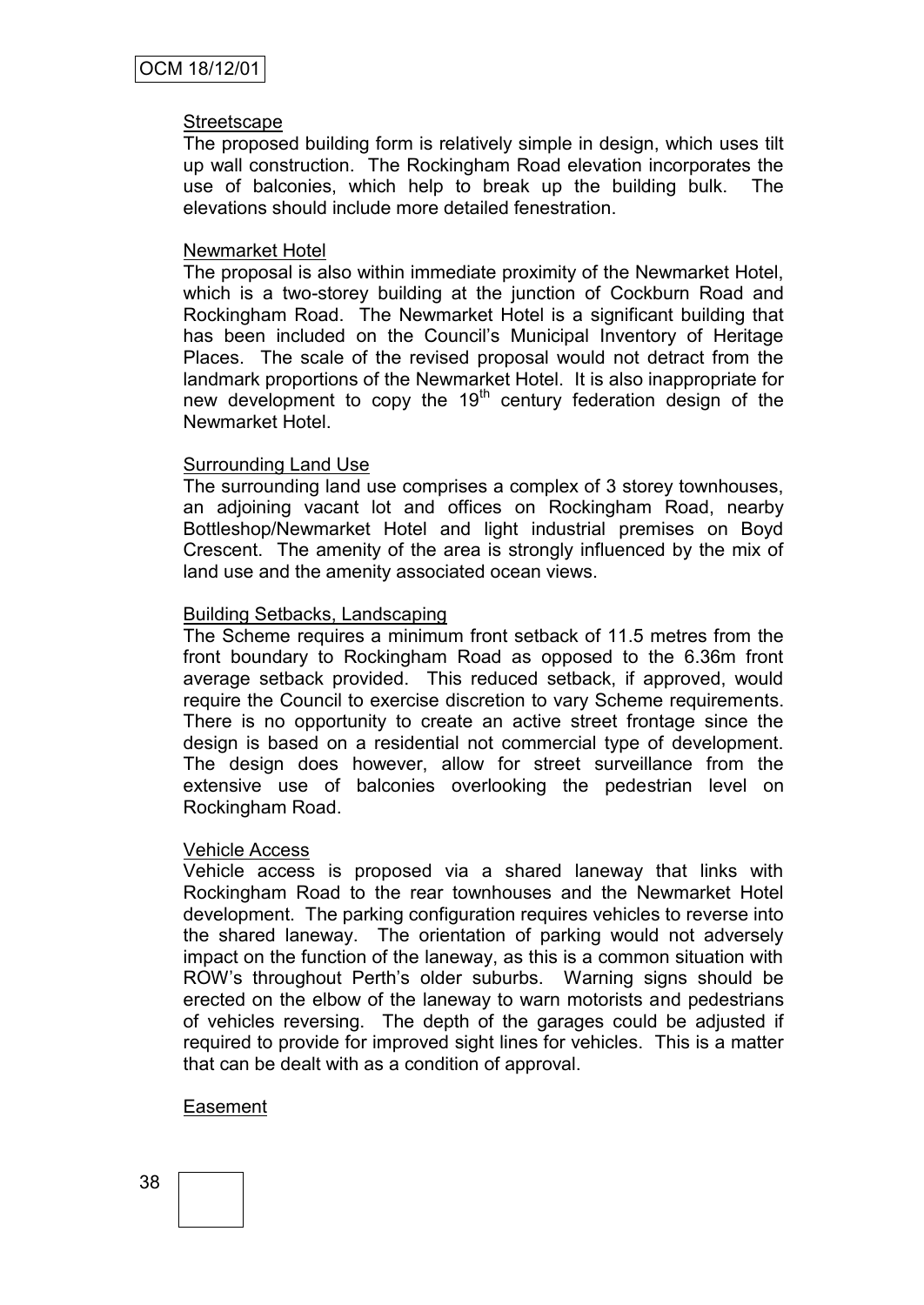### Streetscape

The proposed building form is relatively simple in design, which uses tilt up wall construction. The Rockingham Road elevation incorporates the use of balconies, which help to break up the building bulk. The elevations should include more detailed fenestration.

### Newmarket Hotel

The proposal is also within immediate proximity of the Newmarket Hotel, which is a two-storey building at the junction of Cockburn Road and Rockingham Road. The Newmarket Hotel is a significant building that has been included on the Council's Municipal Inventory of Heritage Places. The scale of the revised proposal would not detract from the landmark proportions of the Newmarket Hotel. It is also inappropriate for new development to copy the 19th century federation design of the Newmarket Hotel.

### Surrounding Land Use

The surrounding land use comprises a complex of 3 storey townhouses, an adjoining vacant lot and offices on Rockingham Road, nearby Bottleshop/Newmarket Hotel and light industrial premises on Boyd Crescent. The amenity of the area is strongly influenced by the mix of land use and the amenity associated ocean views.

### Building Setbacks, Landscaping

The Scheme requires a minimum front setback of 11.5 metres from the front boundary to Rockingham Road as opposed to the 6.36m front average setback provided. This reduced setback, if approved, would require the Council to exercise discretion to vary Scheme requirements. There is no opportunity to create an active street frontage since the design is based on a residential not commercial type of development. The design does however, allow for street surveillance from the extensive use of balconies overlooking the pedestrian level on Rockingham Road.

### Vehicle Access

Vehicle access is proposed via a shared laneway that links with Rockingham Road to the rear townhouses and the Newmarket Hotel development. The parking configuration requires vehicles to reverse into the shared laneway. The orientation of parking would not adversely impact on the function of the laneway, as this is a common situation with ROW's throughout Perth's older suburbs. Warning signs should be erected on the elbow of the laneway to warn motorists and pedestrians of vehicles reversing. The depth of the garages could be adjusted if required to provide for improved sight lines for vehicles. This is a matter that can be dealt with as a condition of approval.

### Easement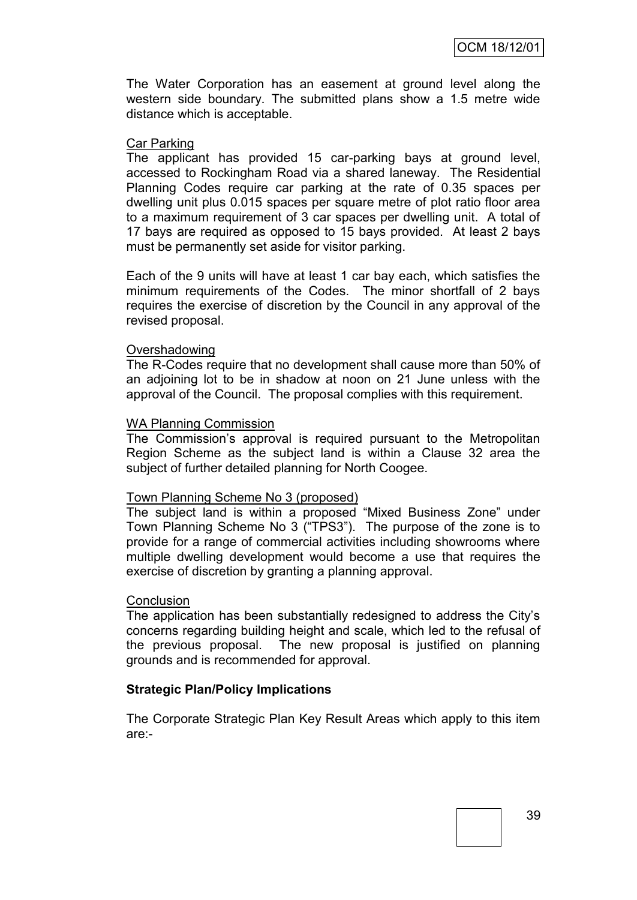The Water Corporation has an easement at ground level along the western side boundary. The submitted plans show a 1.5 metre wide distance which is acceptable.

Car Parking

The applicant has provided 15 car-parking bays at ground level, accessed to Rockingham Road via a shared laneway. The Residential Planning Codes require car parking at the rate of 0.35 spaces per dwelling unit plus 0.015 spaces per square metre of plot ratio floor area to a maximum requirement of 3 car spaces per dwelling unit. A total of 17 bays are required as opposed to 15 bays provided. At least 2 bays must be permanently set aside for visitor parking.

Each of the 9 units will have at least 1 car bay each, which satisfies the minimum requirements of the Codes. The minor shortfall of 2 bays requires the exercise of discretion by the Council in any approval of the revised proposal.

Overshadowing

The R-Codes require that no development shall cause more than 50% of an adjoining lot to be in shadow at noon on 21 June unless with the approval of the Council. The proposal complies with this requirement.

WA Planning Commission

The Commission's approval is required pursuant to the Metropolitan Region Scheme as the subject land is within a Clause 32 area the subject of further detailed planning for North Coogee.

Town Planning Scheme No 3 (proposed)

The subject land is within a proposed "Mixed Business Zone" under Town Planning Scheme No 3 ("TPS3"). The purpose of the zone is to provide for a range of commercial activities including showrooms where multiple dwelling development would become a use that requires the exercise of discretion by granting a planning approval.

Conclusion

The application has been substantially redesigned to address the City's concerns regarding building height and scale, which led to the refusal of the previous proposal. The new proposal is justified on planning grounds and is recommended for approval.

**Strategic Plan/Policy Implications**

The Corporate Strategic Plan Key Result Areas which apply to this item are:-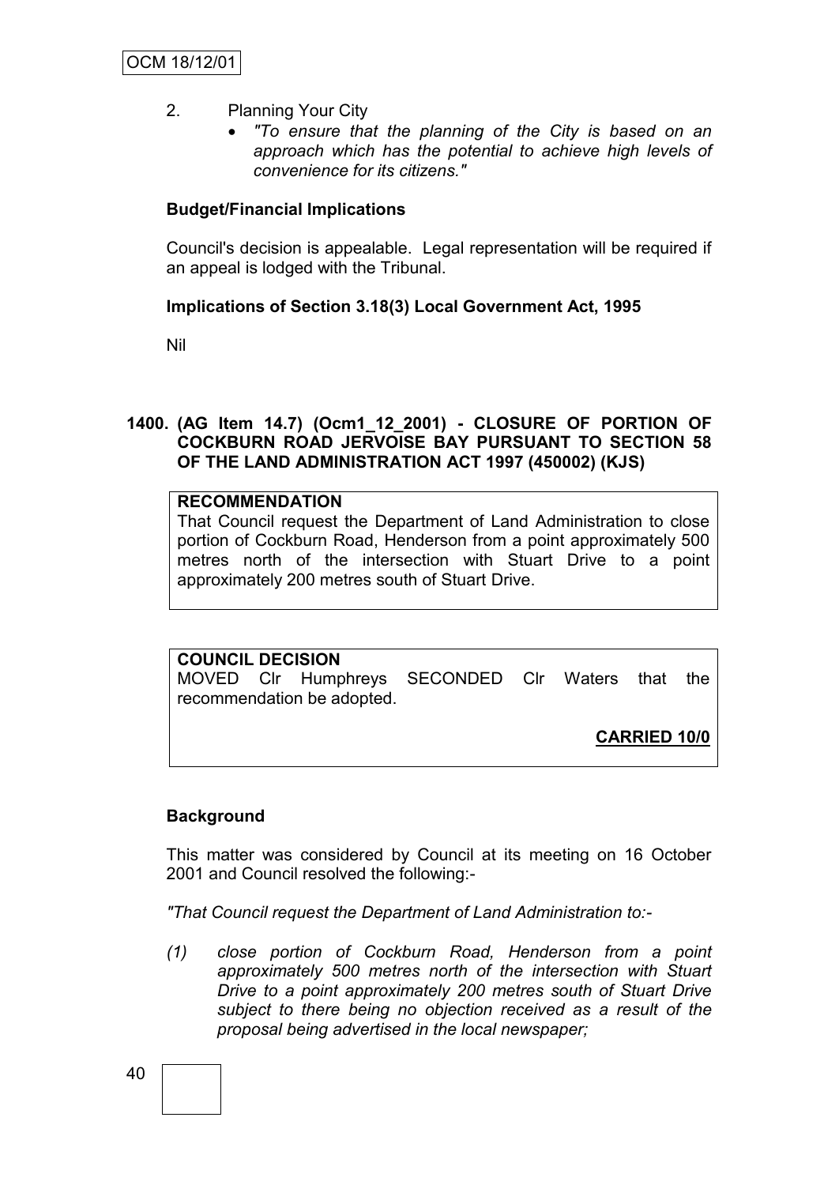2. Planning Your City
   - *"To ensure that the planning of the City is based on an approach which has the potential to achieve high levels of convenience for its citizens."*

**Budget/Financial Implications**

Council's decision is appealable. Legal representation will be required if an appeal is lodged with the Tribunal.

**Implications of Section 3.18(3) Local Government Act, 1995**

Nil

**1400. (AG Item 14.7) (Ocm1_12_2001) - CLOSURE OF PORTION OF COCKBURN ROAD JERVOISE BAY PURSUANT TO SECTION 58 OF THE LAND ADMINISTRATION ACT 1997 (450002) (KJS)**

**RECOMMENDATION**
That Council request the Department of Land Administration to close portion of Cockburn Road, Henderson from a point approximately 500 metres north of the intersection with Stuart Drive to a point approximately 200 metres south of Stuart Drive.

**COUNCIL DECISION**
MOVED Clr Humphreys SECONDED Clr Waters that the recommendation be adopted.

**CARRIED 10/0**

**Background**

This matter was considered by Council at its meeting on 16 October 2001 and Council resolved the following:-

*"That Council request the Department of Land Administration to:-*

*(1) close portion of Cockburn Road, Henderson from a point approximately 500 metres north of the intersection with Stuart Drive to a point approximately 200 metres south of Stuart Drive subject to there being no objection received as a result of the proposal being advertised in the local newspaper;*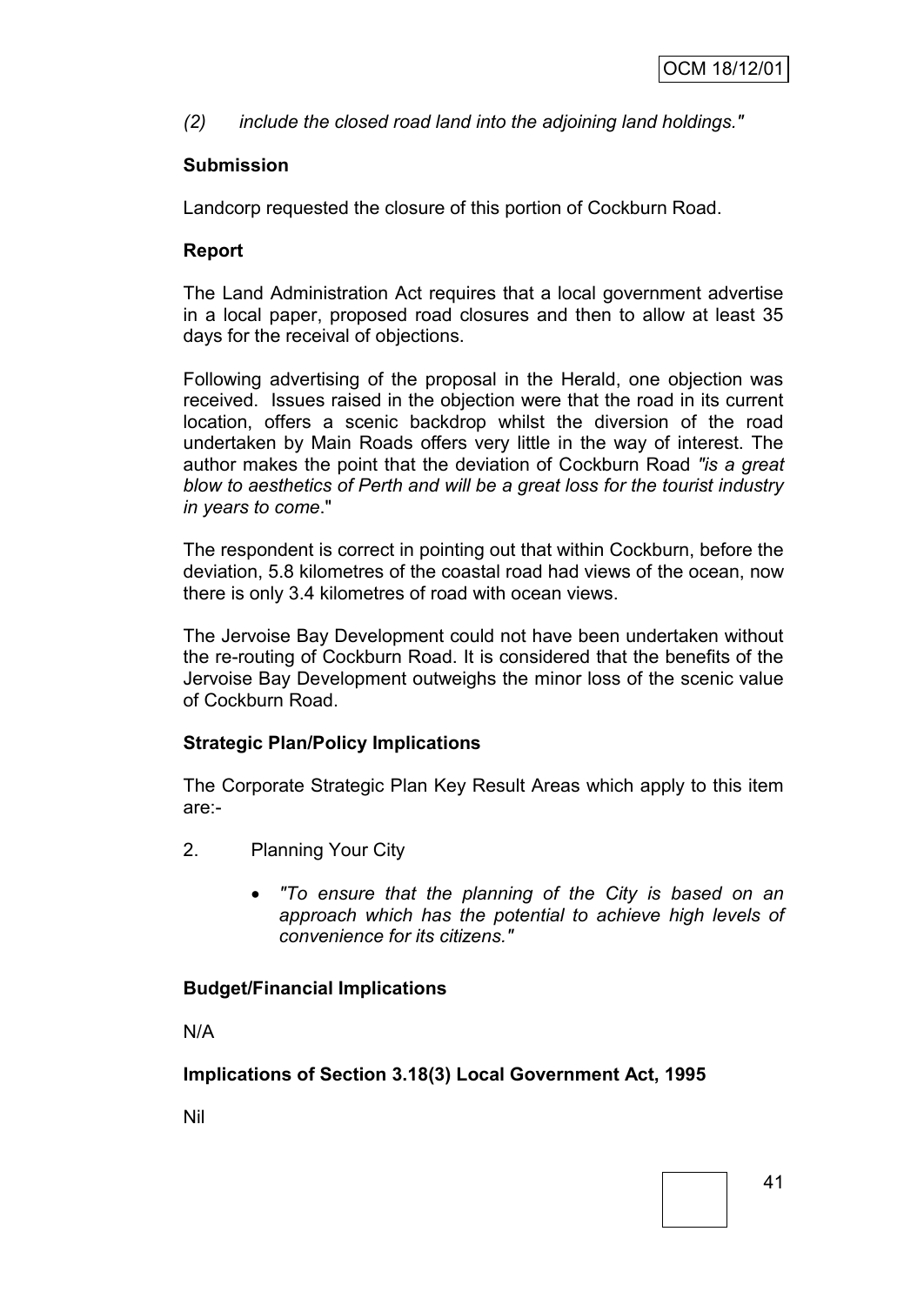*(2) include the closed road land into the adjoining land holdings."*

**Submission**

Landcorp requested the closure of this portion of Cockburn Road.

**Report**

The Land Administration Act requires that a local government advertise in a local paper, proposed road closures and then to allow at least 35 days for the receival of objections.

Following advertising of the proposal in the Herald, one objection was received. Issues raised in the objection were that the road in its current location, offers a scenic backdrop whilst the diversion of the road undertaken by Main Roads offers very little in the way of interest. The author makes the point that the deviation of Cockburn Road *"is a great blow to aesthetics of Perth and will be a great loss for the tourist industry in years to come*."

The respondent is correct in pointing out that within Cockburn, before the deviation, 5.8 kilometres of the coastal road had views of the ocean, now there is only 3.4 kilometres of road with ocean views.

The Jervoise Bay Development could not have been undertaken without the re-routing of Cockburn Road. It is considered that the benefits of the Jervoise Bay Development outweighs the minor loss of the scenic value of Cockburn Road.

**Strategic Plan/Policy Implications**

The Corporate Strategic Plan Key Result Areas which apply to this item are:-

2. Planning Your City

   - *"To ensure that the planning of the City is based on an approach which has the potential to achieve high levels of convenience for its citizens."*

**Budget/Financial Implications**

N/A

**Implications of Section 3.18(3) Local Government Act, 1995**

Nil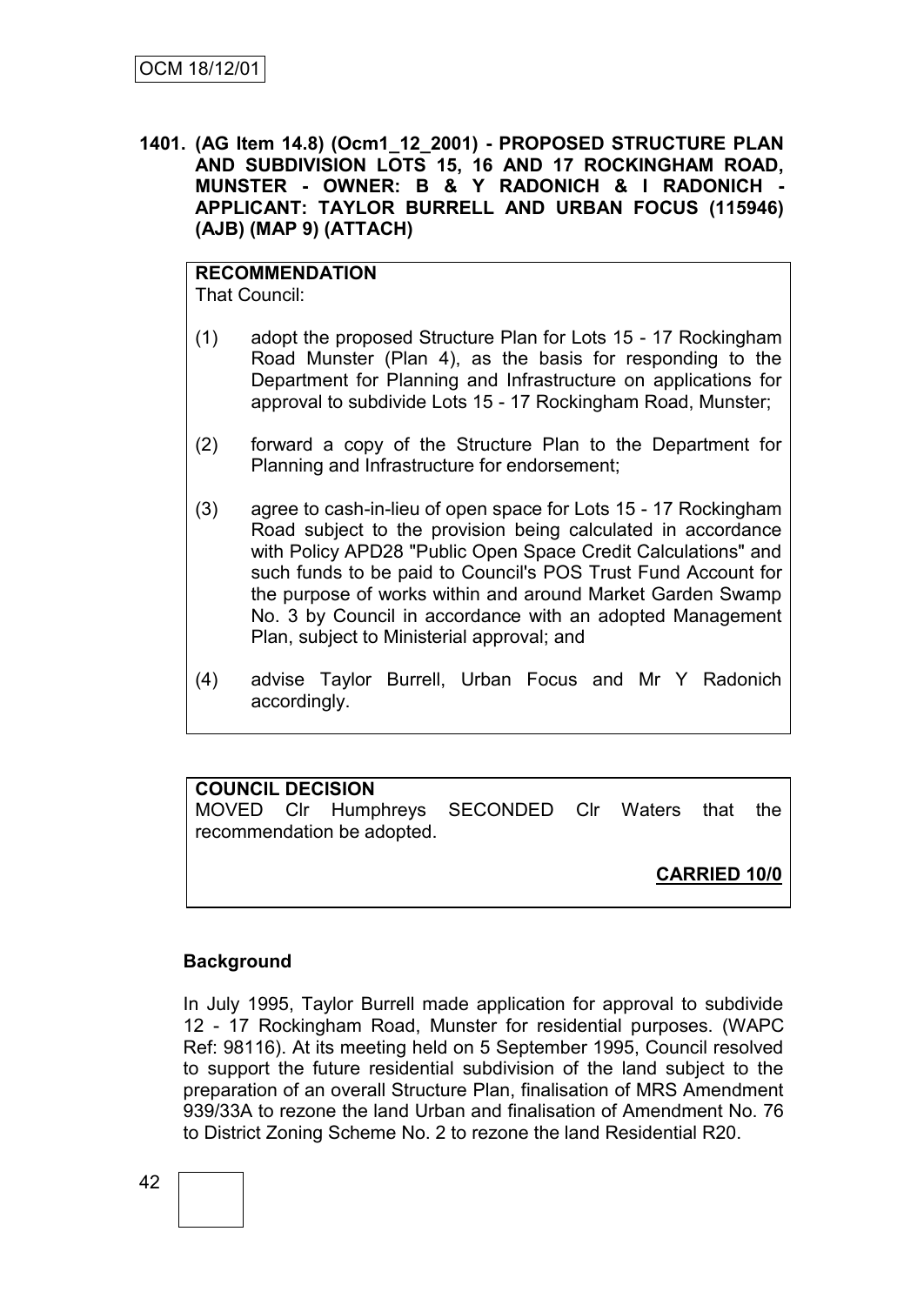**1401. (AG Item 14.8) (Ocm1_12_2001) - PROPOSED STRUCTURE PLAN AND SUBDIVISION LOTS 15, 16 AND 17 ROCKINGHAM ROAD, MUNSTER - OWNER: B & Y RADONICH & I RADONICH - APPLICANT: TAYLOR BURRELL AND URBAN FOCUS (115946) (AJB) (MAP 9) (ATTACH)**

**RECOMMENDATION**

That Council:

(1) adopt the proposed Structure Plan for Lots 15 - 17 Rockingham Road Munster (Plan 4), as the basis for responding to the Department for Planning and Infrastructure on applications for approval to subdivide Lots 15 - 17 Rockingham Road, Munster;

(2) forward a copy of the Structure Plan to the Department for Planning and Infrastructure for endorsement;

(3) agree to cash-in-lieu of open space for Lots 15 - 17 Rockingham Road subject to the provision being calculated in accordance with Policy APD28 "Public Open Space Credit Calculations" and such funds to be paid to Council's POS Trust Fund Account for the purpose of works within and around Market Garden Swamp No. 3 by Council in accordance with an adopted Management Plan, subject to Ministerial approval; and

(4) advise Taylor Burrell, Urban Focus and Mr Y Radonich accordingly.

**COUNCIL DECISION**

MOVED Clr Humphreys SECONDED Clr Waters that the recommendation be adopted.

**CARRIED 10/0**

**Background**

In July 1995, Taylor Burrell made application for approval to subdivide 12 - 17 Rockingham Road, Munster for residential purposes. (WAPC Ref: 98116). At its meeting held on 5 September 1995, Council resolved to support the future residential subdivision of the land subject to the preparation of an overall Structure Plan, finalisation of MRS Amendment 939/33A to rezone the land Urban and finalisation of Amendment No. 76 to District Zoning Scheme No. 2 to rezone the land Residential R20.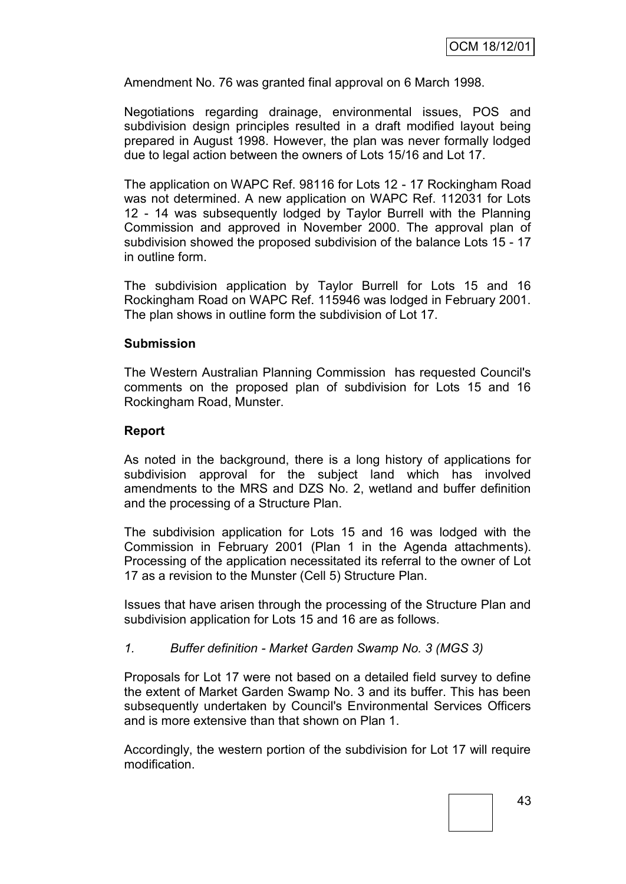Amendment No. 76 was granted final approval on 6 March 1998.

Negotiations regarding drainage, environmental issues, POS and subdivision design principles resulted in a draft modified layout being prepared in August 1998. However, the plan was never formally lodged due to legal action between the owners of Lots 15/16 and Lot 17.

The application on WAPC Ref. 98116 for Lots 12 - 17 Rockingham Road was not determined. A new application on WAPC Ref. 112031 for Lots 12 - 14 was subsequently lodged by Taylor Burrell with the Planning Commission and approved in November 2000. The approval plan of subdivision showed the proposed subdivision of the balance Lots 15 - 17 in outline form.

The subdivision application by Taylor Burrell for Lots 15 and 16 Rockingham Road on WAPC Ref. 115946 was lodged in February 2001. The plan shows in outline form the subdivision of Lot 17.

**Submission**

The Western Australian Planning Commission has requested Council's comments on the proposed plan of subdivision for Lots 15 and 16 Rockingham Road, Munster.

**Report**

As noted in the background, there is a long history of applications for subdivision approval for the subject land which has involved amendments to the MRS and DZS No. 2, wetland and buffer definition and the processing of a Structure Plan.

The subdivision application for Lots 15 and 16 was lodged with the Commission in February 2001 (Plan 1 in the Agenda attachments). Processing of the application necessitated its referral to the owner of Lot 17 as a revision to the Munster (Cell 5) Structure Plan.

Issues that have arisen through the processing of the Structure Plan and subdivision application for Lots 15 and 16 are as follows.

*1. Buffer definition - Market Garden Swamp No. 3 (MGS 3)*

Proposals for Lot 17 were not based on a detailed field survey to define the extent of Market Garden Swamp No. 3 and its buffer. This has been subsequently undertaken by Council's Environmental Services Officers and is more extensive than that shown on Plan 1.

Accordingly, the western portion of the subdivision for Lot 17 will require modification.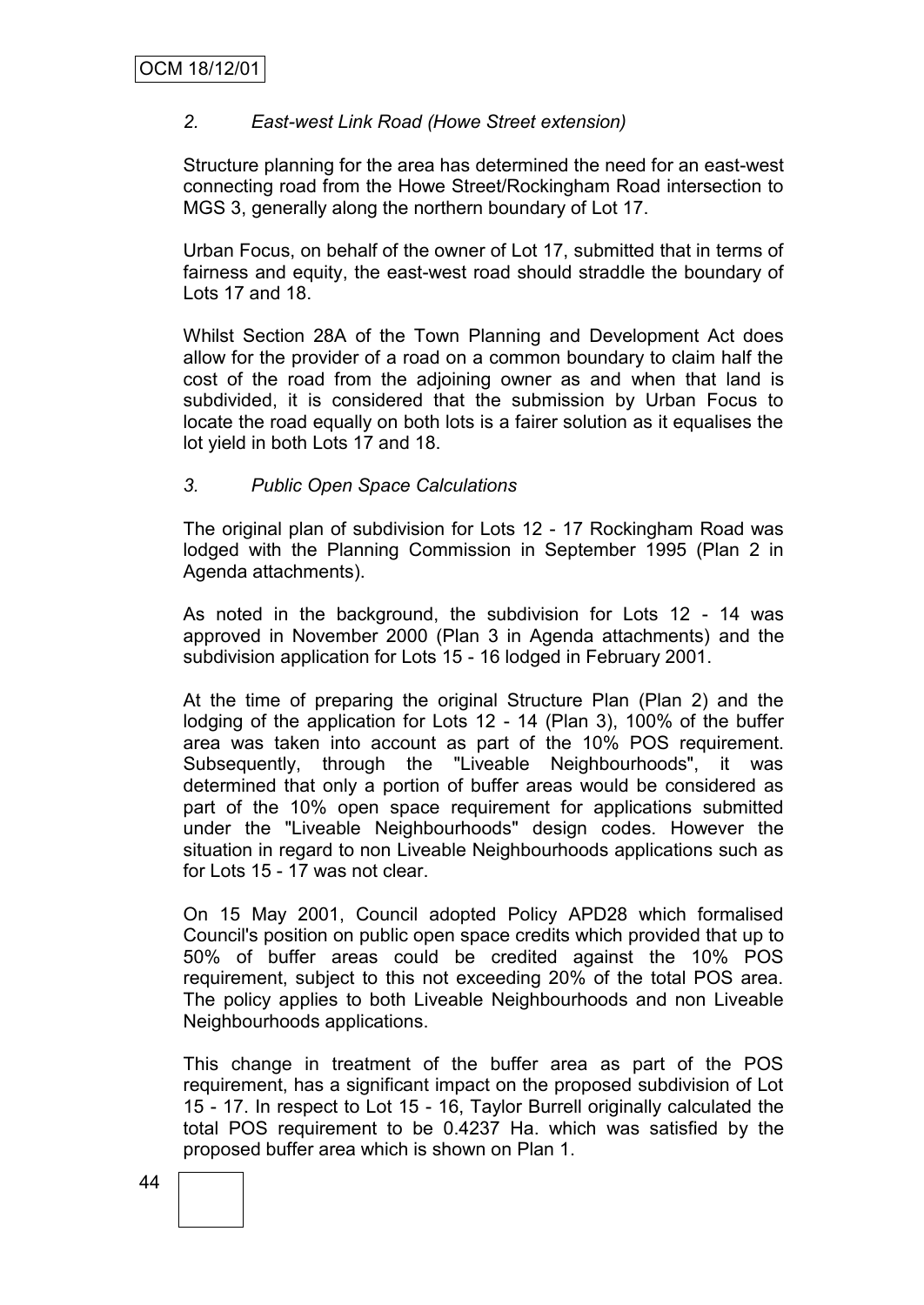*2. East-west Link Road (Howe Street extension)*

Structure planning for the area has determined the need for an east-west connecting road from the Howe Street/Rockingham Road intersection to MGS 3, generally along the northern boundary of Lot 17.

Urban Focus, on behalf of the owner of Lot 17, submitted that in terms of fairness and equity, the east-west road should straddle the boundary of Lots 17 and 18.

Whilst Section 28A of the Town Planning and Development Act does allow for the provider of a road on a common boundary to claim half the cost of the road from the adjoining owner as and when that land is subdivided, it is considered that the submission by Urban Focus to locate the road equally on both lots is a fairer solution as it equalises the lot yield in both Lots 17 and 18.

*3. Public Open Space Calculations*

The original plan of subdivision for Lots 12 - 17 Rockingham Road was lodged with the Planning Commission in September 1995 (Plan 2 in Agenda attachments).

As noted in the background, the subdivision for Lots 12 - 14 was approved in November 2000 (Plan 3 in Agenda attachments) and the subdivision application for Lots 15 - 16 lodged in February 2001.

At the time of preparing the original Structure Plan (Plan 2) and the lodging of the application for Lots 12 - 14 (Plan 3), 100% of the buffer area was taken into account as part of the 10% POS requirement. Subsequently, through the "Liveable Neighbourhoods", it was determined that only a portion of buffer areas would be considered as part of the 10% open space requirement for applications submitted under the "Liveable Neighbourhoods" design codes. However the situation in regard to non Liveable Neighbourhoods applications such as for Lots 15 - 17 was not clear.

On 15 May 2001, Council adopted Policy APD28 which formalised Council's position on public open space credits which provided that up to 50% of buffer areas could be credited against the 10% POS requirement, subject to this not exceeding 20% of the total POS area. The policy applies to both Liveable Neighbourhoods and non Liveable Neighbourhoods applications.

This change in treatment of the buffer area as part of the POS requirement, has a significant impact on the proposed subdivision of Lot 15 - 17. In respect to Lot 15 - 16, Taylor Burrell originally calculated the total POS requirement to be 0.4237 Ha. which was satisfied by the proposed buffer area which is shown on Plan 1.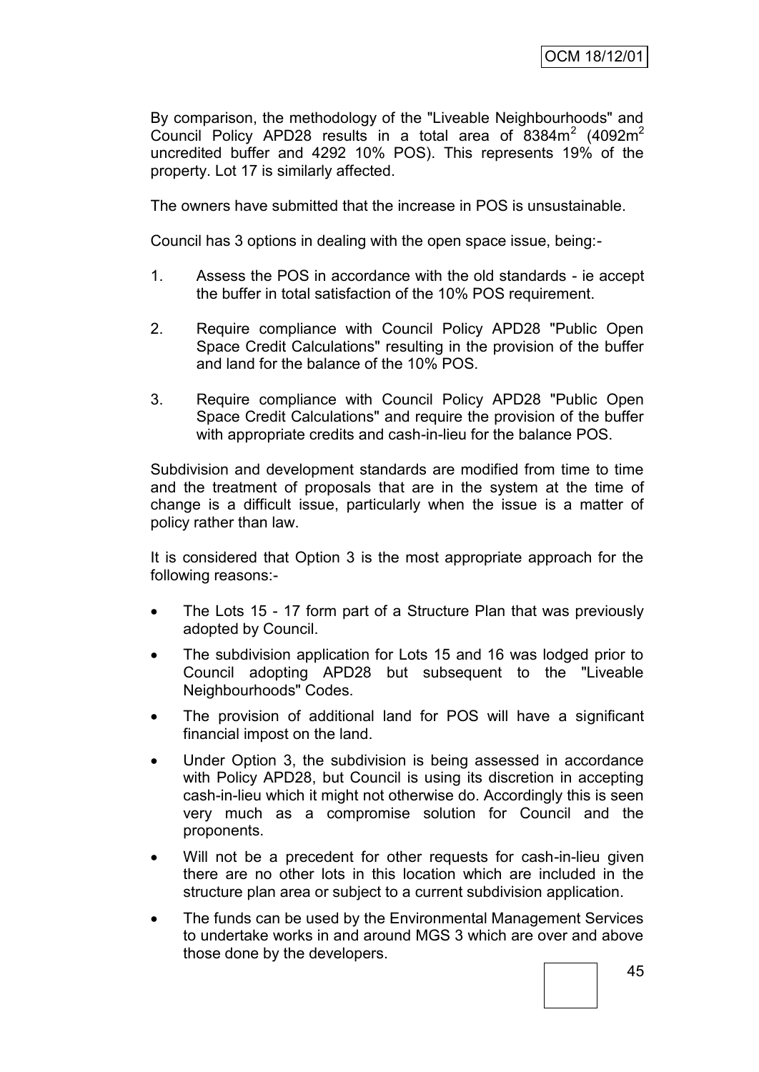By comparison, the methodology of the "Liveable Neighbourhoods" and Council Policy APD28 results in a total area of 8384m$^2$ (4092m$^2$ uncredited buffer and 4292 10% POS). This represents 19% of the property. Lot 17 is similarly affected.

The owners have submitted that the increase in POS is unsustainable.

Council has 3 options in dealing with the open space issue, being:-

1. Assess the POS in accordance with the old standards - ie accept the buffer in total satisfaction of the 10% POS requirement.
2. Require compliance with Council Policy APD28 "Public Open Space Credit Calculations" resulting in the provision of the buffer and land for the balance of the 10% POS.
3. Require compliance with Council Policy APD28 "Public Open Space Credit Calculations" and require the provision of the buffer with appropriate credits and cash-in-lieu for the balance POS.

Subdivision and development standards are modified from time to time and the treatment of proposals that are in the system at the time of change is a difficult issue, particularly when the issue is a matter of policy rather than law.

It is considered that Option 3 is the most appropriate approach for the following reasons:-

- The Lots 15 - 17 form part of a Structure Plan that was previously adopted by Council.
- The subdivision application for Lots 15 and 16 was lodged prior to Council adopting APD28 but subsequent to the "Liveable Neighbourhoods" Codes.
- The provision of additional land for POS will have a significant financial impost on the land.
- Under Option 3, the subdivision is being assessed in accordance with Policy APD28, but Council is using its discretion in accepting cash-in-lieu which it might not otherwise do. Accordingly this is seen very much as a compromise solution for Council and the proponents.
- Will not be a precedent for other requests for cash-in-lieu given there are no other lots in this location which are included in the structure plan area or subject to a current subdivision application.
- The funds can be used by the Environmental Management Services to undertake works in and around MGS 3 which are over and above those done by the developers.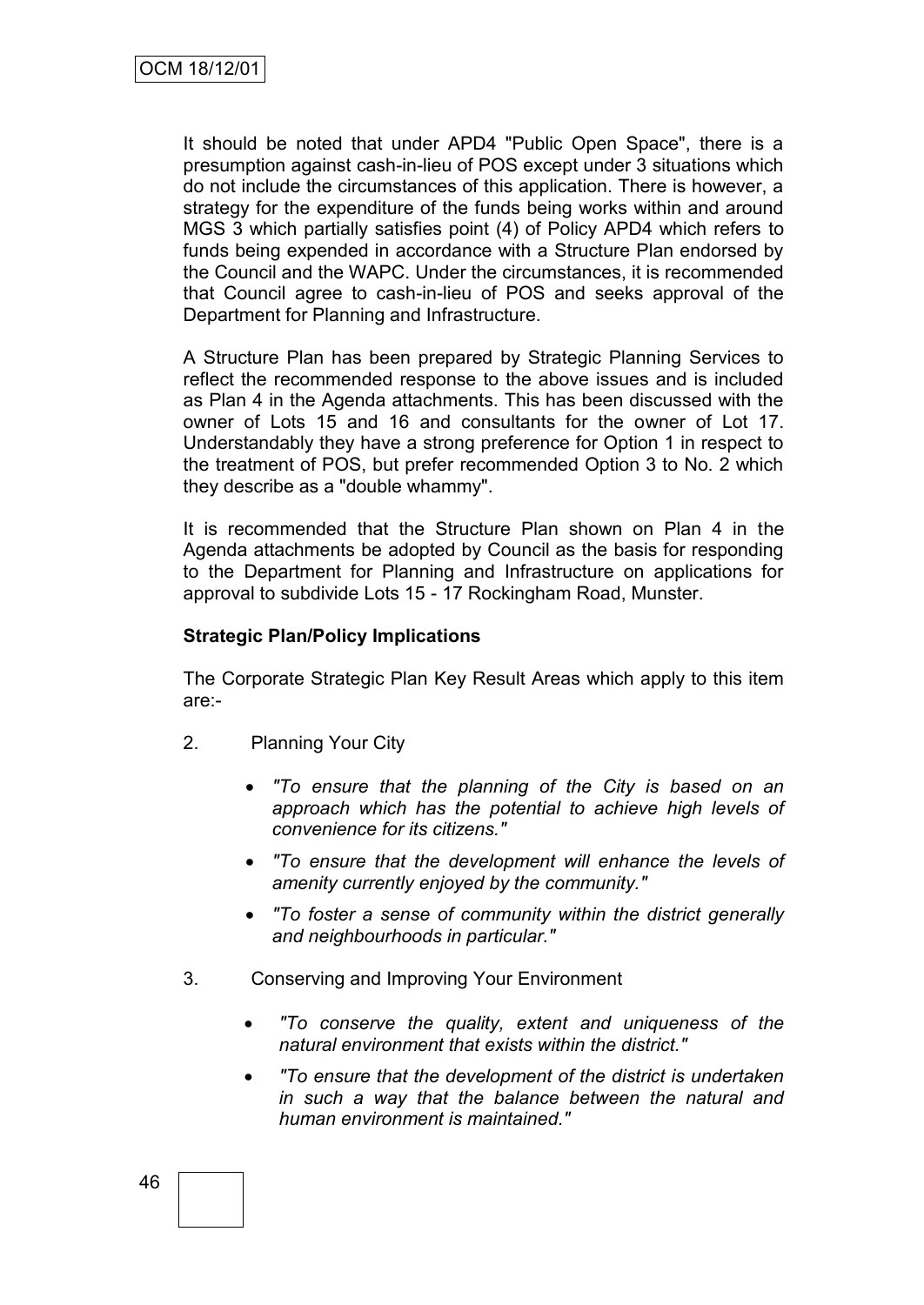It should be noted that under APD4 "Public Open Space", there is a presumption against cash-in-lieu of POS except under 3 situations which do not include the circumstances of this application. There is however, a strategy for the expenditure of the funds being works within and around MGS 3 which partially satisfies point (4) of Policy APD4 which refers to funds being expended in accordance with a Structure Plan endorsed by the Council and the WAPC. Under the circumstances, it is recommended that Council agree to cash-in-lieu of POS and seeks approval of the Department for Planning and Infrastructure.

A Structure Plan has been prepared by Strategic Planning Services to reflect the recommended response to the above issues and is included as Plan 4 in the Agenda attachments. This has been discussed with the owner of Lots 15 and 16 and consultants for the owner of Lot 17. Understandably they have a strong preference for Option 1 in respect to the treatment of POS, but prefer recommended Option 3 to No. 2 which they describe as a "double whammy".

It is recommended that the Structure Plan shown on Plan 4 in the Agenda attachments be adopted by Council as the basis for responding to the Department for Planning and Infrastructure on applications for approval to subdivide Lots 15 - 17 Rockingham Road, Munster.

**Strategic Plan/Policy Implications**

The Corporate Strategic Plan Key Result Areas which apply to this item are:-

2. Planning Your City

    - *"To ensure that the planning of the City is based on an approach which has the potential to achieve high levels of convenience for its citizens."*
    - *"To ensure that the development will enhance the levels of amenity currently enjoyed by the community."*
    - *"To foster a sense of community within the district generally and neighbourhoods in particular."*

3. Conserving and Improving Your Environment

    - *"To conserve the quality, extent and uniqueness of the natural environment that exists within the district."*
    - *"To ensure that the development of the district is undertaken in such a way that the balance between the natural and human environment is maintained."*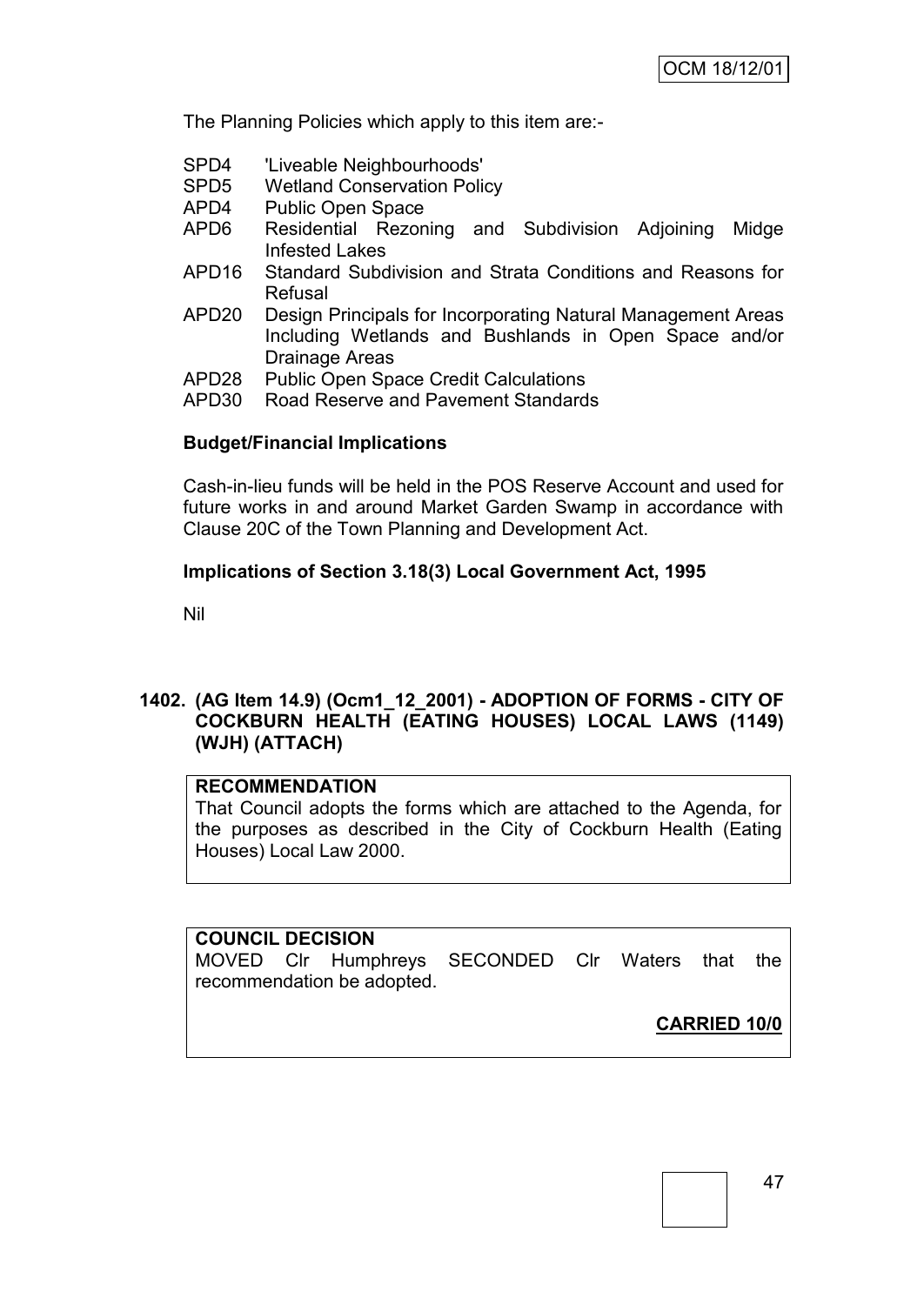The Planning Policies which apply to this item are:-

| | |
|---|---|
| SPD4 | 'Liveable Neighbourhoods' |
| SPD5 | Wetland Conservation Policy |
| APD4 | Public Open Space |
| APD6 | Residential Rezoning and Subdivision Adjoining Midge Infested Lakes |
| APD16 | Standard Subdivision and Strata Conditions and Reasons for Refusal |
| APD20 | Design Principals for Incorporating Natural Management Areas Including Wetlands and Bushlands in Open Space and/or Drainage Areas |
| APD28 | Public Open Space Credit Calculations |
| APD30 | Road Reserve and Pavement Standards |

**Budget/Financial Implications**

Cash-in-lieu funds will be held in the POS Reserve Account and used for future works in and around Market Garden Swamp in accordance with Clause 20C of the Town Planning and Development Act.

**Implications of Section 3.18(3) Local Government Act, 1995**

Nil

## 1402. (AG Item 14.9) (Ocm1_12_2001) - ADOPTION OF FORMS - CITY OF COCKBURN HEALTH (EATING HOUSES) LOCAL LAWS (1149) (WJH) (ATTACH)

**RECOMMENDATION**

That Council adopts the forms which are attached to the Agenda, for the purposes as described in the City of Cockburn Health (Eating Houses) Local Law 2000.

**COUNCIL DECISION**

MOVED Clr Humphreys SECONDED Clr Waters that the recommendation be adopted.

**CARRIED 10/0**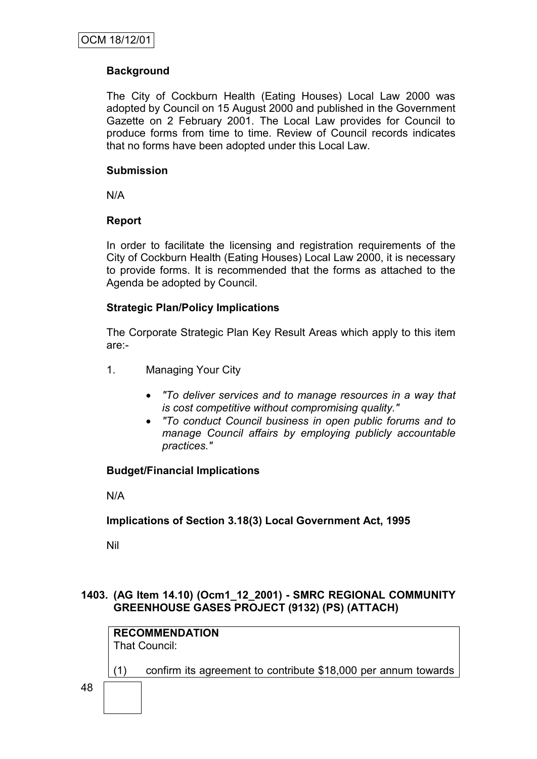**Background**

The City of Cockburn Health (Eating Houses) Local Law 2000 was adopted by Council on 15 August 2000 and published in the Government Gazette on 2 February 2001. The Local Law provides for Council to produce forms from time to time. Review of Council records indicates that no forms have been adopted under this Local Law.

**Submission**

N/A

**Report**

In order to facilitate the licensing and registration requirements of the City of Cockburn Health (Eating Houses) Local Law 2000, it is necessary to provide forms. It is recommended that the forms as attached to the Agenda be adopted by Council.

**Strategic Plan/Policy Implications**

The Corporate Strategic Plan Key Result Areas which apply to this item are:-

1. Managing Your City

   - *"To deliver services and to manage resources in a way that is cost competitive without compromising quality."*
   - *"To conduct Council business in open public forums and to manage Council affairs by employing publicly accountable practices."*

**Budget/Financial Implications**

N/A

**Implications of Section 3.18(3) Local Government Act, 1995**

Nil

### 1403. (AG Item 14.10) (Ocm1_12_2001) - SMRC REGIONAL COMMUNITY GREENHOUSE GASES PROJECT (9132) (PS) (ATTACH)

**RECOMMENDATION**
That Council:

(1) confirm its agreement to contribute $18,000 per annum towards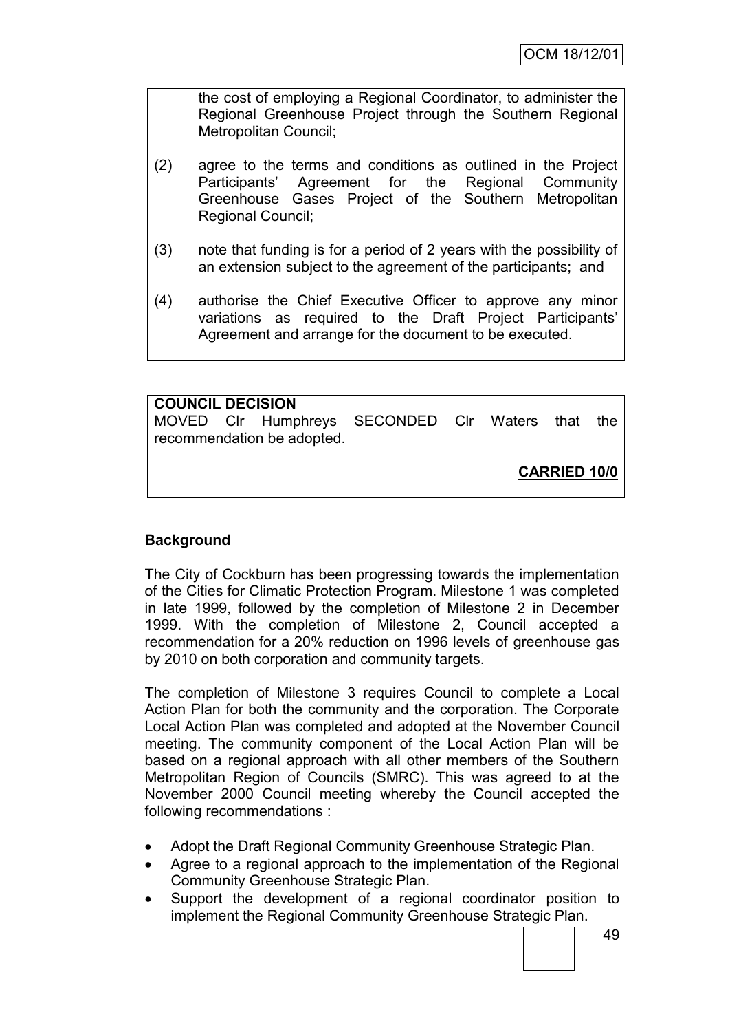the cost of employing a Regional Coordinator, to administer the Regional Greenhouse Project through the Southern Regional Metropolitan Council;

(2) agree to the terms and conditions as outlined in the Project Participants' Agreement for the Regional Community Greenhouse Gases Project of the Southern Metropolitan Regional Council;

(3) note that funding is for a period of 2 years with the possibility of an extension subject to the agreement of the participants; and

(4) authorise the Chief Executive Officer to approve any minor variations as required to the Draft Project Participants' Agreement and arrange for the document to be executed.

**COUNCIL DECISION**
MOVED Clr Humphreys SECONDED Clr Waters that the recommendation be adopted.

**CARRIED 10/0**

**Background**

The City of Cockburn has been progressing towards the implementation of the Cities for Climatic Protection Program. Milestone 1 was completed in late 1999, followed by the completion of Milestone 2 in December 1999. With the completion of Milestone 2, Council accepted a recommendation for a 20% reduction on 1996 levels of greenhouse gas by 2010 on both corporation and community targets.

The completion of Milestone 3 requires Council to complete a Local Action Plan for both the community and the corporation. The Corporate Local Action Plan was completed and adopted at the November Council meeting. The community component of the Local Action Plan will be based on a regional approach with all other members of the Southern Metropolitan Region of Councils (SMRC). This was agreed to at the November 2000 Council meeting whereby the Council accepted the following recommendations :

- Adopt the Draft Regional Community Greenhouse Strategic Plan.
- Agree to a regional approach to the implementation of the Regional Community Greenhouse Strategic Plan.
- Support the development of a regional coordinator position to implement the Regional Community Greenhouse Strategic Plan.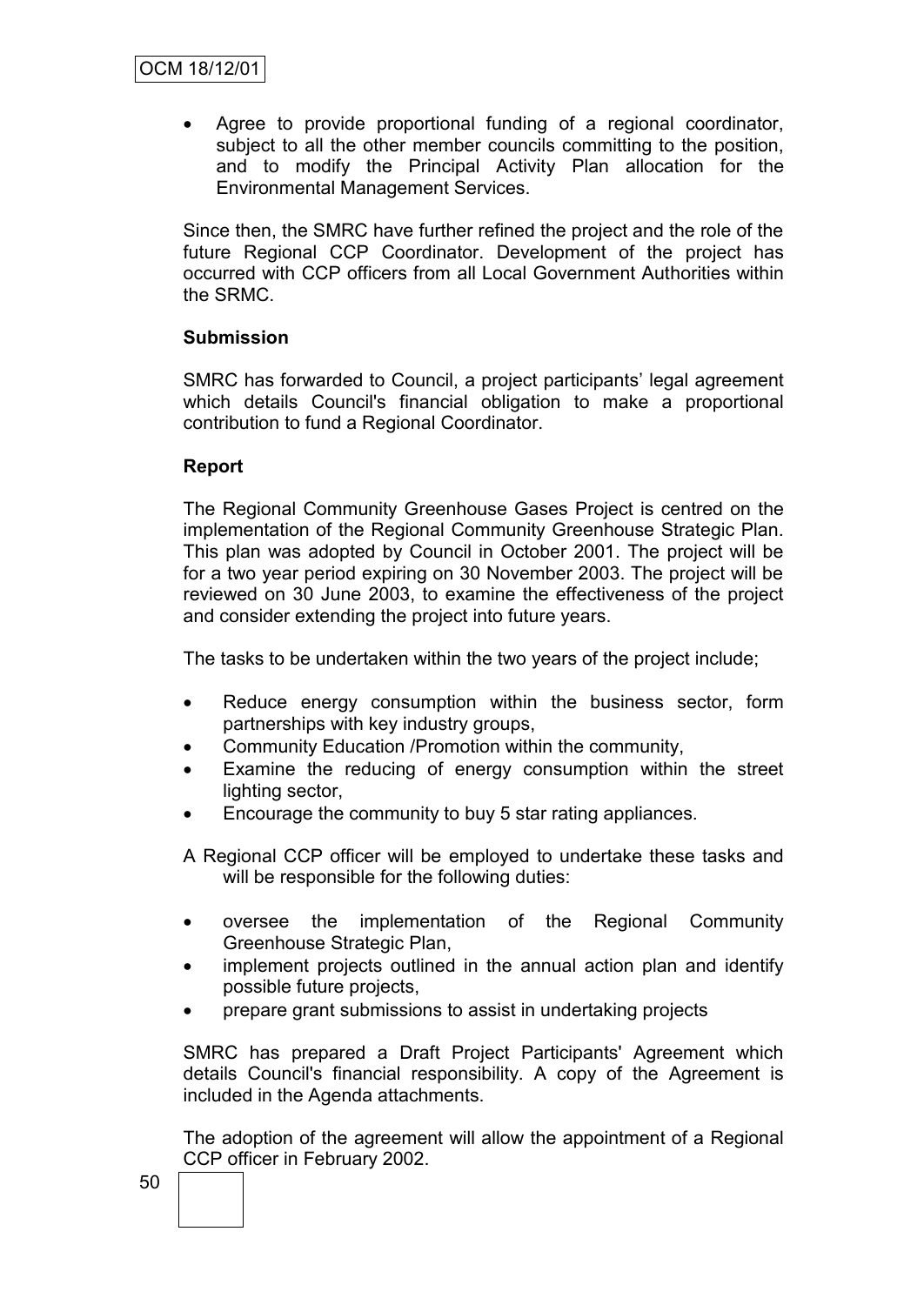- Agree to provide proportional funding of a regional coordinator, subject to all the other member councils committing to the position, and to modify the Principal Activity Plan allocation for the Environmental Management Services.

Since then, the SMRC have further refined the project and the role of the future Regional CCP Coordinator. Development of the project has occurred with CCP officers from all Local Government Authorities within the SRMC.

**Submission**

SMRC has forwarded to Council, a project participants' legal agreement which details Council's financial obligation to make a proportional contribution to fund a Regional Coordinator.

**Report**

The Regional Community Greenhouse Gases Project is centred on the implementation of the Regional Community Greenhouse Strategic Plan. This plan was adopted by Council in October 2001. The project will be for a two year period expiring on 30 November 2003. The project will be reviewed on 30 June 2003, to examine the effectiveness of the project and consider extending the project into future years.

The tasks to be undertaken within the two years of the project include;

- Reduce energy consumption within the business sector, form partnerships with key industry groups,
- Community Education /Promotion within the community,
- Examine the reducing of energy consumption within the street lighting sector,
- Encourage the community to buy 5 star rating appliances.

A Regional CCP officer will be employed to undertake these tasks and will be responsible for the following duties:

- oversee the implementation of the Regional Community Greenhouse Strategic Plan,
- implement projects outlined in the annual action plan and identify possible future projects,
- prepare grant submissions to assist in undertaking projects

SMRC has prepared a Draft Project Participants' Agreement which details Council's financial responsibility. A copy of the Agreement is included in the Agenda attachments.

The adoption of the agreement will allow the appointment of a Regional CCP officer in February 2002.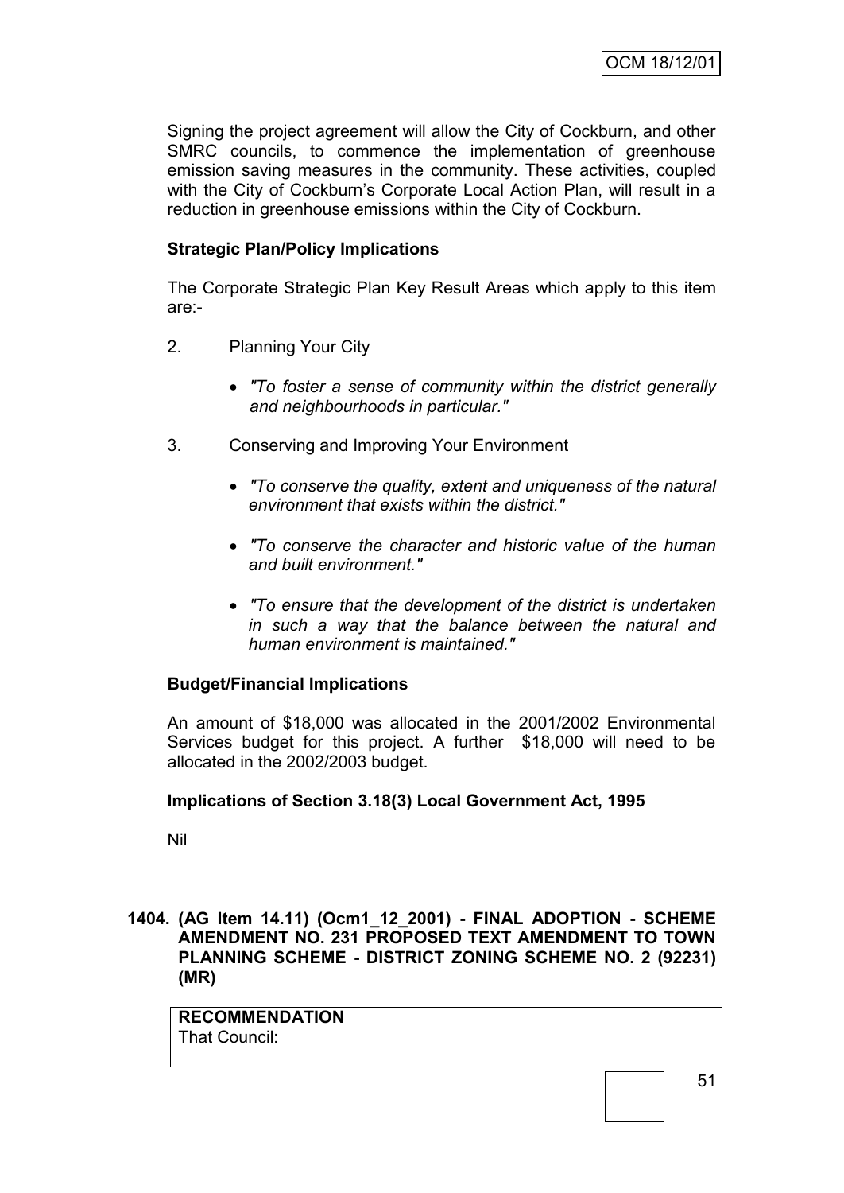Signing the project agreement will allow the City of Cockburn, and other SMRC councils, to commence the implementation of greenhouse emission saving measures in the community. These activities, coupled with the City of Cockburn's Corporate Local Action Plan, will result in a reduction in greenhouse emissions within the City of Cockburn.

**Strategic Plan/Policy Implications**

The Corporate Strategic Plan Key Result Areas which apply to this item are:-

2. Planning Your City

   - *"To foster a sense of community within the district generally and neighbourhoods in particular."*

3. Conserving and Improving Your Environment

   - *"To conserve the quality, extent and uniqueness of the natural environment that exists within the district."*
   - *"To conserve the character and historic value of the human and built environment."*
   - *"To ensure that the development of the district is undertaken in such a way that the balance between the natural and human environment is maintained."*

**Budget/Financial Implications**

An amount of $18,000 was allocated in the 2001/2002 Environmental Services budget for this project. A further $18,000 will need to be allocated in the 2002/2003 budget.

**Implications of Section 3.18(3) Local Government Act, 1995**

Nil

**1404. (AG Item 14.11) (Ocm1_12_2001) - FINAL ADOPTION - SCHEME AMENDMENT NO. 231 PROPOSED TEXT AMENDMENT TO TOWN PLANNING SCHEME - DISTRICT ZONING SCHEME NO. 2 (92231) (MR)**

**RECOMMENDATION**
That Council: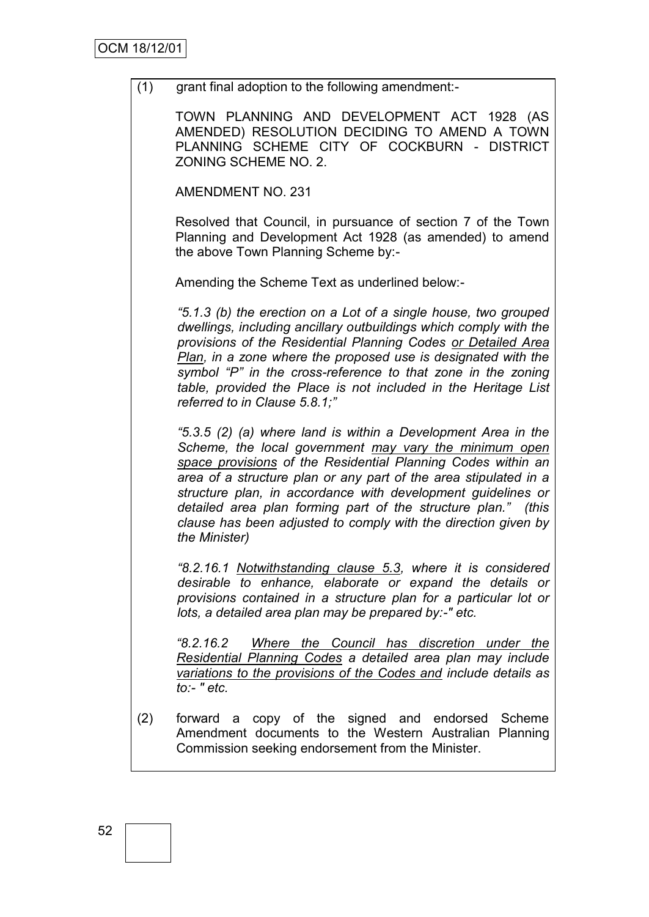(1) grant final adoption to the following amendment:-

TOWN PLANNING AND DEVELOPMENT ACT 1928 (AS AMENDED) RESOLUTION DECIDING TO AMEND A TOWN PLANNING SCHEME CITY OF COCKBURN - DISTRICT ZONING SCHEME NO. 2.

AMENDMENT NO. 231

Resolved that Council, in pursuance of section 7 of the Town Planning and Development Act 1928 (as amended) to amend the above Town Planning Scheme by:-

Amending the Scheme Text as underlined below:-

*"5.1.3 (b) the erection on a Lot of a single house, two grouped dwellings, including ancillary outbuildings which comply with the provisions of the Residential Planning Codes <u>or Detailed Area Plan</u>, in a zone where the proposed use is designated with the symbol "P" in the cross-reference to that zone in the zoning table, provided the Place is not included in the Heritage List referred to in Clause 5.8.1;"*

*"5.3.5 (2) (a) where land is within a Development Area in the Scheme, the local government <u>may vary the minimum open space provisions</u> of the Residential Planning Codes within an area of a structure plan or any part of the area stipulated in a structure plan, in accordance with development guidelines or detailed area plan forming part of the structure plan." (this clause has been adjusted to comply with the direction given by the Minister)*

*"8.2.16.1 <u>Notwithstanding clause 5.3</u>, where it is considered desirable to enhance, elaborate or expand the details or provisions contained in a structure plan for a particular lot or lots, a detailed area plan may be prepared by:-" etc.*

*"8.2.16.2 <u>Where the Council has discretion under the Residential Planning Codes</u> a detailed area plan may include <u>variations to the provisions of the Codes and</u> include details as to:- " etc.*

(2) forward a copy of the signed and endorsed Scheme Amendment documents to the Western Australian Planning Commission seeking endorsement from the Minister.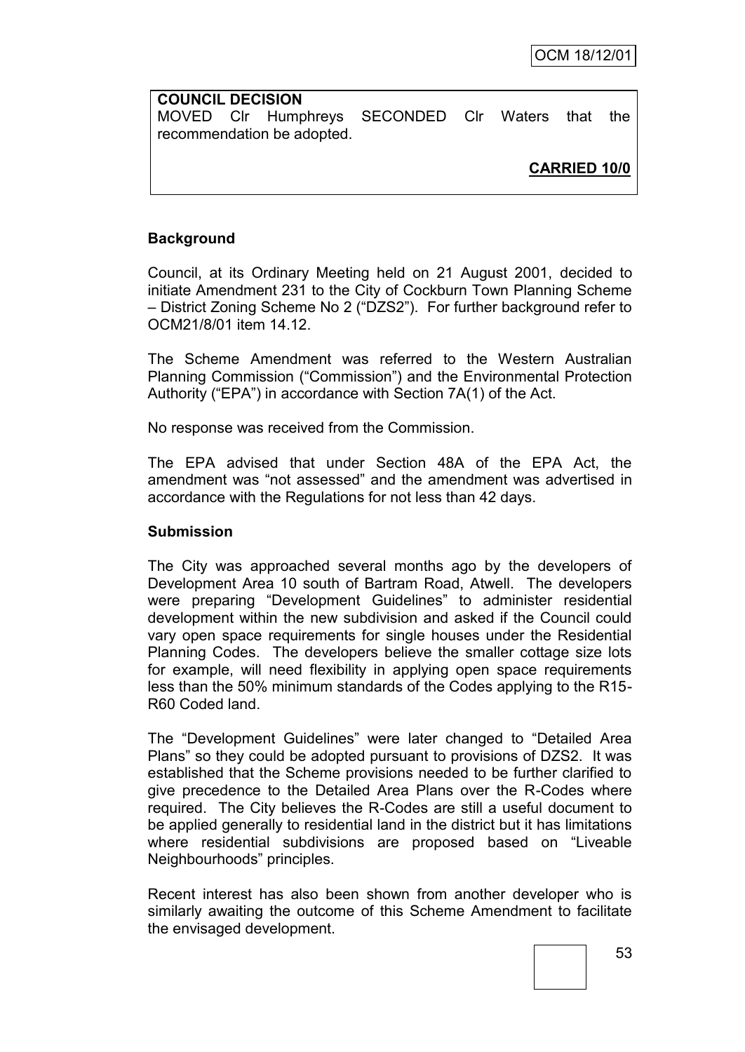**COUNCIL DECISION**
MOVED Clr Humphreys SECONDED Clr Waters that the recommendation be adopted.

**CARRIED 10/0**

**Background**

Council, at its Ordinary Meeting held on 21 August 2001, decided to initiate Amendment 231 to the City of Cockburn Town Planning Scheme – District Zoning Scheme No 2 ("DZS2"). For further background refer to OCM21/8/01 item 14.12.

The Scheme Amendment was referred to the Western Australian Planning Commission ("Commission") and the Environmental Protection Authority ("EPA") in accordance with Section 7A(1) of the Act.

No response was received from the Commission.

The EPA advised that under Section 48A of the EPA Act, the amendment was "not assessed" and the amendment was advertised in accordance with the Regulations for not less than 42 days.

**Submission**

The City was approached several months ago by the developers of Development Area 10 south of Bartram Road, Atwell. The developers were preparing "Development Guidelines" to administer residential development within the new subdivision and asked if the Council could vary open space requirements for single houses under the Residential Planning Codes. The developers believe the smaller cottage size lots for example, will need flexibility in applying open space requirements less than the 50% minimum standards of the Codes applying to the R15-R60 Coded land.

The "Development Guidelines" were later changed to "Detailed Area Plans" so they could be adopted pursuant to provisions of DZS2. It was established that the Scheme provisions needed to be further clarified to give precedence to the Detailed Area Plans over the R-Codes where required. The City believes the R-Codes are still a useful document to be applied generally to residential land in the district but it has limitations where residential subdivisions are proposed based on "Liveable Neighbourhoods" principles.

Recent interest has also been shown from another developer who is similarly awaiting the outcome of this Scheme Amendment to facilitate the envisaged development.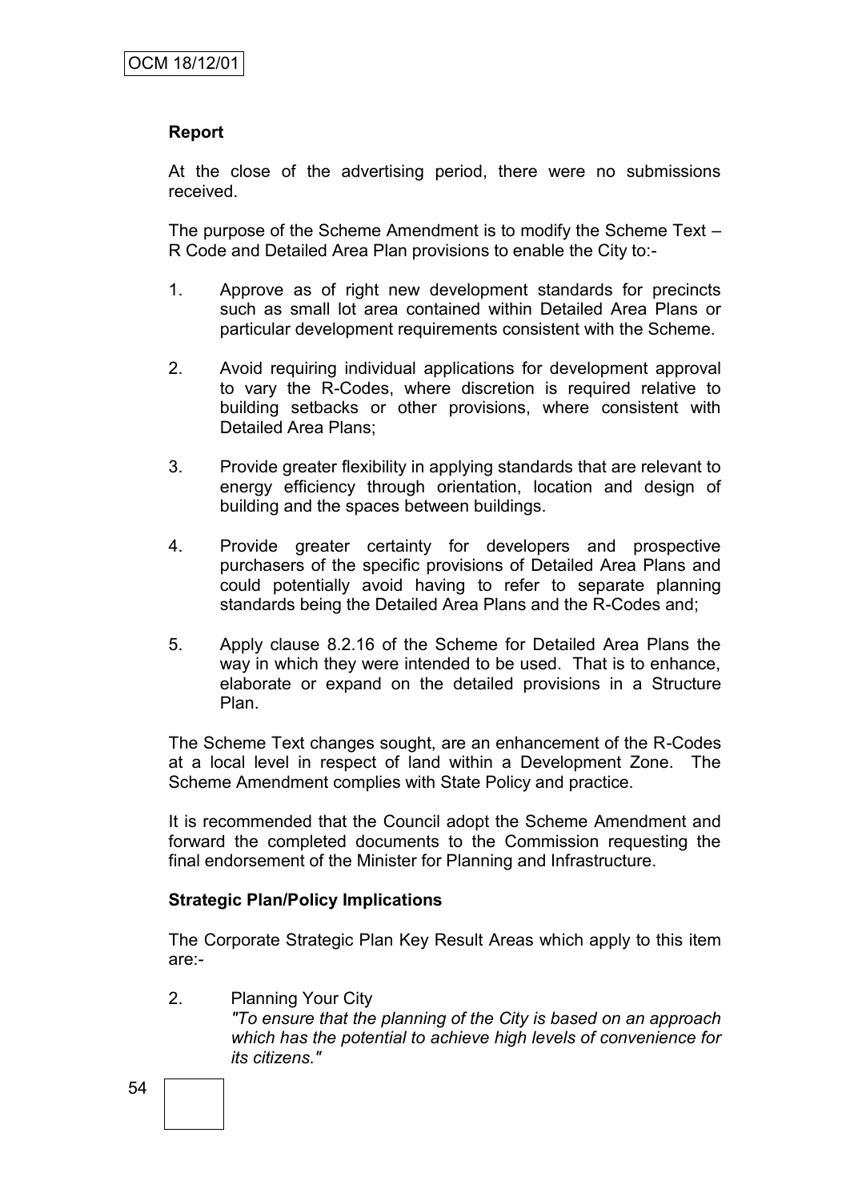**Report**

At the close of the advertising period, there were no submissions received.

The purpose of the Scheme Amendment is to modify the Scheme Text – R Code and Detailed Area Plan provisions to enable the City to:-

1. Approve as of right new development standards for precincts such as small lot area contained within Detailed Area Plans or particular development requirements consistent with the Scheme.

2. Avoid requiring individual applications for development approval to vary the R-Codes, where discretion is required relative to building setbacks or other provisions, where consistent with Detailed Area Plans;

3. Provide greater flexibility in applying standards that are relevant to energy efficiency through orientation, location and design of building and the spaces between buildings.

4. Provide greater certainty for developers and prospective purchasers of the specific provisions of Detailed Area Plans and could potentially avoid having to refer to separate planning standards being the Detailed Area Plans and the R-Codes and;

5. Apply clause 8.2.16 of the Scheme for Detailed Area Plans the way in which they were intended to be used. That is to enhance, elaborate or expand on the detailed provisions in a Structure Plan.

The Scheme Text changes sought, are an enhancement of the R-Codes at a local level in respect of land within a Development Zone. The Scheme Amendment complies with State Policy and practice.

It is recommended that the Council adopt the Scheme Amendment and forward the completed documents to the Commission requesting the final endorsement of the Minister for Planning and Infrastructure.

**Strategic Plan/Policy Implications**

The Corporate Strategic Plan Key Result Areas which apply to this item are:-

2. Planning Your City
   *"To ensure that the planning of the City is based on an approach which has the potential to achieve high levels of convenience for its citizens."*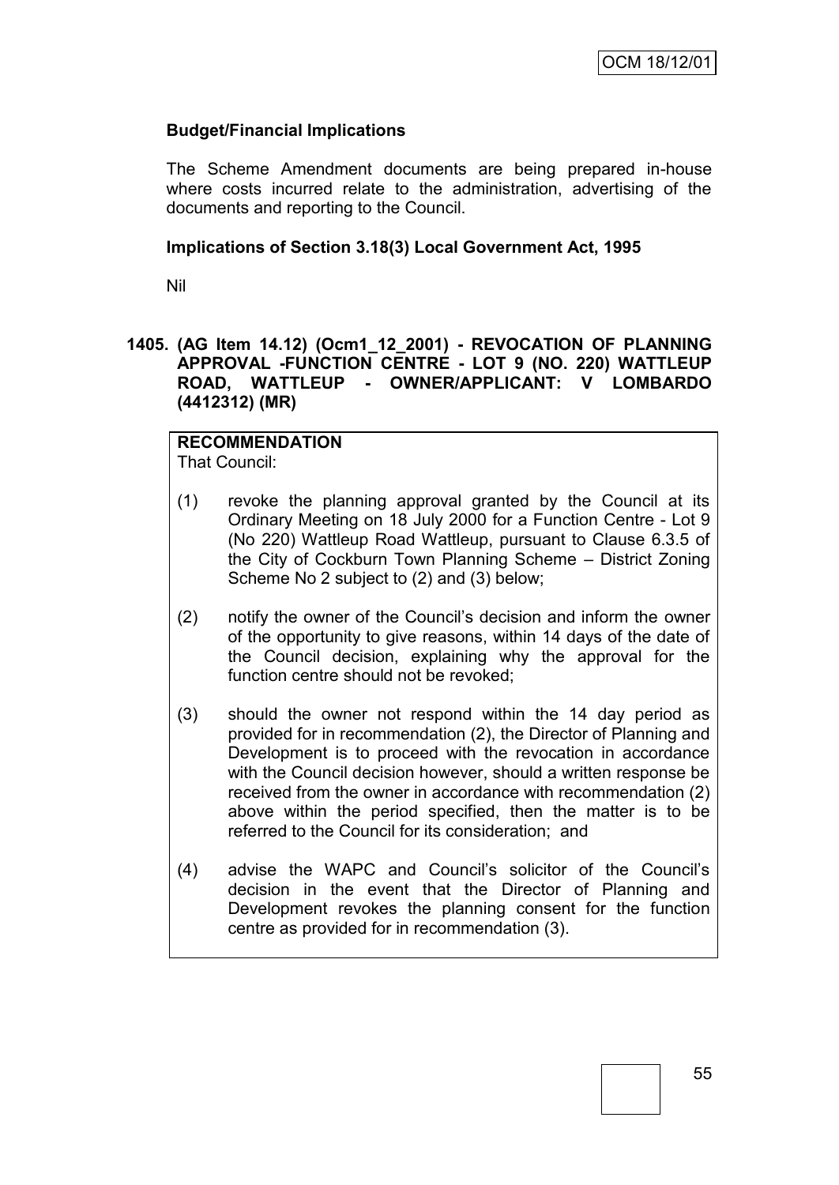**Budget/Financial Implications**

The Scheme Amendment documents are being prepared in-house where costs incurred relate to the administration, advertising of the documents and reporting to the Council.

**Implications of Section 3.18(3) Local Government Act, 1995**

Nil

**1405. (AG Item 14.12) (Ocm1_12_2001) - REVOCATION OF PLANNING APPROVAL -FUNCTION CENTRE - LOT 9 (NO. 220) WATTLEUP ROAD, WATTLEUP - OWNER/APPLICANT: V LOMBARDO (4412312) (MR)**

**RECOMMENDATION**
That Council:

(1) revoke the planning approval granted by the Council at its Ordinary Meeting on 18 July 2000 for a Function Centre - Lot 9 (No 220) Wattleup Road Wattleup, pursuant to Clause 6.3.5 of the City of Cockburn Town Planning Scheme – District Zoning Scheme No 2 subject to (2) and (3) below;

(2) notify the owner of the Council's decision and inform the owner of the opportunity to give reasons, within 14 days of the date of the Council decision, explaining why the approval for the function centre should not be revoked;

(3) should the owner not respond within the 14 day period as provided for in recommendation (2), the Director of Planning and Development is to proceed with the revocation in accordance with the Council decision however, should a written response be received from the owner in accordance with recommendation (2) above within the period specified, then the matter is to be referred to the Council for its consideration; and

(4) advise the WAPC and Council's solicitor of the Council's decision in the event that the Director of Planning and Development revokes the planning consent for the function centre as provided for in recommendation (3).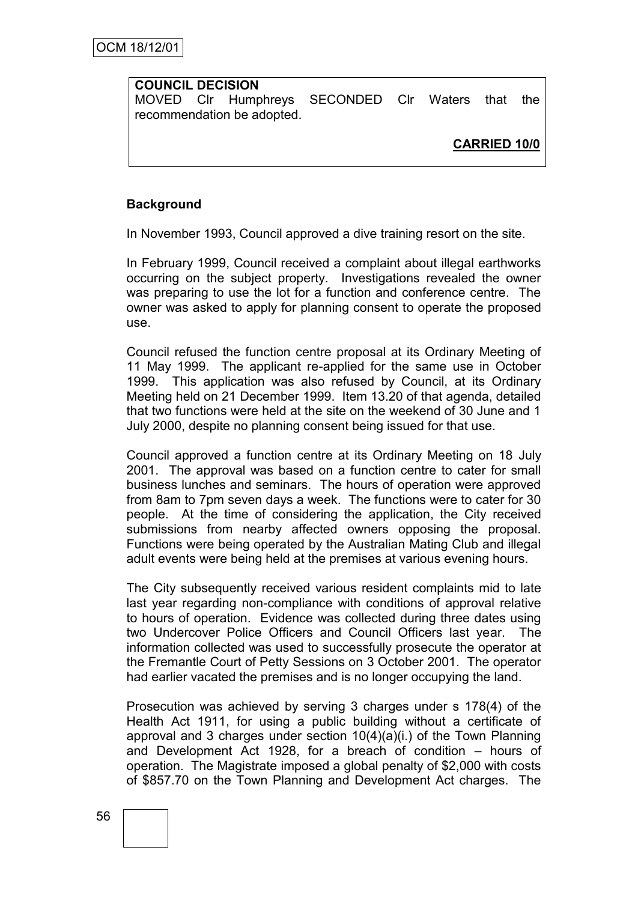**COUNCIL DECISION**

MOVED Clr Humphreys SECONDED Clr Waters that the recommendation be adopted.

**CARRIED 10/0**

**Background**

In November 1993, Council approved a dive training resort on the site.

In February 1999, Council received a complaint about illegal earthworks occurring on the subject property. Investigations revealed the owner was preparing to use the lot for a function and conference centre. The owner was asked to apply for planning consent to operate the proposed use.

Council refused the function centre proposal at its Ordinary Meeting of 11 May 1999. The applicant re-applied for the same use in October 1999. This application was also refused by Council, at its Ordinary Meeting held on 21 December 1999. Item 13.20 of that agenda, detailed that two functions were held at the site on the weekend of 30 June and 1 July 2000, despite no planning consent being issued for that use.

Council approved a function centre at its Ordinary Meeting on 18 July 2001. The approval was based on a function centre to cater for small business lunches and seminars. The hours of operation were approved from 8am to 7pm seven days a week. The functions were to cater for 30 people. At the time of considering the application, the City received submissions from nearby affected owners opposing the proposal. Functions were being operated by the Australian Mating Club and illegal adult events were being held at the premises at various evening hours.

The City subsequently received various resident complaints mid to late last year regarding non-compliance with conditions of approval relative to hours of operation. Evidence was collected during three dates using two Undercover Police Officers and Council Officers last year. The information collected was used to successfully prosecute the operator at the Fremantle Court of Petty Sessions on 3 October 2001. The operator had earlier vacated the premises and is no longer occupying the land.

Prosecution was achieved by serving 3 charges under s 178(4) of the Health Act 1911, for using a public building without a certificate of approval and 3 charges under section 10(4)(a)(i.) of the Town Planning and Development Act 1928, for a breach of condition – hours of operation. The Magistrate imposed a global penalty of $2,000 with costs of $857.70 on the Town Planning and Development Act charges. The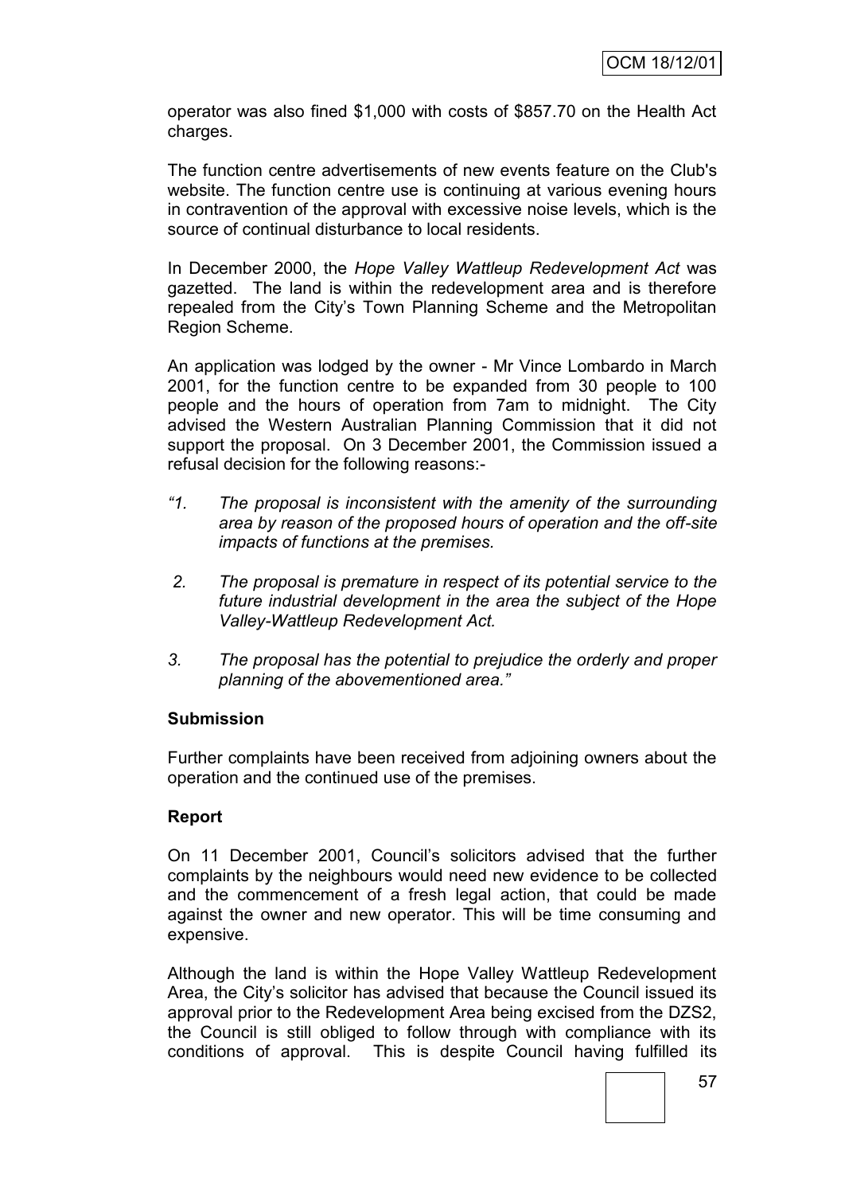operator was also fined $1,000 with costs of $857.70 on the Health Act charges.

The function centre advertisements of new events feature on the Club's website. The function centre use is continuing at various evening hours in contravention of the approval with excessive noise levels, which is the source of continual disturbance to local residents.

In December 2000, the *Hope Valley Wattleup Redevelopment Act* was gazetted. The land is within the redevelopment area and is therefore repealed from the City's Town Planning Scheme and the Metropolitan Region Scheme.

An application was lodged by the owner - Mr Vince Lombardo in March 2001, for the function centre to be expanded from 30 people to 100 people and the hours of operation from 7am to midnight. The City advised the Western Australian Planning Commission that it did not support the proposal. On 3 December 2001, the Commission issued a refusal decision for the following reasons:-

*"1. The proposal is inconsistent with the amenity of the surrounding area by reason of the proposed hours of operation and the off-site impacts of functions at the premises.*

*2. The proposal is premature in respect of its potential service to the future industrial development in the area the subject of the Hope Valley-Wattleup Redevelopment Act.*

*3. The proposal has the potential to prejudice the orderly and proper planning of the abovementioned area."*

**Submission**

Further complaints have been received from adjoining owners about the operation and the continued use of the premises.

**Report**

On 11 December 2001, Council's solicitors advised that the further complaints by the neighbours would need new evidence to be collected and the commencement of a fresh legal action, that could be made against the owner and new operator. This will be time consuming and expensive.

Although the land is within the Hope Valley Wattleup Redevelopment Area, the City's solicitor has advised that because the Council issued its approval prior to the Redevelopment Area being excised from the DZS2, the Council is still obliged to follow through with compliance with its conditions of approval. This is despite Council having fulfilled its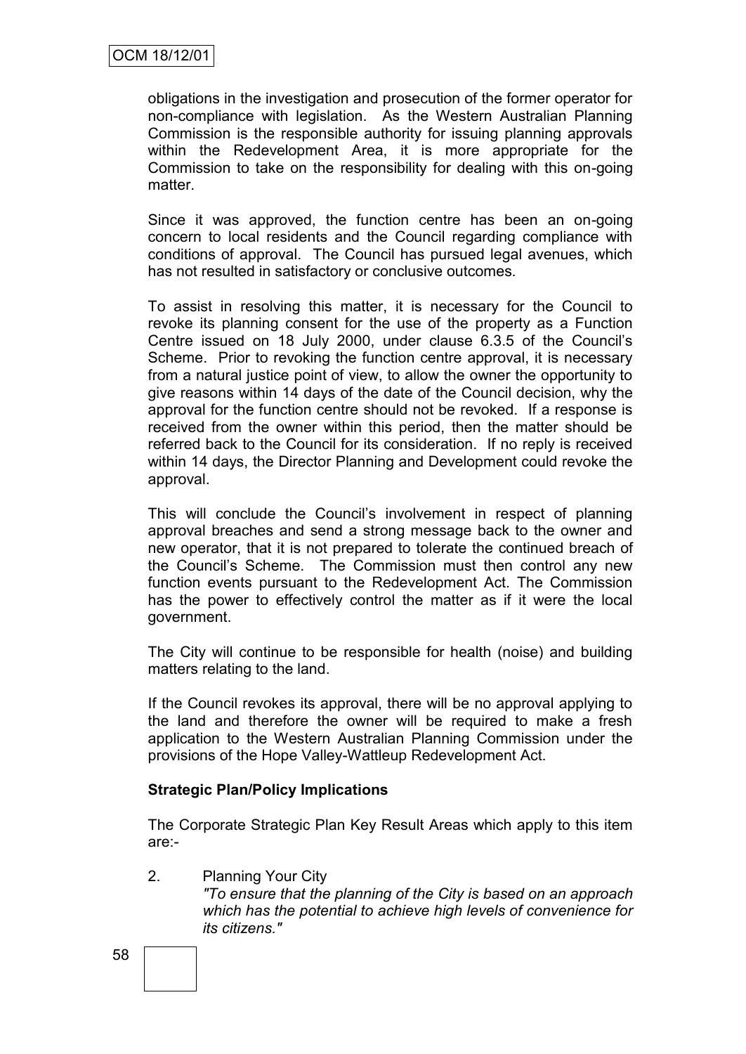obligations in the investigation and prosecution of the former operator for non-compliance with legislation. As the Western Australian Planning Commission is the responsible authority for issuing planning approvals within the Redevelopment Area, it is more appropriate for the Commission to take on the responsibility for dealing with this on-going matter.

Since it was approved, the function centre has been an on-going concern to local residents and the Council regarding compliance with conditions of approval. The Council has pursued legal avenues, which has not resulted in satisfactory or conclusive outcomes.

To assist in resolving this matter, it is necessary for the Council to revoke its planning consent for the use of the property as a Function Centre issued on 18 July 2000, under clause 6.3.5 of the Council's Scheme. Prior to revoking the function centre approval, it is necessary from a natural justice point of view, to allow the owner the opportunity to give reasons within 14 days of the date of the Council decision, why the approval for the function centre should not be revoked. If a response is received from the owner within this period, then the matter should be referred back to the Council for its consideration. If no reply is received within 14 days, the Director Planning and Development could revoke the approval.

This will conclude the Council's involvement in respect of planning approval breaches and send a strong message back to the owner and new operator, that it is not prepared to tolerate the continued breach of the Council's Scheme. The Commission must then control any new function events pursuant to the Redevelopment Act. The Commission has the power to effectively control the matter as if it were the local government.

The City will continue to be responsible for health (noise) and building matters relating to the land.

If the Council revokes its approval, there will be no approval applying to the land and therefore the owner will be required to make a fresh application to the Western Australian Planning Commission under the provisions of the Hope Valley-Wattleup Redevelopment Act.

**Strategic Plan/Policy Implications**

The Corporate Strategic Plan Key Result Areas which apply to this item are:-

2. Planning Your City
   *"To ensure that the planning of the City is based on an approach which has the potential to achieve high levels of convenience for its citizens."*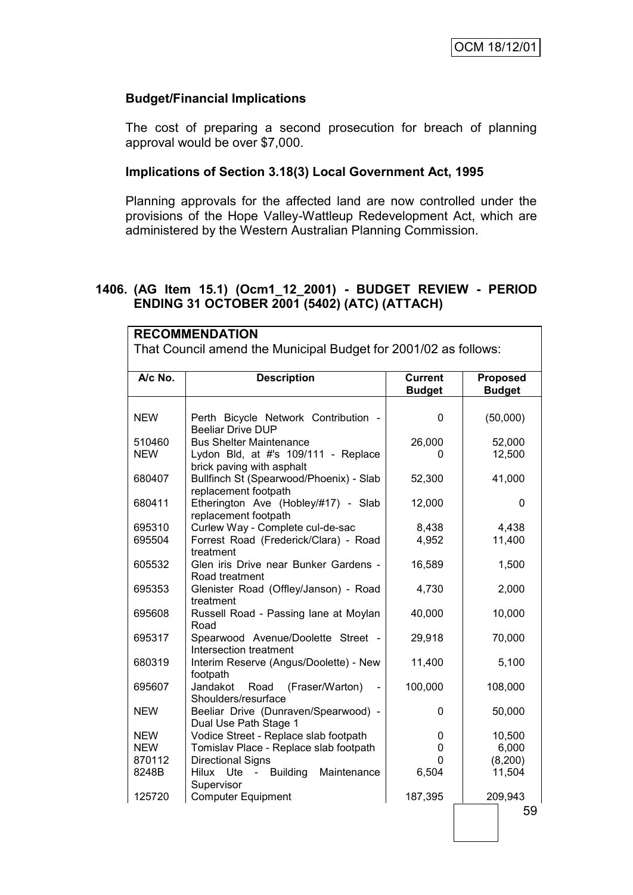### Budget/Financial Implications

The cost of preparing a second prosecution for breach of planning approval would be over $7,000.

### Implications of Section 3.18(3) Local Government Act, 1995

Planning approvals for the affected land are now controlled under the provisions of the Hope Valley-Wattleup Redevelopment Act, which are administered by the Western Australian Planning Commission.

## 1406. (AG Item 15.1) (Ocm1_12_2001) - BUDGET REVIEW - PERIOD ENDING 31 OCTOBER 2001 (5402) (ATC) (ATTACH)

**RECOMMENDATION**

That Council amend the Municipal Budget for 2001/02 as follows:

| A/c No. | Description | Current Budget | Proposed Budget |
|---|---|---|---|
| NEW | Perth Bicycle Network Contribution - Beeliar Drive DUP | 0 | (50,000) |
| 510460 | Bus Shelter Maintenance | 26,000 | 52,000 |
| NEW | Lydon Bld, at #'s 109/111 - Replace brick paving with asphalt | 0 | 12,500 |
| 680407 | Bullfinch St (Spearwood/Phoenix) - Slab replacement footpath | 52,300 | 41,000 |
| 680411 | Etherington Ave (Hobley/#17) - Slab replacement footpath | 12,000 | 0 |
| 695310 | Curlew Way - Complete cul-de-sac | 8,438 | 4,438 |
| 695504 | Forrest Road (Frederick/Clara) - Road treatment | 4,952 | 11,400 |
| 605532 | Glen iris Drive near Bunker Gardens - Road treatment | 16,589 | 1,500 |
| 695353 | Glenister Road (Offley/Janson) - Road treatment | 4,730 | 2,000 |
| 695608 | Russell Road - Passing lane at Moylan Road | 40,000 | 10,000 |
| 695317 | Spearwood Avenue/Doolette Street - Intersection treatment | 29,918 | 70,000 |
| 680319 | Interim Reserve (Angus/Doolette) - New footpath | 11,400 | 5,100 |
| 695607 | Jandakot Road (Fraser/Warton) - Shoulders/resurface | 100,000 | 108,000 |
| NEW | Beeliar Drive (Dunraven/Spearwood) - Dual Use Path Stage 1 | 0 | 50,000 |
| NEW | Vodice Street - Replace slab footpath | 0 | 10,500 |
| NEW | Tomislav Place - Replace slab footpath | 0 | 6,000 |
| 870112 | Directional Signs | 0 | (8,200) |
| 8248B | Hilux Ute - Building Maintenance Supervisor | 6,504 | 11,504 |
| 125720 | Computer Equipment | 187,395 | 209,943 |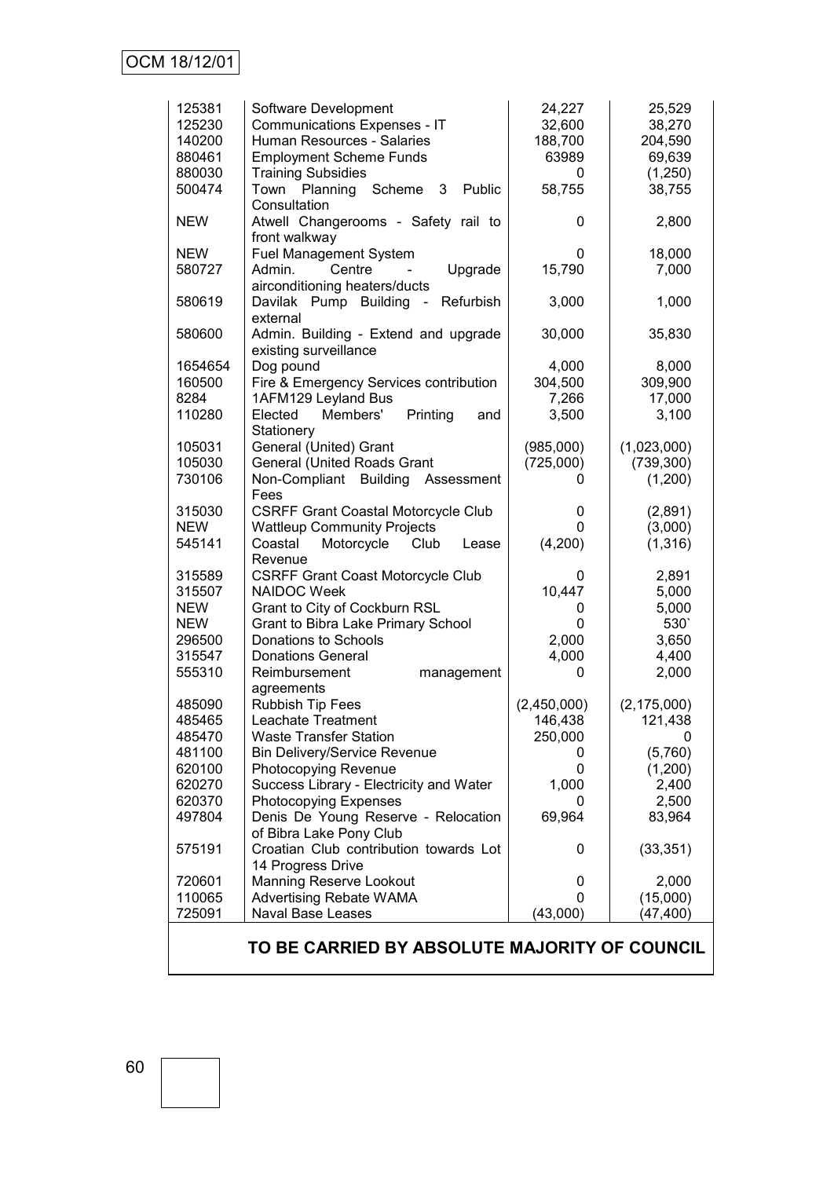| | | | |
|---|---|---|---|
| 125381 | Software Development | 24,227 | 25,529 |
| 125230 | Communications Expenses - IT | 32,600 | 38,270 |
| 140200 | Human Resources - Salaries | 188,700 | 204,590 |
| 880461 | Employment Scheme Funds | 63989 | 69,639 |
| 880030 | Training Subsidies | 0 | (1,250) |
| 500474 | Town Planning Scheme 3 Public Consultation | 58,755 | 38,755 |
| NEW | Atwell Changerooms - Safety rail to front walkway | 0 | 2,800 |
| NEW | Fuel Management System | 0 | 18,000 |
| 580727 | Admin. Centre - Upgrade airconditioning heaters/ducts | 15,790 | 7,000 |
| 580619 | Davilak Pump Building - Refurbish external | 3,000 | 1,000 |
| 580600 | Admin. Building - Extend and upgrade existing surveillance | 30,000 | 35,830 |
| 1654654 | Dog pound | 4,000 | 8,000 |
| 160500 | Fire & Emergency Services contribution | 304,500 | 309,900 |
| 8284 | 1AFM129 Leyland Bus | 7,266 | 17,000 |
| 110280 | Elected Members' Printing and Stationery | 3,500 | 3,100 |
| 105031 | General (United) Grant | (985,000) | (1,023,000) |
| 105030 | General (United Roads Grant | (725,000) | (739,300) |
| 730106 | Non-Compliant Building Assessment Fees | 0 | (1,200) |
| 315030 | CSRFF Grant Coastal Motorcycle Club | 0 | (2,891) |
| NEW | Wattleup Community Projects | 0 | (3,000) |
| 545141 | Coastal Motorcycle Club Lease Revenue | (4,200) | (1,316) |
| 315589 | CSRFF Grant Coast Motorcycle Club | 0 | 2,891 |
| 315507 | NAIDOC Week | 10,447 | 5,000 |
| NEW | Grant to City of Cockburn RSL | 0 | 5,000 |
| NEW | Grant to Bibra Lake Primary School | 0 | 530` |
| 296500 | Donations to Schools | 2,000 | 3,650 |
| 315547 | Donations General | 4,000 | 4,400 |
| 555310 | Reimbursement management agreements | 0 | 2,000 |
| 485090 | Rubbish Tip Fees | (2,450,000) | (2,175,000) |
| 485465 | Leachate Treatment | 146,438 | 121,438 |
| 485470 | Waste Transfer Station | 250,000 | 0 |
| 481100 | Bin Delivery/Service Revenue | 0 | (5,760) |
| 620100 | Photocopying Revenue | 0 | (1,200) |
| 620270 | Success Library - Electricity and Water | 1,000 | 2,400 |
| 620370 | Photocopying Expenses | 0 | 2,500 |
| 497804 | Denis De Young Reserve - Relocation of Bibra Lake Pony Club | 69,964 | 83,964 |
| 575191 | Croatian Club contribution towards Lot 14 Progress Drive | 0 | (33,351) |
| 720601 | Manning Reserve Lookout | 0 | 2,000 |
| 110065 | Advertising Rebate WAMA | 0 | (15,000) |
| 725091 | Naval Base Leases | (43,000) | (47,400) |

**TO BE CARRIED BY ABSOLUTE MAJORITY OF COUNCIL**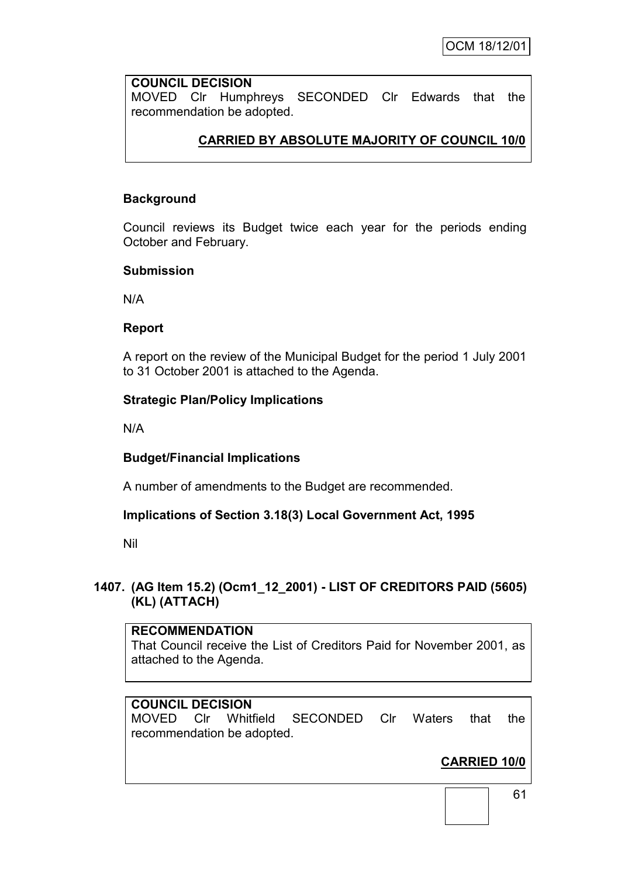**COUNCIL DECISION**
MOVED Clr Humphreys SECONDED Clr Edwards that the recommendation be adopted.

**CARRIED BY ABSOLUTE MAJORITY OF COUNCIL 10/0**

**Background**

Council reviews its Budget twice each year for the periods ending October and February.

**Submission**

N/A

**Report**

A report on the review of the Municipal Budget for the period 1 July 2001 to 31 October 2001 is attached to the Agenda.

**Strategic Plan/Policy Implications**

N/A

**Budget/Financial Implications**

A number of amendments to the Budget are recommended.

**Implications of Section 3.18(3) Local Government Act, 1995**

Nil

### 1407. (AG Item 15.2) (Ocm1_12_2001) - LIST OF CREDITORS PAID (5605) (KL) (ATTACH)

**RECOMMENDATION**
That Council receive the List of Creditors Paid for November 2001, as attached to the Agenda.

**COUNCIL DECISION**
MOVED Clr Whitfield SECONDED Clr Waters that the recommendation be adopted.

**CARRIED 10/0**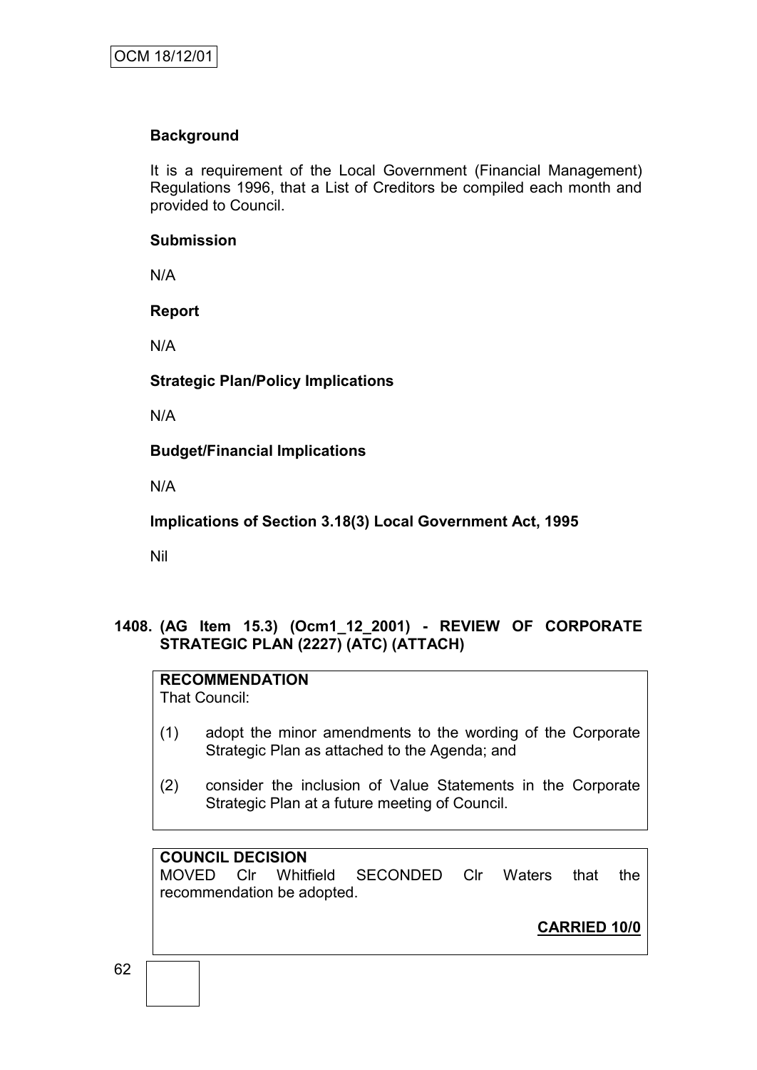**Background**

It is a requirement of the Local Government (Financial Management) Regulations 1996, that a List of Creditors be compiled each month and provided to Council.

**Submission**

N/A

**Report**

N/A

**Strategic Plan/Policy Implications**

N/A

**Budget/Financial Implications**

N/A

**Implications of Section 3.18(3) Local Government Act, 1995**

Nil

**1408. (AG Item 15.3) (Ocm1_12_2001) - REVIEW OF CORPORATE STRATEGIC PLAN (2227) (ATC) (ATTACH)**

**RECOMMENDATION**
That Council:

(1) adopt the minor amendments to the wording of the Corporate Strategic Plan as attached to the Agenda; and

(2) consider the inclusion of Value Statements in the Corporate Strategic Plan at a future meeting of Council.

**COUNCIL DECISION**
MOVED Clr Whitfield SECONDED Clr Waters that the recommendation be adopted.

**CARRIED 10/0**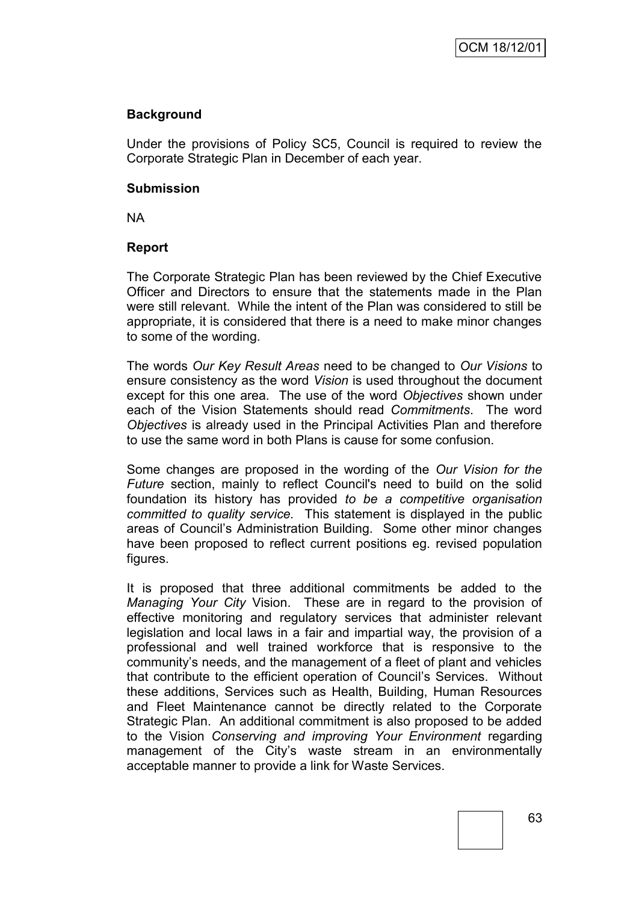**Background**

Under the provisions of Policy SC5, Council is required to review the Corporate Strategic Plan in December of each year.

**Submission**

NA

**Report**

The Corporate Strategic Plan has been reviewed by the Chief Executive Officer and Directors to ensure that the statements made in the Plan were still relevant. While the intent of the Plan was considered to still be appropriate, it is considered that there is a need to make minor changes to some of the wording.

The words *Our Key Result Areas* need to be changed to *Our Visions* to ensure consistency as the word *Vision* is used throughout the document except for this one area. The use of the word *Objectives* shown under each of the Vision Statements should read *Commitments*. The word *Objectives* is already used in the Principal Activities Plan and therefore to use the same word in both Plans is cause for some confusion.

Some changes are proposed in the wording of the *Our Vision for the Future* section, mainly to reflect Council's need to build on the solid foundation its history has provided *to be a competitive organisation committed to quality service.* This statement is displayed in the public areas of Council's Administration Building. Some other minor changes have been proposed to reflect current positions eg. revised population figures.

It is proposed that three additional commitments be added to the *Managing Your City* Vision. These are in regard to the provision of effective monitoring and regulatory services that administer relevant legislation and local laws in a fair and impartial way, the provision of a professional and well trained workforce that is responsive to the community's needs, and the management of a fleet of plant and vehicles that contribute to the efficient operation of Council's Services. Without these additions, Services such as Health, Building, Human Resources and Fleet Maintenance cannot be directly related to the Corporate Strategic Plan. An additional commitment is also proposed to be added to the Vision *Conserving and improving Your Environment* regarding management of the City's waste stream in an environmentally acceptable manner to provide a link for Waste Services.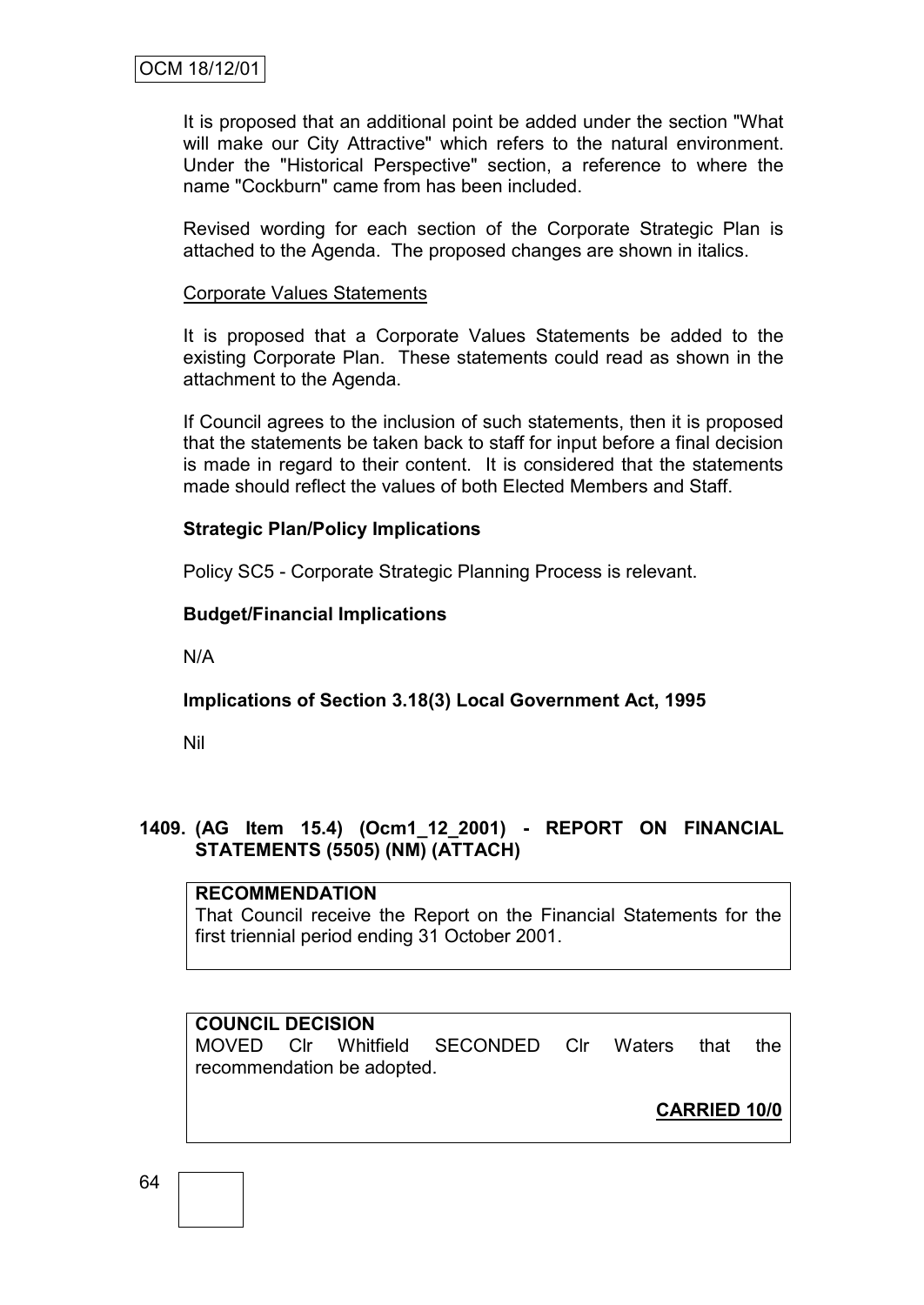It is proposed that an additional point be added under the section "What will make our City Attractive" which refers to the natural environment. Under the "Historical Perspective" section, a reference to where the name "Cockburn" came from has been included.

Revised wording for each section of the Corporate Strategic Plan is attached to the Agenda. The proposed changes are shown in italics.

<u>Corporate Values Statements</u>

It is proposed that a Corporate Values Statements be added to the existing Corporate Plan. These statements could read as shown in the attachment to the Agenda.

If Council agrees to the inclusion of such statements, then it is proposed that the statements be taken back to staff for input before a final decision is made in regard to their content. It is considered that the statements made should reflect the values of both Elected Members and Staff.

**Strategic Plan/Policy Implications**

Policy SC5 - Corporate Strategic Planning Process is relevant.

**Budget/Financial Implications**

N/A

**Implications of Section 3.18(3) Local Government Act, 1995**

Nil

**1409. (AG Item 15.4) (Ocm1_12_2001) - REPORT ON FINANCIAL STATEMENTS (5505) (NM) (ATTACH)**

**RECOMMENDATION**
That Council receive the Report on the Financial Statements for the first triennial period ending 31 October 2001.

**COUNCIL DECISION**
MOVED Clr Whitfield SECONDED Clr Waters that the recommendation be adopted.

**<u>CARRIED 10/0</u>**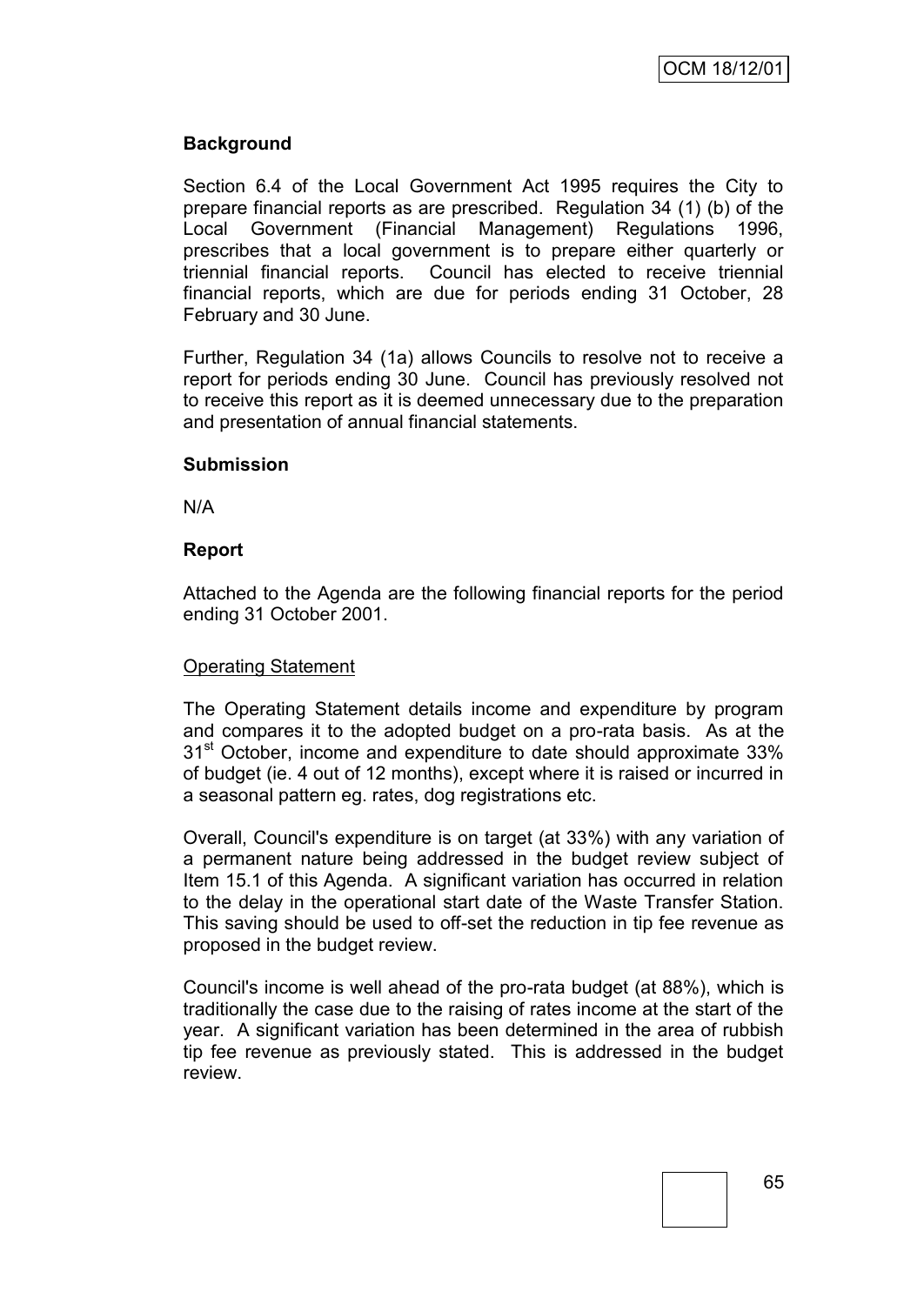## Background

Section 6.4 of the Local Government Act 1995 requires the City to prepare financial reports as are prescribed. Regulation 34 (1) (b) of the Local Government (Financial Management) Regulations 1996, prescribes that a local government is to prepare either quarterly or triennial financial reports. Council has elected to receive triennial financial reports, which are due for periods ending 31 October, 28 February and 30 June.

Further, Regulation 34 (1a) allows Councils to resolve not to receive a report for periods ending 30 June. Council has previously resolved not to receive this report as it is deemed unnecessary due to the preparation and presentation of annual financial statements.

## Submission

N/A

## Report

Attached to the Agenda are the following financial reports for the period ending 31 October 2001.

Operating Statement

The Operating Statement details income and expenditure by program and compares it to the adopted budget on a pro-rata basis. As at the 31st October, income and expenditure to date should approximate 33% of budget (ie. 4 out of 12 months), except where it is raised or incurred in a seasonal pattern eg. rates, dog registrations etc.

Overall, Council's expenditure is on target (at 33%) with any variation of a permanent nature being addressed in the budget review subject of Item 15.1 of this Agenda. A significant variation has occurred in relation to the delay in the operational start date of the Waste Transfer Station. This saving should be used to off-set the reduction in tip fee revenue as proposed in the budget review.

Council's income is well ahead of the pro-rata budget (at 88%), which is traditionally the case due to the raising of rates income at the start of the year. A significant variation has been determined in the area of rubbish tip fee revenue as previously stated. This is addressed in the budget review.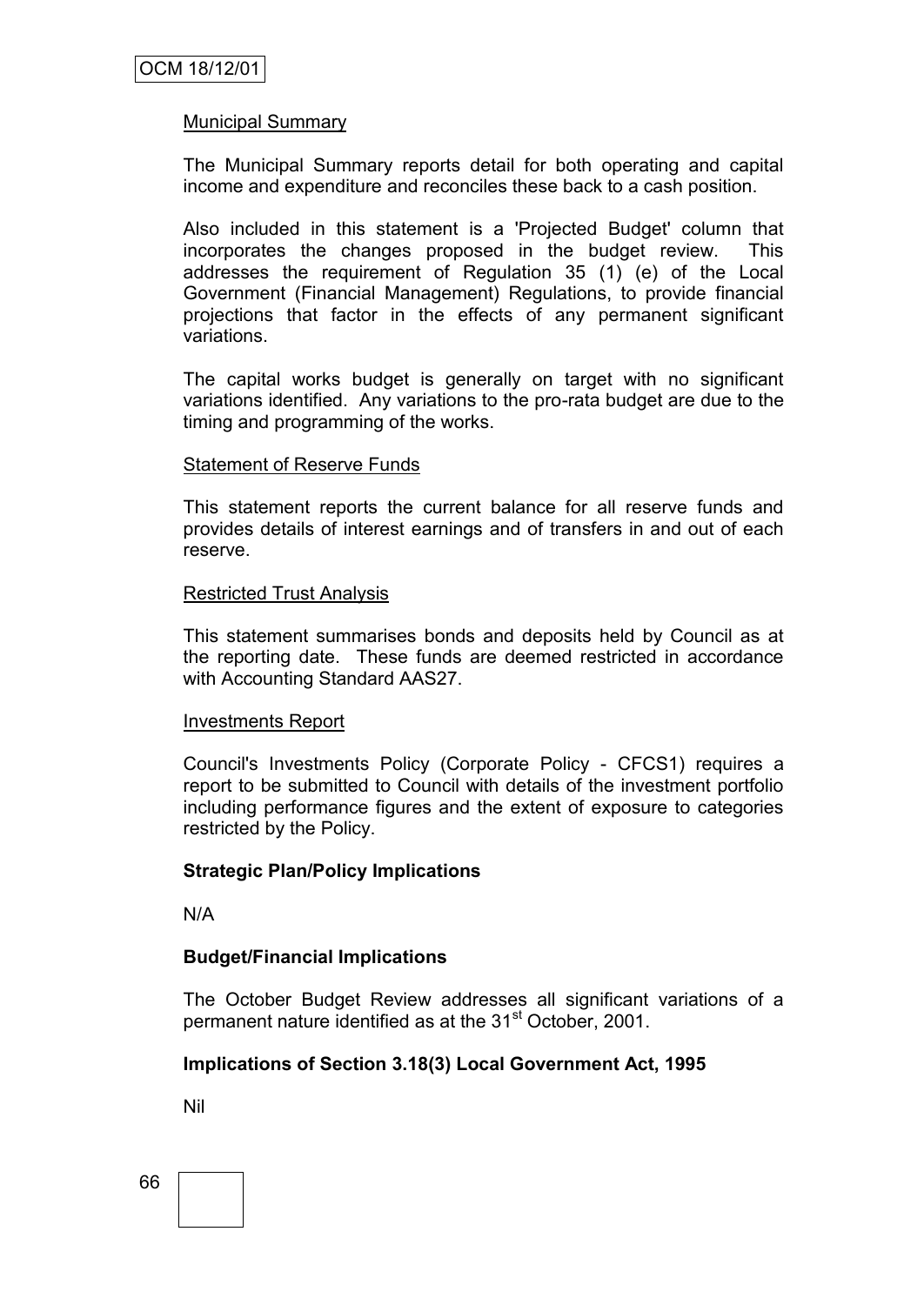Municipal Summary

The Municipal Summary reports detail for both operating and capital income and expenditure and reconciles these back to a cash position.

Also included in this statement is a 'Projected Budget' column that incorporates the changes proposed in the budget review. This addresses the requirement of Regulation 35 (1) (e) of the Local Government (Financial Management) Regulations, to provide financial projections that factor in the effects of any permanent significant variations.

The capital works budget is generally on target with no significant variations identified. Any variations to the pro-rata budget are due to the timing and programming of the works.

Statement of Reserve Funds

This statement reports the current balance for all reserve funds and provides details of interest earnings and of transfers in and out of each reserve.

Restricted Trust Analysis

This statement summarises bonds and deposits held by Council as at the reporting date. These funds are deemed restricted in accordance with Accounting Standard AAS27.

Investments Report

Council's Investments Policy (Corporate Policy - CFCS1) requires a report to be submitted to Council with details of the investment portfolio including performance figures and the extent of exposure to categories restricted by the Policy.

**Strategic Plan/Policy Implications**

N/A

**Budget/Financial Implications**

The October Budget Review addresses all significant variations of a permanent nature identified as at the 31st October, 2001.

**Implications of Section 3.18(3) Local Government Act, 1995**

Nil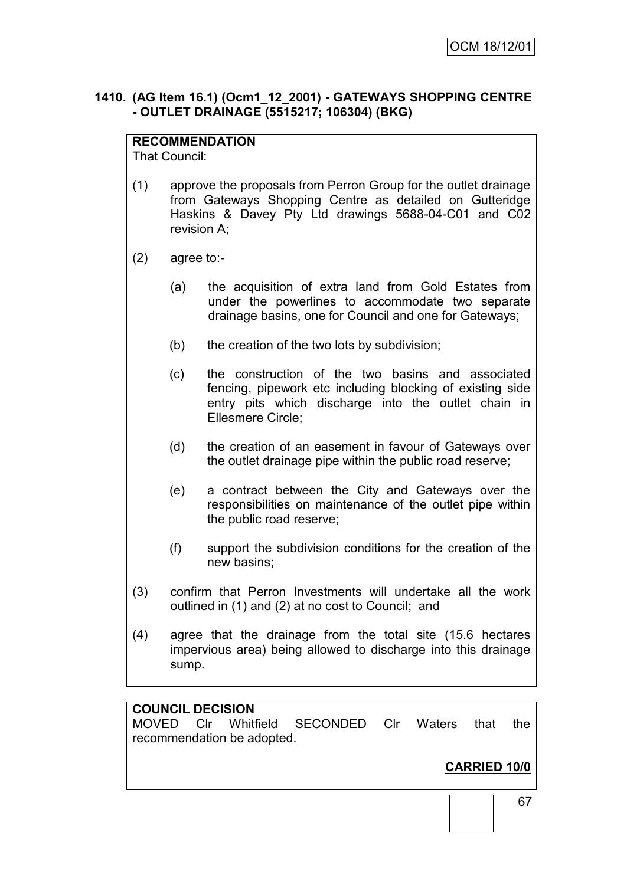## 1410. (AG Item 16.1) (Ocm1_12_2001) - GATEWAYS SHOPPING CENTRE - OUTLET DRAINAGE (5515217; 106304) (BKG)

**RECOMMENDATION**
That Council:

(1) approve the proposals from Perron Group for the outlet drainage from Gateways Shopping Centre as detailed on Gutteridge Haskins & Davey Pty Ltd drawings 5688-04-C01 and C02 revision A;

(2) agree to:-

   (a) the acquisition of extra land from Gold Estates from under the powerlines to accommodate two separate drainage basins, one for Council and one for Gateways;

   (b) the creation of the two lots by subdivision;

   (c) the construction of the two basins and associated fencing, pipework etc including blocking of existing side entry pits which discharge into the outlet chain in Ellesmere Circle;

   (d) the creation of an easement in favour of Gateways over the outlet drainage pipe within the public road reserve;

   (e) a contract between the City and Gateways over the responsibilities on maintenance of the outlet pipe within the public road reserve;

   (f) support the subdivision conditions for the creation of the new basins;

(3) confirm that Perron Investments will undertake all the work outlined in (1) and (2) at no cost to Council; and

(4) agree that the drainage from the total site (15.6 hectares impervious area) being allowed to discharge into this drainage sump.

**COUNCIL DECISION**
MOVED Clr Whitfield SECONDED Clr Waters that the recommendation be adopted.

**CARRIED 10/0**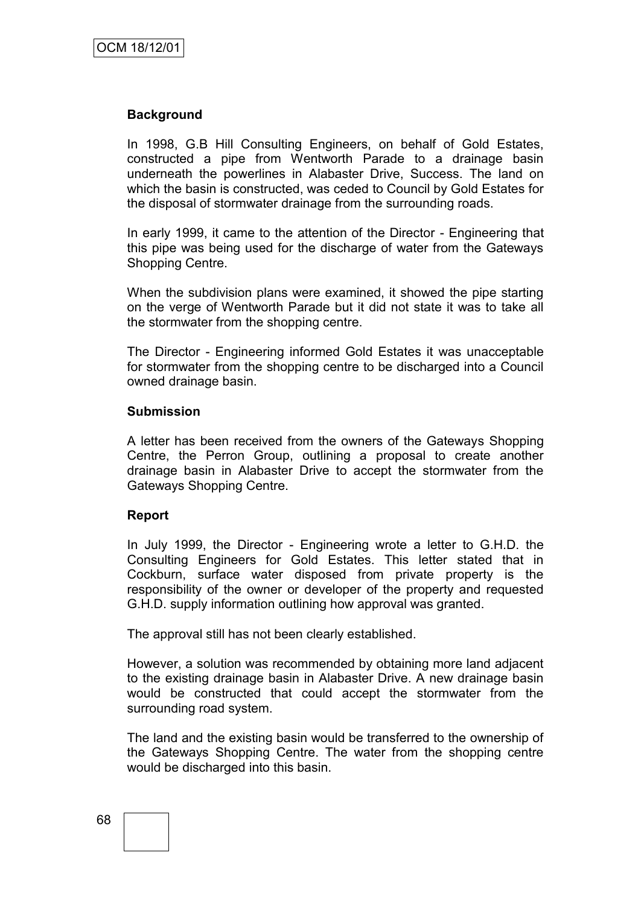**Background**

In 1998, G.B Hill Consulting Engineers, on behalf of Gold Estates, constructed a pipe from Wentworth Parade to a drainage basin underneath the powerlines in Alabaster Drive, Success. The land on which the basin is constructed, was ceded to Council by Gold Estates for the disposal of stormwater drainage from the surrounding roads.

In early 1999, it came to the attention of the Director - Engineering that this pipe was being used for the discharge of water from the Gateways Shopping Centre.

When the subdivision plans were examined, it showed the pipe starting on the verge of Wentworth Parade but it did not state it was to take all the stormwater from the shopping centre.

The Director - Engineering informed Gold Estates it was unacceptable for stormwater from the shopping centre to be discharged into a Council owned drainage basin.

**Submission**

A letter has been received from the owners of the Gateways Shopping Centre, the Perron Group, outlining a proposal to create another drainage basin in Alabaster Drive to accept the stormwater from the Gateways Shopping Centre.

**Report**

In July 1999, the Director - Engineering wrote a letter to G.H.D. the Consulting Engineers for Gold Estates. This letter stated that in Cockburn, surface water disposed from private property is the responsibility of the owner or developer of the property and requested G.H.D. supply information outlining how approval was granted.

The approval still has not been clearly established.

However, a solution was recommended by obtaining more land adjacent to the existing drainage basin in Alabaster Drive. A new drainage basin would be constructed that could accept the stormwater from the surrounding road system.

The land and the existing basin would be transferred to the ownership of the Gateways Shopping Centre. The water from the shopping centre would be discharged into this basin.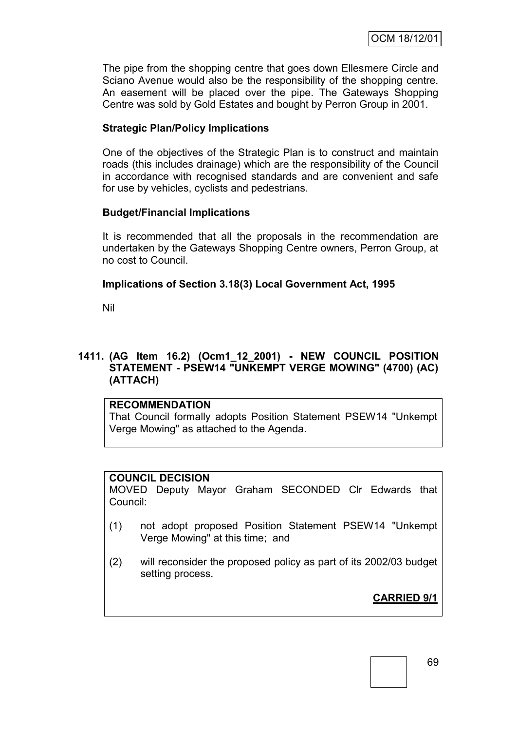The pipe from the shopping centre that goes down Ellesmere Circle and Sciano Avenue would also be the responsibility of the shopping centre. An easement will be placed over the pipe. The Gateways Shopping Centre was sold by Gold Estates and bought by Perron Group in 2001.

**Strategic Plan/Policy Implications**

One of the objectives of the Strategic Plan is to construct and maintain roads (this includes drainage) which are the responsibility of the Council in accordance with recognised standards and are convenient and safe for use by vehicles, cyclists and pedestrians.

**Budget/Financial Implications**

It is recommended that all the proposals in the recommendation are undertaken by the Gateways Shopping Centre owners, Perron Group, at no cost to Council.

**Implications of Section 3.18(3) Local Government Act, 1995**

Nil

## 1411. (AG Item 16.2) (Ocm1_12_2001) - NEW COUNCIL POSITION STATEMENT - PSEW14 "UNKEMPT VERGE MOWING" (4700) (AC) (ATTACH)

**RECOMMENDATION**

That Council formally adopts Position Statement PSEW14 "Unkempt Verge Mowing" as attached to the Agenda.

**COUNCIL DECISION**

MOVED Deputy Mayor Graham SECONDED Clr Edwards that Council:

(1) not adopt proposed Position Statement PSEW14 "Unkempt Verge Mowing" at this time; and

(2) will reconsider the proposed policy as part of its 2002/03 budget setting process.

**CARRIED 9/1**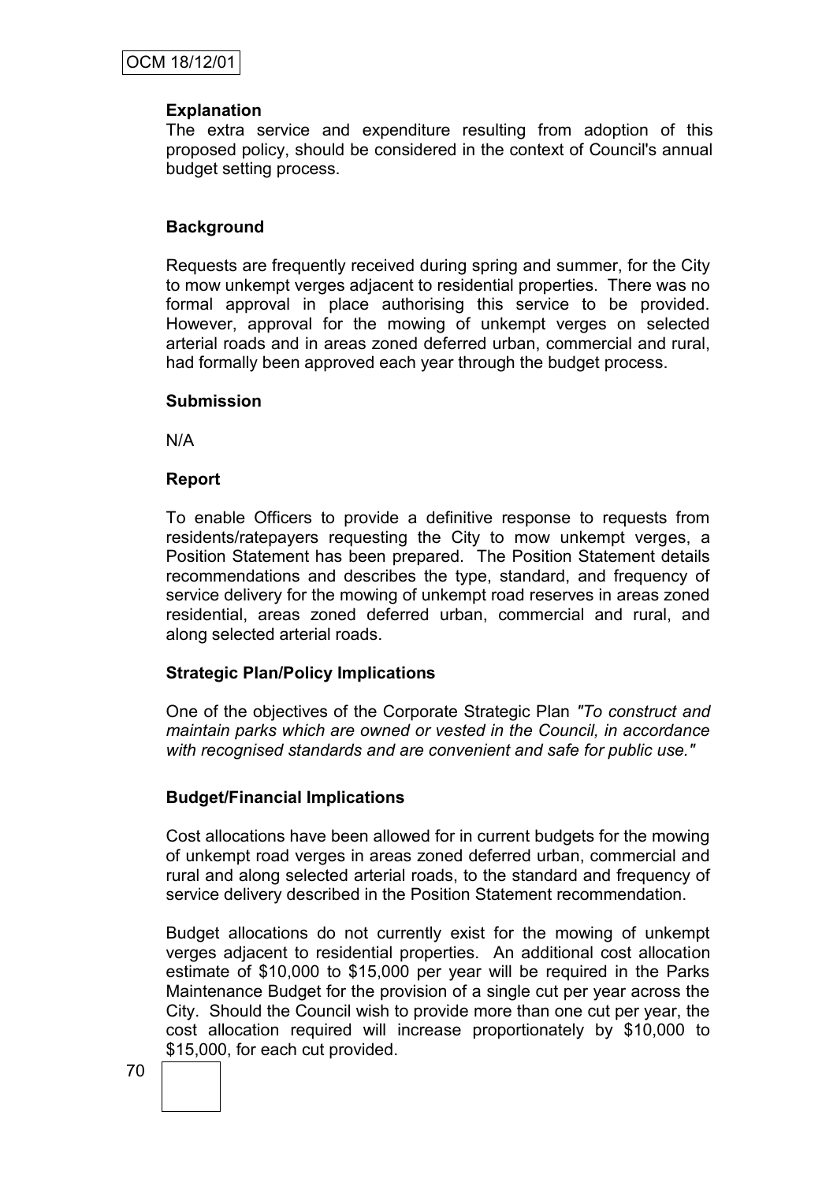**Explanation**

The extra service and expenditure resulting from adoption of this proposed policy, should be considered in the context of Council's annual budget setting process.

**Background**

Requests are frequently received during spring and summer, for the City to mow unkempt verges adjacent to residential properties. There was no formal approval in place authorising this service to be provided. However, approval for the mowing of unkempt verges on selected arterial roads and in areas zoned deferred urban, commercial and rural, had formally been approved each year through the budget process.

**Submission**

N/A

**Report**

To enable Officers to provide a definitive response to requests from residents/ratepayers requesting the City to mow unkempt verges, a Position Statement has been prepared. The Position Statement details recommendations and describes the type, standard, and frequency of service delivery for the mowing of unkempt road reserves in areas zoned residential, areas zoned deferred urban, commercial and rural, and along selected arterial roads.

**Strategic Plan/Policy Implications**

One of the objectives of the Corporate Strategic Plan *"To construct and maintain parks which are owned or vested in the Council, in accordance with recognised standards and are convenient and safe for public use."*

**Budget/Financial Implications**

Cost allocations have been allowed for in current budgets for the mowing of unkempt road verges in areas zoned deferred urban, commercial and rural and along selected arterial roads, to the standard and frequency of service delivery described in the Position Statement recommendation.

Budget allocations do not currently exist for the mowing of unkempt verges adjacent to residential properties. An additional cost allocation estimate of $10,000 to $15,000 per year will be required in the Parks Maintenance Budget for the provision of a single cut per year across the City. Should the Council wish to provide more than one cut per year, the cost allocation required will increase proportionately by $10,000 to $15,000, for each cut provided.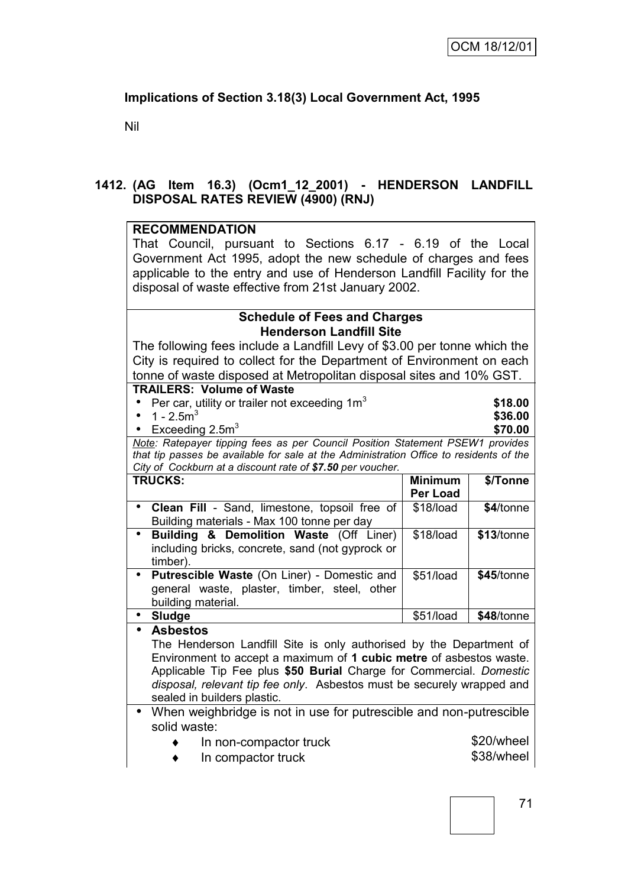**Implications of Section 3.18(3) Local Government Act, 1995**

Nil

## 1412. (AG Item 16.3) (Ocm1_12_2001) - HENDERSON LANDFILL DISPOSAL RATES REVIEW (4900) (RNJ)

**RECOMMENDATION**

That Council, pursuant to Sections 6.17 - 6.19 of the Local Government Act 1995, adopt the new schedule of charges and fees applicable to the entry and use of Henderson Landfill Facility for the disposal of waste effective from 21st January 2002.

**Schedule of Fees and Charges**
**Henderson Landfill Site**

The following fees include a Landfill Levy of $3.00 per tonne which the City is required to collect for the Department of Environment on each tonne of waste disposed at Metropolitan disposal sites and 10% GST.

**TRAILERS: Volume of Waste**

- Per car, utility or trailer not exceeding $1m^3$ **$18.00**
- $1 - 2.5m^3$ **$36.00**
- Exceeding $2.5m^3$ **$70.00**

*Note: Ratepayer tipping fees as per Council Position Statement PSEW1 provides that tip passes are available for sale at the Administration Office to residents of the City of Cockburn at a discount rate of **$7.50** per voucher.*

| **TRUCKS:** | **Minimum Per Load** | **$/Tonne** |
|---|---|---|
| • **Clean Fill** - Sand, limestone, topsoil free of Building materials - Max 100 tonne per day | $18/load | **$4**/tonne |
| • **Building & Demolition Waste** (Off Liner) including bricks, concrete, sand (not gyprock or timber). | $18/load | **$13**/tonne |
| • **Putrescible Waste** (On Liner) - Domestic and general waste, plaster, timber, steel, other building material. | $51/load | **$45**/tonne |
| • **Sludge** | $51/load | **$48**/tonne |

- **Asbestos**

  The Henderson Landfill Site is only authorised by the Department of Environment to accept a maximum of **1 cubic metre** of asbestos waste. Applicable Tip Fee plus **$50 Burial** Charge for Commercial. *Domestic disposal, relevant tip fee only*. Asbestos must be securely wrapped and sealed in builders plastic.

- When weighbridge is not in use for putrescible and non-putrescible solid waste:
  - In non-compactor truck $20/wheel
  - In compactor truck $38/wheel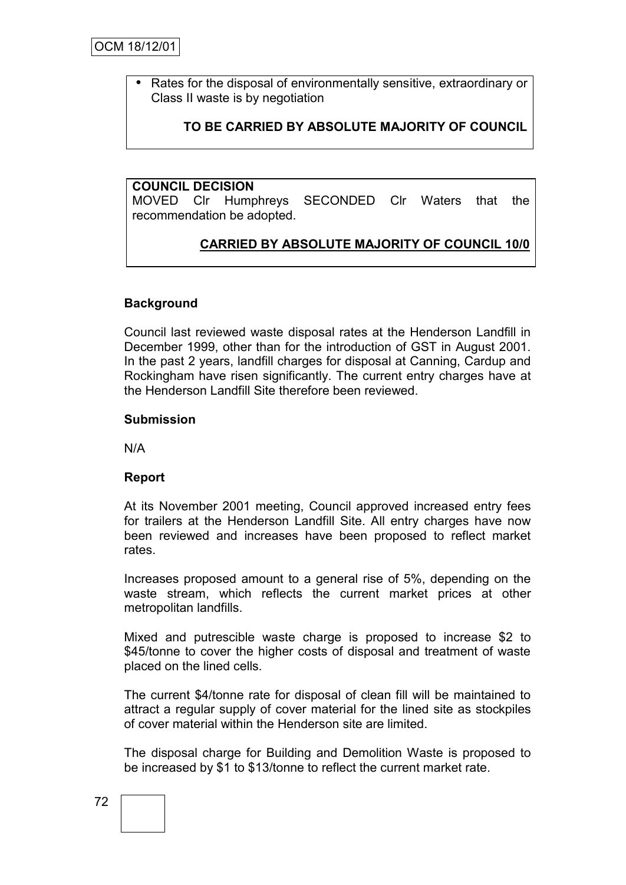- Rates for the disposal of environmentally sensitive, extraordinary or Class II waste is by negotiation

**TO BE CARRIED BY ABSOLUTE MAJORITY OF COUNCIL**

**COUNCIL DECISION**

MOVED Clr Humphreys SECONDED Clr Waters that the recommendation be adopted.

**CARRIED BY ABSOLUTE MAJORITY OF COUNCIL 10/0**

### Background

Council last reviewed waste disposal rates at the Henderson Landfill in December 1999, other than for the introduction of GST in August 2001. In the past 2 years, landfill charges for disposal at Canning, Cardup and Rockingham have risen significantly. The current entry charges have at the Henderson Landfill Site therefore been reviewed.

### Submission

N/A

### Report

At its November 2001 meeting, Council approved increased entry fees for trailers at the Henderson Landfill Site. All entry charges have now been reviewed and increases have been proposed to reflect market rates.

Increases proposed amount to a general rise of 5%, depending on the waste stream, which reflects the current market prices at other metropolitan landfills.

Mixed and putrescible waste charge is proposed to increase $2 to $45/tonne to cover the higher costs of disposal and treatment of waste placed on the lined cells.

The current $4/tonne rate for disposal of clean fill will be maintained to attract a regular supply of cover material for the lined site as stockpiles of cover material within the Henderson site are limited.

The disposal charge for Building and Demolition Waste is proposed to be increased by $1 to $13/tonne to reflect the current market rate.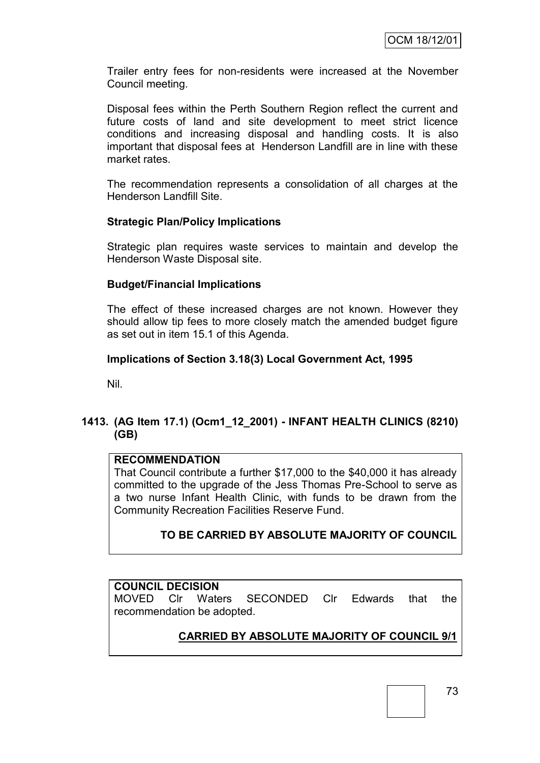Trailer entry fees for non-residents were increased at the November Council meeting.

Disposal fees within the Perth Southern Region reflect the current and future costs of land and site development to meet strict licence conditions and increasing disposal and handling costs. It is also important that disposal fees at Henderson Landfill are in line with these market rates.

The recommendation represents a consolidation of all charges at the Henderson Landfill Site.

**Strategic Plan/Policy Implications**

Strategic plan requires waste services to maintain and develop the Henderson Waste Disposal site.

**Budget/Financial Implications**

The effect of these increased charges are not known. However they should allow tip fees to more closely match the amended budget figure as set out in item 15.1 of this Agenda.

**Implications of Section 3.18(3) Local Government Act, 1995**

Nil.

## 1413. (AG Item 17.1) (Ocm1_12_2001) - INFANT HEALTH CLINICS (8210) (GB)

**RECOMMENDATION**
That Council contribute a further $17,000 to the $40,000 it has already committed to the upgrade of the Jess Thomas Pre-School to serve as a two nurse Infant Health Clinic, with funds to be drawn from the Community Recreation Facilities Reserve Fund.

**TO BE CARRIED BY ABSOLUTE MAJORITY OF COUNCIL**

**COUNCIL DECISION**
MOVED Clr Waters SECONDED Clr Edwards that the recommendation be adopted.

**CARRIED BY ABSOLUTE MAJORITY OF COUNCIL 9/1**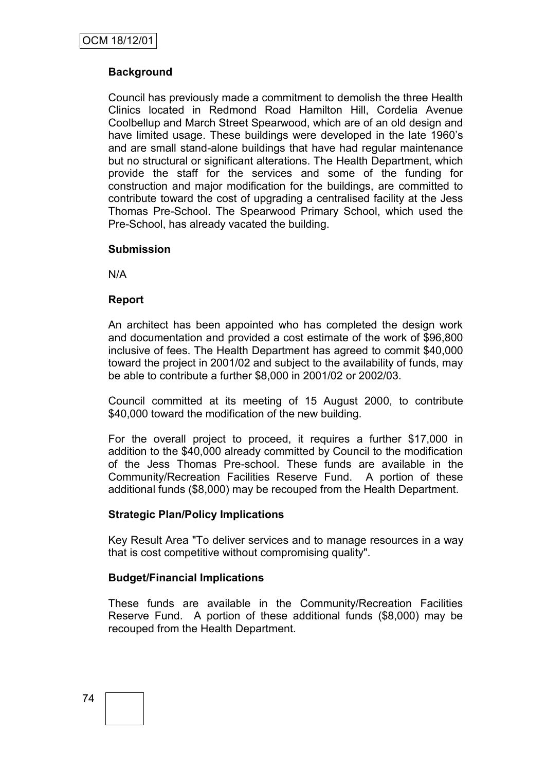## Background

Council has previously made a commitment to demolish the three Health Clinics located in Redmond Road Hamilton Hill, Cordelia Avenue Coolbellup and March Street Spearwood, which are of an old design and have limited usage. These buildings were developed in the late 1960's and are small stand-alone buildings that have had regular maintenance but no structural or significant alterations. The Health Department, which provide the staff for the services and some of the funding for construction and major modification for the buildings, are committed to contribute toward the cost of upgrading a centralised facility at the Jess Thomas Pre-School. The Spearwood Primary School, which used the Pre-School, has already vacated the building.

## Submission

N/A

## Report

An architect has been appointed who has completed the design work and documentation and provided a cost estimate of the work of $96,800 inclusive of fees. The Health Department has agreed to commit $40,000 toward the project in 2001/02 and subject to the availability of funds, may be able to contribute a further $8,000 in 2001/02 or 2002/03.

Council committed at its meeting of 15 August 2000, to contribute $40,000 toward the modification of the new building.

For the overall project to proceed, it requires a further $17,000 in addition to the $40,000 already committed by Council to the modification of the Jess Thomas Pre-school. These funds are available in the Community/Recreation Facilities Reserve Fund. A portion of these additional funds ($8,000) may be recouped from the Health Department.

## Strategic Plan/Policy Implications

Key Result Area "To deliver services and to manage resources in a way that is cost competitive without compromising quality".

## Budget/Financial Implications

These funds are available in the Community/Recreation Facilities Reserve Fund. A portion of these additional funds ($8,000) may be recouped from the Health Department.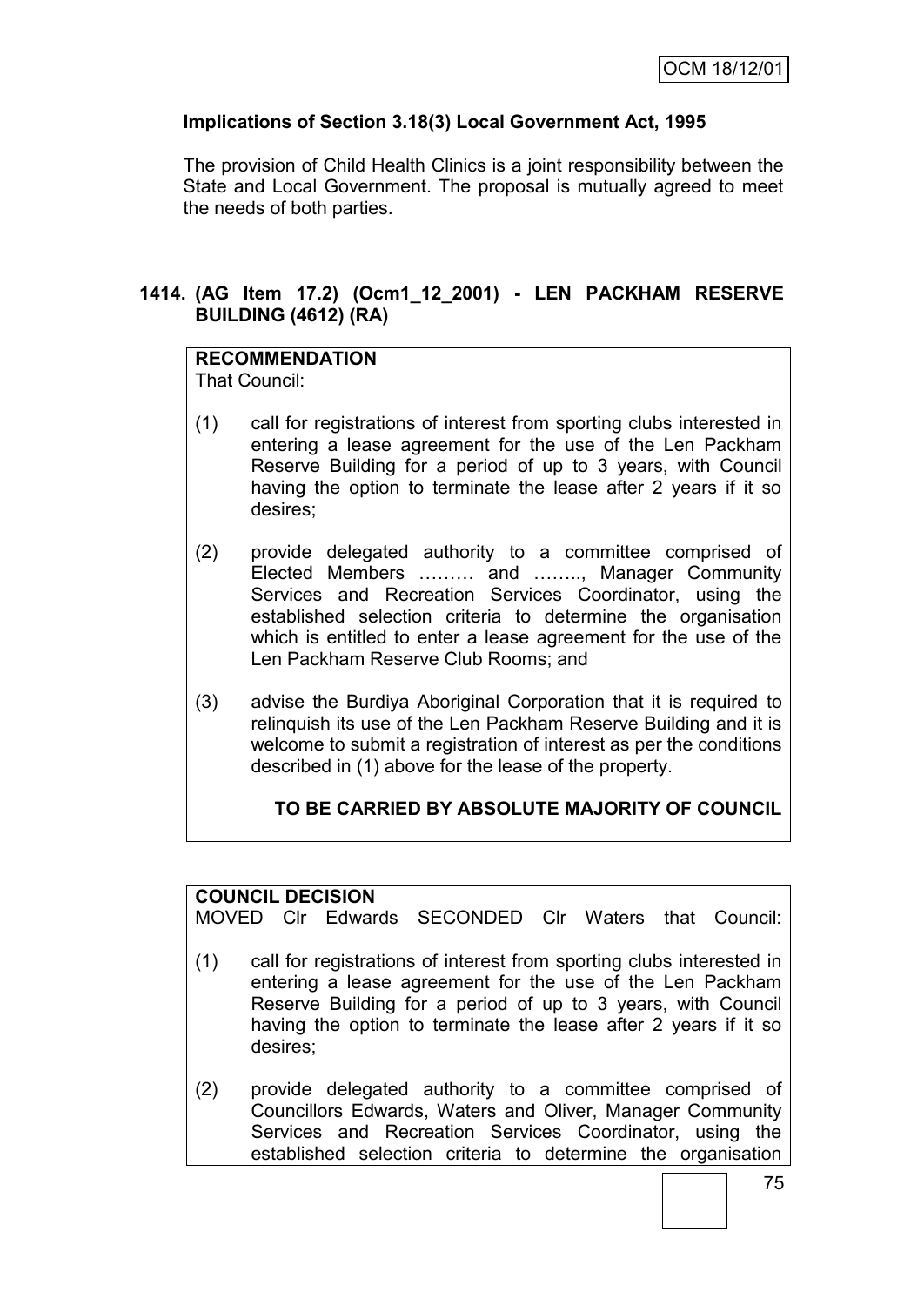**Implications of Section 3.18(3) Local Government Act, 1995**

The provision of Child Health Clinics is a joint responsibility between the State and Local Government. The proposal is mutually agreed to meet the needs of both parties.

## 1414. (AG Item 17.2) (Ocm1_12_2001) - LEN PACKHAM RESERVE BUILDING (4612) (RA)

**RECOMMENDATION**

That Council:

(1) call for registrations of interest from sporting clubs interested in entering a lease agreement for the use of the Len Packham Reserve Building for a period of up to 3 years, with Council having the option to terminate the lease after 2 years if it so desires;

(2) provide delegated authority to a committee comprised of Elected Members ……… and …….., Manager Community Services and Recreation Services Coordinator, using the established selection criteria to determine the organisation which is entitled to enter a lease agreement for the use of the Len Packham Reserve Club Rooms; and

(3) advise the Burdiya Aboriginal Corporation that it is required to relinquish its use of the Len Packham Reserve Building and it is welcome to submit a registration of interest as per the conditions described in (1) above for the lease of the property.

**TO BE CARRIED BY ABSOLUTE MAJORITY OF COUNCIL**

**COUNCIL DECISION**

MOVED Clr Edwards SECONDED Clr Waters that Council:

(1) call for registrations of interest from sporting clubs interested in entering a lease agreement for the use of the Len Packham Reserve Building for a period of up to 3 years, with Council having the option to terminate the lease after 2 years if it so desires;

(2) provide delegated authority to a committee comprised of Councillors Edwards, Waters and Oliver, Manager Community Services and Recreation Services Coordinator, using the established selection criteria to determine the organisation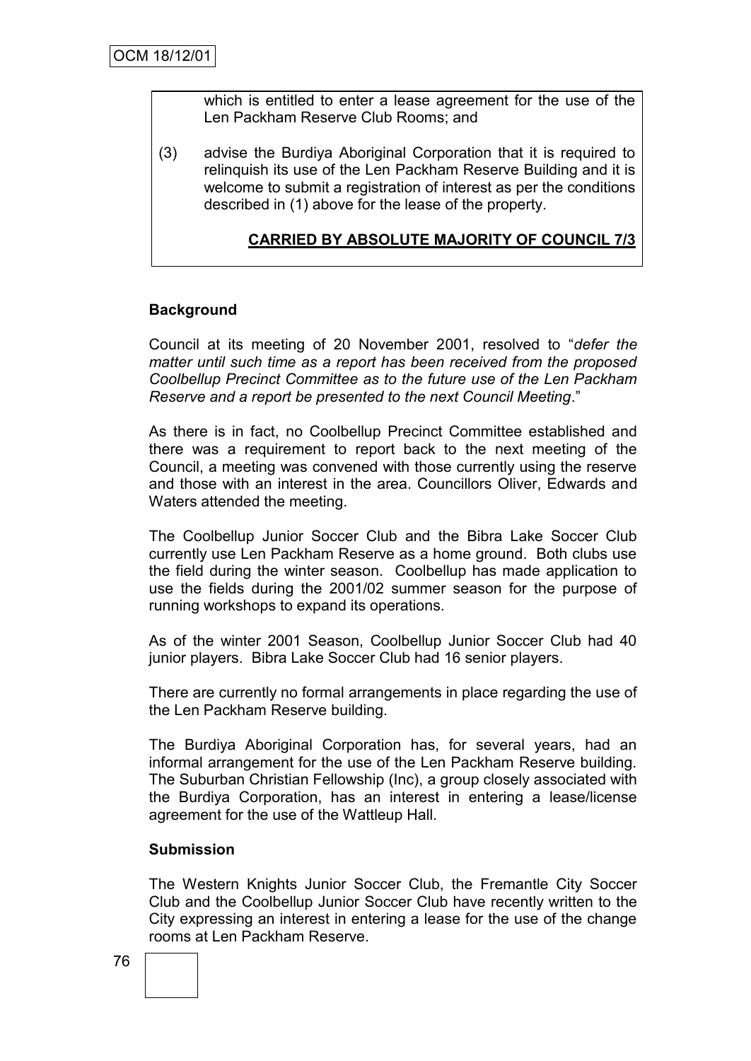which is entitled to enter a lease agreement for the use of the Len Packham Reserve Club Rooms; and

(3) advise the Burdiya Aboriginal Corporation that it is required to relinquish its use of the Len Packham Reserve Building and it is welcome to submit a registration of interest as per the conditions described in (1) above for the lease of the property.

**CARRIED BY ABSOLUTE MAJORITY OF COUNCIL 7/3**

**Background**

Council at its meeting of 20 November 2001, resolved to "*defer the matter until such time as a report has been received from the proposed Coolbellup Precinct Committee as to the future use of the Len Packham Reserve and a report be presented to the next Council Meeting*."

As there is in fact, no Coolbellup Precinct Committee established and there was a requirement to report back to the next meeting of the Council, a meeting was convened with those currently using the reserve and those with an interest in the area. Councillors Oliver, Edwards and Waters attended the meeting.

The Coolbellup Junior Soccer Club and the Bibra Lake Soccer Club currently use Len Packham Reserve as a home ground. Both clubs use the field during the winter season. Coolbellup has made application to use the fields during the 2001/02 summer season for the purpose of running workshops to expand its operations.

As of the winter 2001 Season, Coolbellup Junior Soccer Club had 40 junior players. Bibra Lake Soccer Club had 16 senior players.

There are currently no formal arrangements in place regarding the use of the Len Packham Reserve building.

The Burdiya Aboriginal Corporation has, for several years, had an informal arrangement for the use of the Len Packham Reserve building. The Suburban Christian Fellowship (Inc), a group closely associated with the Burdiya Corporation, has an interest in entering a lease/license agreement for the use of the Wattleup Hall.

**Submission**

The Western Knights Junior Soccer Club, the Fremantle City Soccer Club and the Coolbellup Junior Soccer Club have recently written to the City expressing an interest in entering a lease for the use of the change rooms at Len Packham Reserve.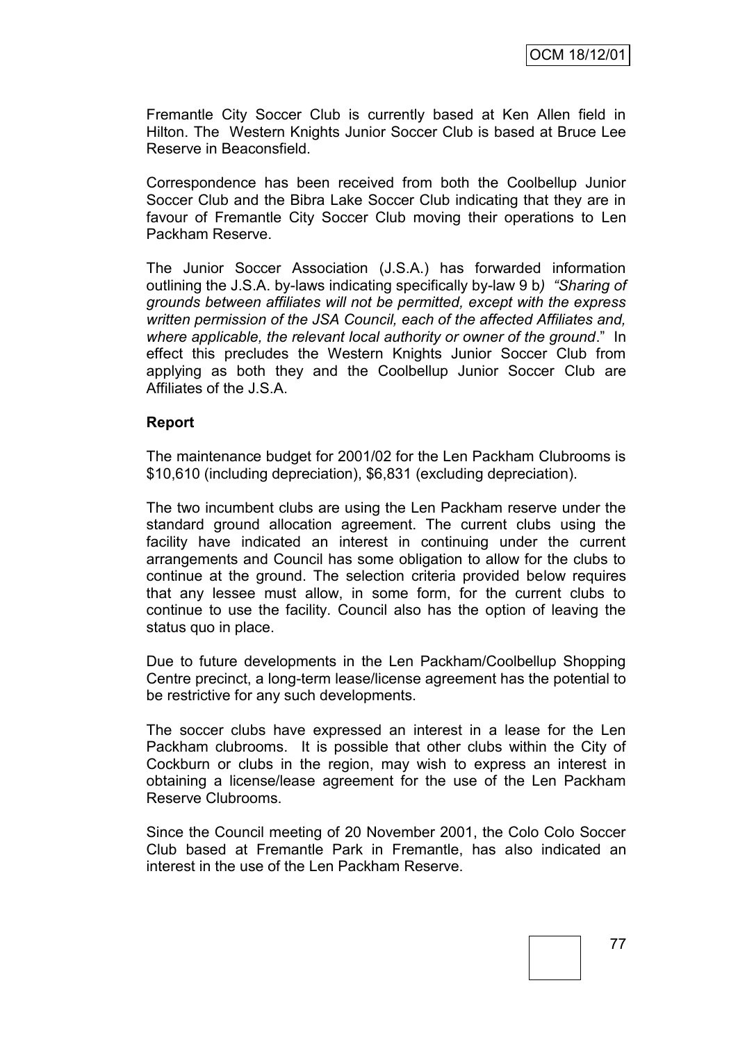Fremantle City Soccer Club is currently based at Ken Allen field in Hilton. The Western Knights Junior Soccer Club is based at Bruce Lee Reserve in Beaconsfield.

Correspondence has been received from both the Coolbellup Junior Soccer Club and the Bibra Lake Soccer Club indicating that they are in favour of Fremantle City Soccer Club moving their operations to Len Packham Reserve.

The Junior Soccer Association (J.S.A.) has forwarded information outlining the J.S.A. by-laws indicating specifically by-law 9 b*) "Sharing of grounds between affiliates will not be permitted, except with the express written permission of the JSA Council, each of the affected Affiliates and, where applicable, the relevant local authority or owner of the ground*." In effect this precludes the Western Knights Junior Soccer Club from applying as both they and the Coolbellup Junior Soccer Club are Affiliates of the J.S.A.

**Report**

The maintenance budget for 2001/02 for the Len Packham Clubrooms is $10,610 (including depreciation), $6,831 (excluding depreciation).

The two incumbent clubs are using the Len Packham reserve under the standard ground allocation agreement. The current clubs using the facility have indicated an interest in continuing under the current arrangements and Council has some obligation to allow for the clubs to continue at the ground. The selection criteria provided below requires that any lessee must allow, in some form, for the current clubs to continue to use the facility. Council also has the option of leaving the status quo in place.

Due to future developments in the Len Packham/Coolbellup Shopping Centre precinct, a long-term lease/license agreement has the potential to be restrictive for any such developments.

The soccer clubs have expressed an interest in a lease for the Len Packham clubrooms. It is possible that other clubs within the City of Cockburn or clubs in the region, may wish to express an interest in obtaining a license/lease agreement for the use of the Len Packham Reserve Clubrooms.

Since the Council meeting of 20 November 2001, the Colo Colo Soccer Club based at Fremantle Park in Fremantle, has also indicated an interest in the use of the Len Packham Reserve.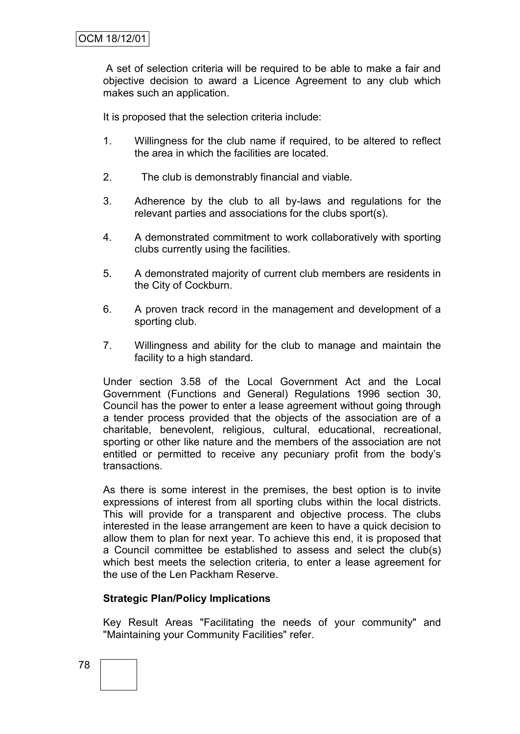A set of selection criteria will be required to be able to make a fair and objective decision to award a Licence Agreement to any club which makes such an application.

It is proposed that the selection criteria include:

1. Willingness for the club name if required, to be altered to reflect the area in which the facilities are located.

2. The club is demonstrably financial and viable.

3. Adherence by the club to all by-laws and regulations for the relevant parties and associations for the clubs sport(s).

4. A demonstrated commitment to work collaboratively with sporting clubs currently using the facilities.

5. A demonstrated majority of current club members are residents in the City of Cockburn.

6. A proven track record in the management and development of a sporting club.

7. Willingness and ability for the club to manage and maintain the facility to a high standard.

Under section 3.58 of the Local Government Act and the Local Government (Functions and General) Regulations 1996 section 30, Council has the power to enter a lease agreement without going through a tender process provided that the objects of the association are of a charitable, benevolent, religious, cultural, educational, recreational, sporting or other like nature and the members of the association are not entitled or permitted to receive any pecuniary profit from the body's transactions.

As there is some interest in the premises, the best option is to invite expressions of interest from all sporting clubs within the local districts. This will provide for a transparent and objective process. The clubs interested in the lease arrangement are keen to have a quick decision to allow them to plan for next year. To achieve this end, it is proposed that a Council committee be established to assess and select the club(s) which best meets the selection criteria, to enter a lease agreement for the use of the Len Packham Reserve.

**Strategic Plan/Policy Implications**

Key Result Areas "Facilitating the needs of your community" and "Maintaining your Community Facilities" refer.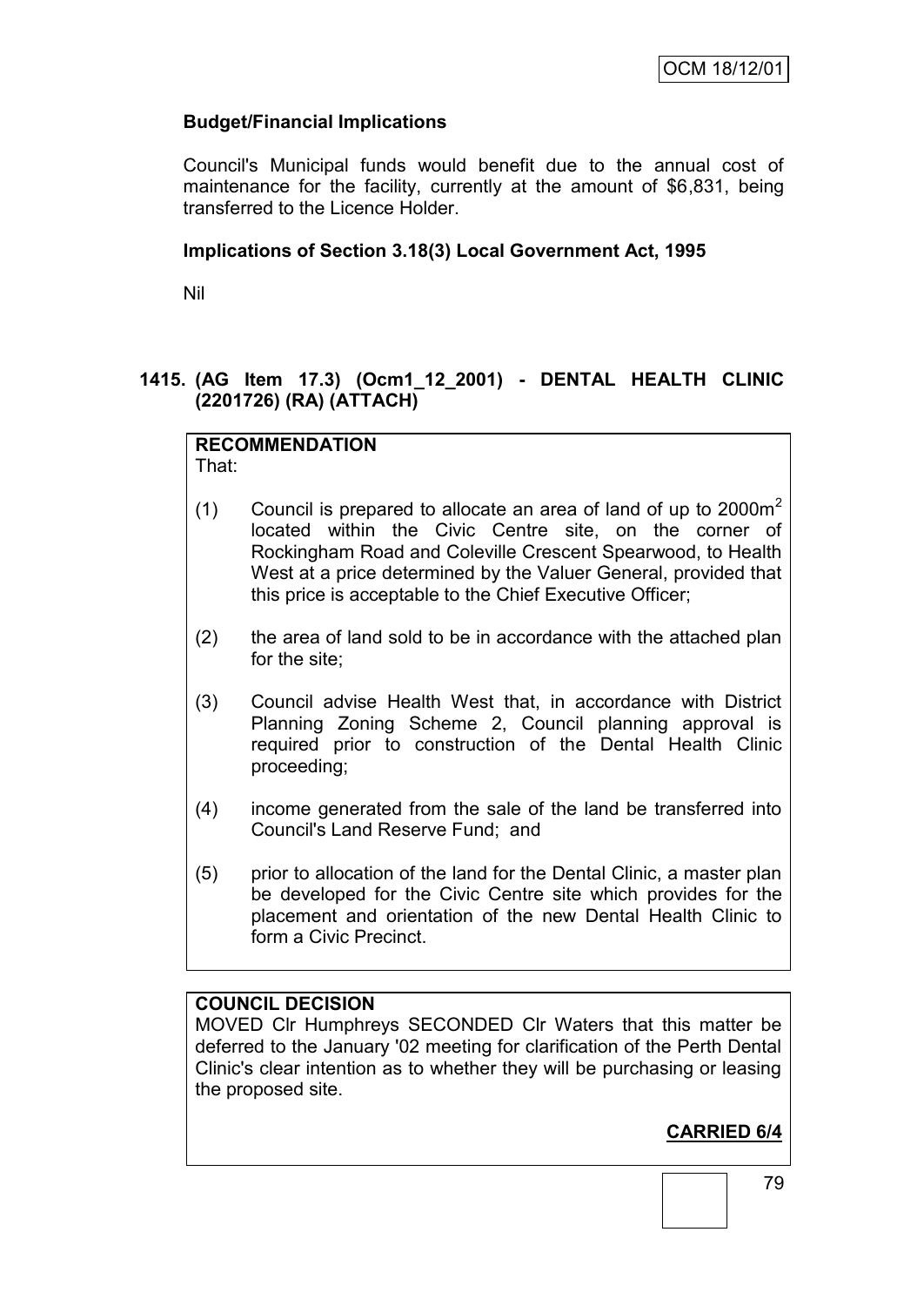**Budget/Financial Implications**

Council's Municipal funds would benefit due to the annual cost of maintenance for the facility, currently at the amount of $6,831, being transferred to the Licence Holder.

**Implications of Section 3.18(3) Local Government Act, 1995**

Nil

## 1415. (AG Item 17.3) (Ocm1_12_2001) - DENTAL HEALTH CLINIC (2201726) (RA) (ATTACH)

**RECOMMENDATION**

That:

(1) Council is prepared to allocate an area of land of up to 2000m$^2$ located within the Civic Centre site, on the corner of Rockingham Road and Coleville Crescent Spearwood, to Health West at a price determined by the Valuer General, provided that this price is acceptable to the Chief Executive Officer;

(2) the area of land sold to be in accordance with the attached plan for the site;

(3) Council advise Health West that, in accordance with District Planning Zoning Scheme 2, Council planning approval is required prior to construction of the Dental Health Clinic proceeding;

(4) income generated from the sale of the land be transferred into Council's Land Reserve Fund; and

(5) prior to allocation of the land for the Dental Clinic, a master plan be developed for the Civic Centre site which provides for the placement and orientation of the new Dental Health Clinic to form a Civic Precinct.

**COUNCIL DECISION**

MOVED Clr Humphreys SECONDED Clr Waters that this matter be deferred to the January '02 meeting for clarification of the Perth Dental Clinic's clear intention as to whether they will be purchasing or leasing the proposed site.

**CARRIED 6/4**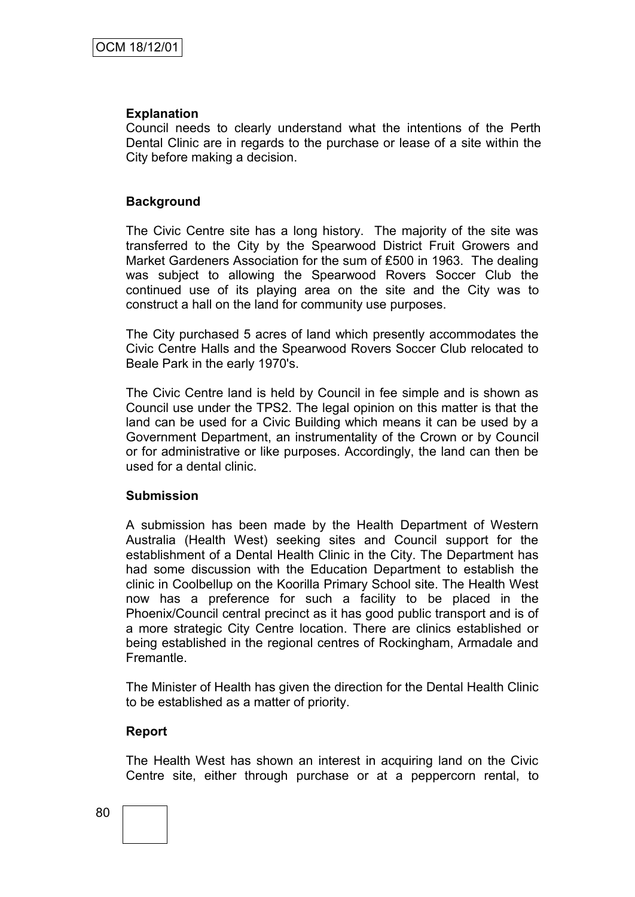**Explanation**

Council needs to clearly understand what the intentions of the Perth Dental Clinic are in regards to the purchase or lease of a site within the City before making a decision.

**Background**

The Civic Centre site has a long history. The majority of the site was transferred to the City by the Spearwood District Fruit Growers and Market Gardeners Association for the sum of ₤500 in 1963. The dealing was subject to allowing the Spearwood Rovers Soccer Club the continued use of its playing area on the site and the City was to construct a hall on the land for community use purposes.

The City purchased 5 acres of land which presently accommodates the Civic Centre Halls and the Spearwood Rovers Soccer Club relocated to Beale Park in the early 1970's.

The Civic Centre land is held by Council in fee simple and is shown as Council use under the TPS2. The legal opinion on this matter is that the land can be used for a Civic Building which means it can be used by a Government Department, an instrumentality of the Crown or by Council or for administrative or like purposes. Accordingly, the land can then be used for a dental clinic.

**Submission**

A submission has been made by the Health Department of Western Australia (Health West) seeking sites and Council support for the establishment of a Dental Health Clinic in the City. The Department has had some discussion with the Education Department to establish the clinic in Coolbellup on the Koorilla Primary School site. The Health West now has a preference for such a facility to be placed in the Phoenix/Council central precinct as it has good public transport and is of a more strategic City Centre location. There are clinics established or being established in the regional centres of Rockingham, Armadale and Fremantle.

The Minister of Health has given the direction for the Dental Health Clinic to be established as a matter of priority.

**Report**

The Health West has shown an interest in acquiring land on the Civic Centre site, either through purchase or at a peppercorn rental, to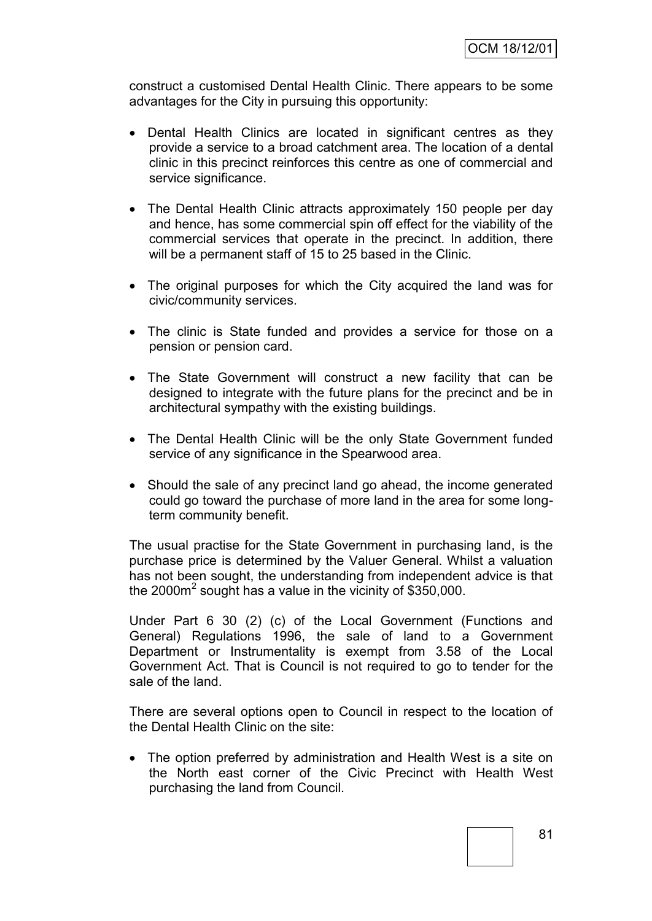construct a customised Dental Health Clinic. There appears to be some advantages for the City in pursuing this opportunity:

- Dental Health Clinics are located in significant centres as they provide a service to a broad catchment area. The location of a dental clinic in this precinct reinforces this centre as one of commercial and service significance.
- The Dental Health Clinic attracts approximately 150 people per day and hence, has some commercial spin off effect for the viability of the commercial services that operate in the precinct. In addition, there will be a permanent staff of 15 to 25 based in the Clinic.
- The original purposes for which the City acquired the land was for civic/community services.
- The clinic is State funded and provides a service for those on a pension or pension card.
- The State Government will construct a new facility that can be designed to integrate with the future plans for the precinct and be in architectural sympathy with the existing buildings.
- The Dental Health Clinic will be the only State Government funded service of any significance in the Spearwood area.
- Should the sale of any precinct land go ahead, the income generated could go toward the purchase of more land in the area for some long-term community benefit.

The usual practise for the State Government in purchasing land, is the purchase price is determined by the Valuer General. Whilst a valuation has not been sought, the understanding from independent advice is that the 2000m$^2$ sought has a value in the vicinity of $350,000.

Under Part 6 30 (2) (c) of the Local Government (Functions and General) Regulations 1996, the sale of land to a Government Department or Instrumentality is exempt from 3.58 of the Local Government Act. That is Council is not required to go to tender for the sale of the land.

There are several options open to Council in respect to the location of the Dental Health Clinic on the site:

- The option preferred by administration and Health West is a site on the North east corner of the Civic Precinct with Health West purchasing the land from Council.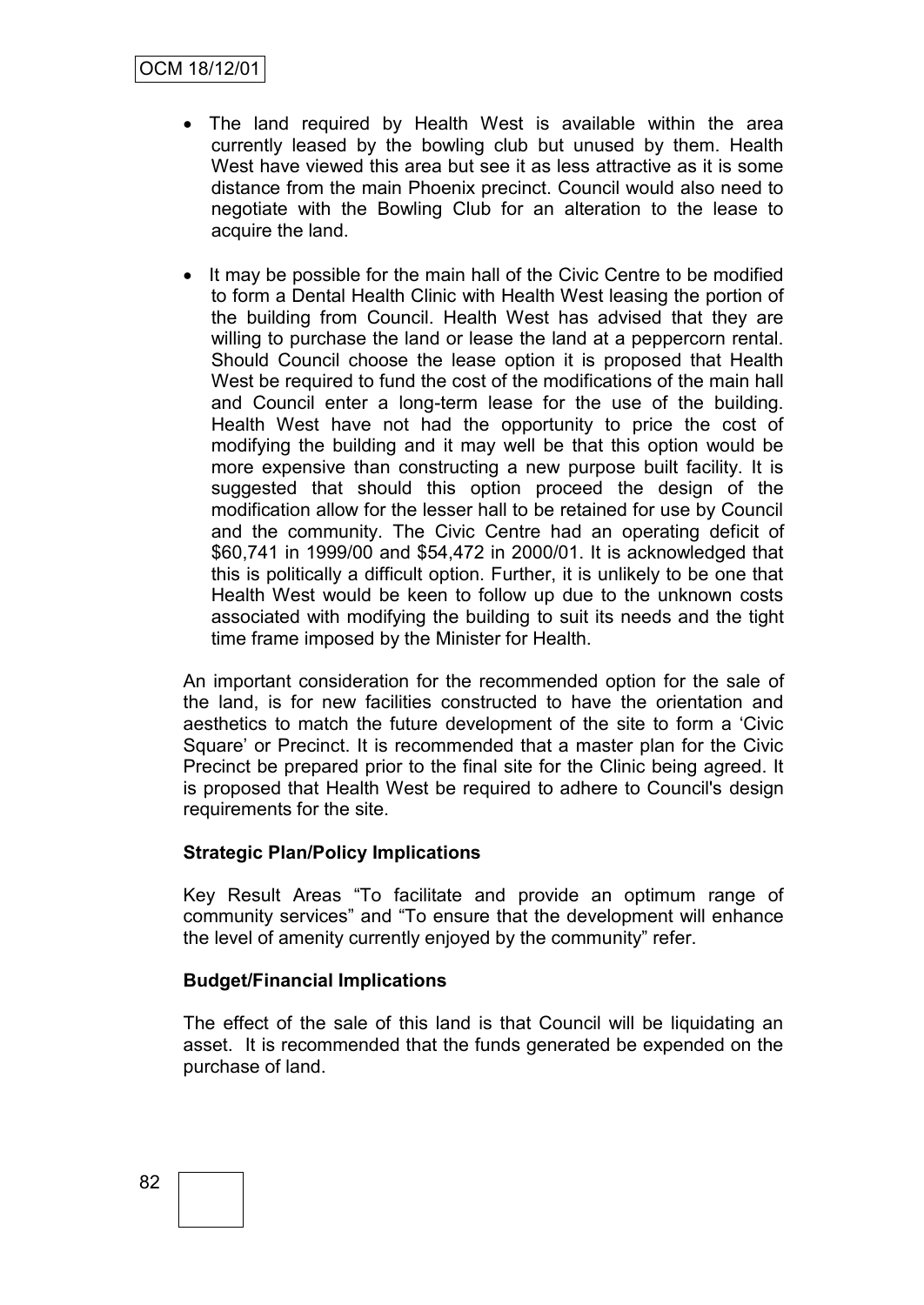- The land required by Health West is available within the area currently leased by the bowling club but unused by them. Health West have viewed this area but see it as less attractive as it is some distance from the main Phoenix precinct. Council would also need to negotiate with the Bowling Club for an alteration to the lease to acquire the land.

- It may be possible for the main hall of the Civic Centre to be modified to form a Dental Health Clinic with Health West leasing the portion of the building from Council. Health West has advised that they are willing to purchase the land or lease the land at a peppercorn rental. Should Council choose the lease option it is proposed that Health West be required to fund the cost of the modifications of the main hall and Council enter a long-term lease for the use of the building. Health West have not had the opportunity to price the cost of modifying the building and it may well be that this option would be more expensive than constructing a new purpose built facility. It is suggested that should this option proceed the design of the modification allow for the lesser hall to be retained for use by Council and the community. The Civic Centre had an operating deficit of $60,741 in 1999/00 and $54,472 in 2000/01. It is acknowledged that this is politically a difficult option. Further, it is unlikely to be one that Health West would be keen to follow up due to the unknown costs associated with modifying the building to suit its needs and the tight time frame imposed by the Minister for Health.

An important consideration for the recommended option for the sale of the land, is for new facilities constructed to have the orientation and aesthetics to match the future development of the site to form a 'Civic Square' or Precinct. It is recommended that a master plan for the Civic Precinct be prepared prior to the final site for the Clinic being agreed. It is proposed that Health West be required to adhere to Council's design requirements for the site.

**Strategic Plan/Policy Implications**

Key Result Areas "To facilitate and provide an optimum range of community services" and "To ensure that the development will enhance the level of amenity currently enjoyed by the community" refer.

**Budget/Financial Implications**

The effect of the sale of this land is that Council will be liquidating an asset. It is recommended that the funds generated be expended on the purchase of land.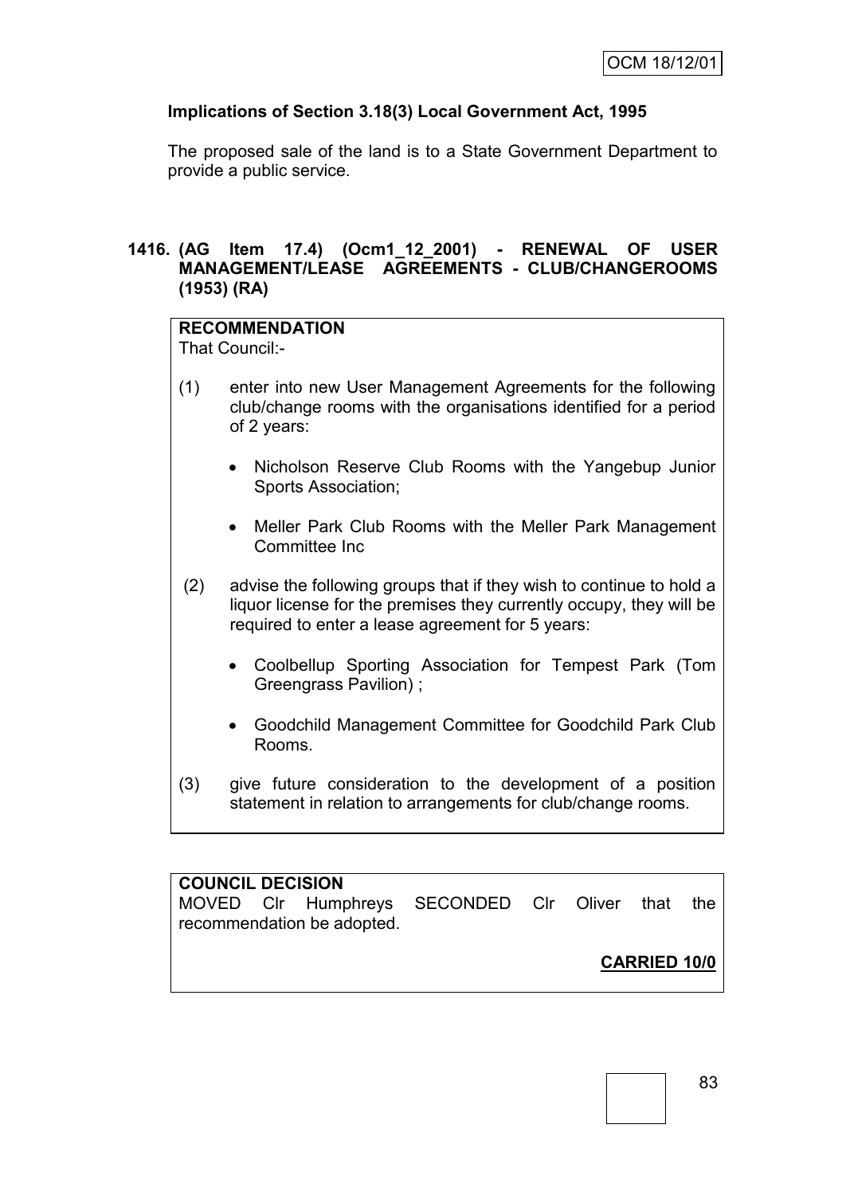**Implications of Section 3.18(3) Local Government Act, 1995**

The proposed sale of the land is to a State Government Department to provide a public service.

## 1416. (AG Item 17.4) (Ocm1_12_2001) - RENEWAL OF USER MANAGEMENT/LEASE AGREEMENTS - CLUB/CHANGEROOMS (1953) (RA)

**RECOMMENDATION**

That Council:-

(1) enter into new User Management Agreements for the following club/change rooms with the organisations identified for a period of 2 years:

- Nicholson Reserve Club Rooms with the Yangebup Junior Sports Association;
- Meller Park Club Rooms with the Meller Park Management Committee Inc

(2) advise the following groups that if they wish to continue to hold a liquor license for the premises they currently occupy, they will be required to enter a lease agreement for 5 years:

- Coolbellup Sporting Association for Tempest Park (Tom Greengrass Pavilion) ;
- Goodchild Management Committee for Goodchild Park Club Rooms.

(3) give future consideration to the development of a position statement in relation to arrangements for club/change rooms.

**COUNCIL DECISION**

MOVED Clr Humphreys SECONDED Clr Oliver that the recommendation be adopted.

**CARRIED 10/0**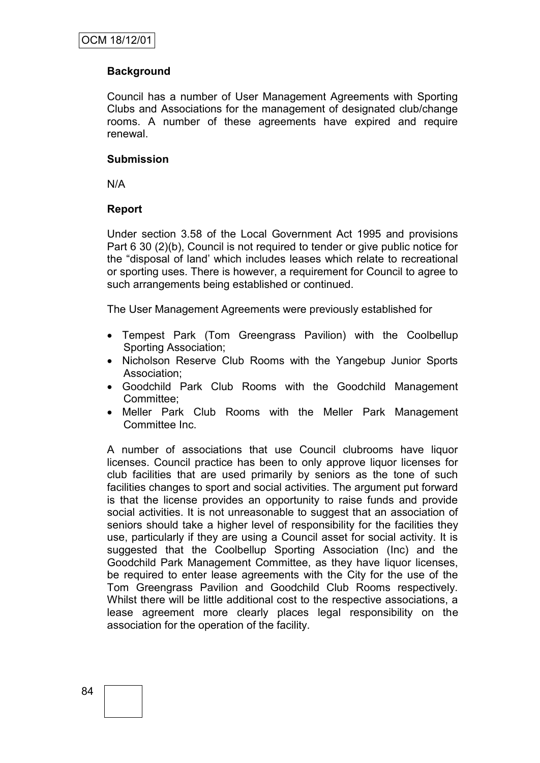OCM 18/12/01

**Background**

Council has a number of User Management Agreements with Sporting Clubs and Associations for the management of designated club/change rooms. A number of these agreements have expired and require renewal.

**Submission**

N/A

**Report**

Under section 3.58 of the Local Government Act 1995 and provisions Part 6 30 (2)(b), Council is not required to tender or give public notice for the "disposal of land' which includes leases which relate to recreational or sporting uses. There is however, a requirement for Council to agree to such arrangements being established or continued.

The User Management Agreements were previously established for

- Tempest Park (Tom Greengrass Pavilion) with the Coolbellup Sporting Association;
- Nicholson Reserve Club Rooms with the Yangebup Junior Sports Association;
- Goodchild Park Club Rooms with the Goodchild Management Committee;
- Meller Park Club Rooms with the Meller Park Management Committee Inc.

A number of associations that use Council clubrooms have liquor licenses. Council practice has been to only approve liquor licenses for club facilities that are used primarily by seniors as the tone of such facilities changes to sport and social activities. The argument put forward is that the license provides an opportunity to raise funds and provide social activities. It is not unreasonable to suggest that an association of seniors should take a higher level of responsibility for the facilities they use, particularly if they are using a Council asset for social activity. It is suggested that the Coolbellup Sporting Association (Inc) and the Goodchild Park Management Committee, as they have liquor licenses, be required to enter lease agreements with the City for the use of the Tom Greengrass Pavilion and Goodchild Club Rooms respectively. Whilst there will be little additional cost to the respective associations, a lease agreement more clearly places legal responsibility on the association for the operation of the facility.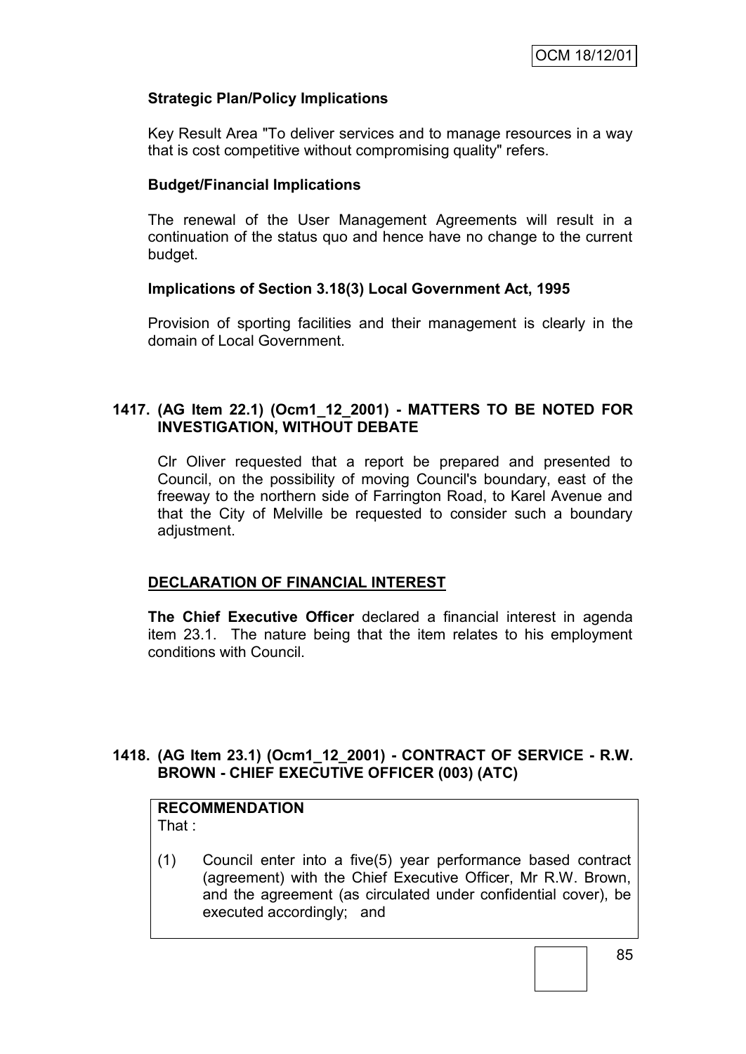**Strategic Plan/Policy Implications**

Key Result Area "To deliver services and to manage resources in a way that is cost competitive without compromising quality" refers.

**Budget/Financial Implications**

The renewal of the User Management Agreements will result in a continuation of the status quo and hence have no change to the current budget.

**Implications of Section 3.18(3) Local Government Act, 1995**

Provision of sporting facilities and their management is clearly in the domain of Local Government.

## 1417. (AG Item 22.1) (Ocm1_12_2001) - MATTERS TO BE NOTED FOR INVESTIGATION, WITHOUT DEBATE

Clr Oliver requested that a report be prepared and presented to Council, on the possibility of moving Council's boundary, east of the freeway to the northern side of Farrington Road, to Karel Avenue and that the City of Melville be requested to consider such a boundary adjustment.

## DECLARATION OF FINANCIAL INTEREST

**The Chief Executive Officer** declared a financial interest in agenda item 23.1. The nature being that the item relates to his employment conditions with Council.

## 1418. (AG Item 23.1) (Ocm1_12_2001) - CONTRACT OF SERVICE - R.W. BROWN - CHIEF EXECUTIVE OFFICER (003) (ATC)

**RECOMMENDATION**
That :

(1) Council enter into a five(5) year performance based contract (agreement) with the Chief Executive Officer, Mr R.W. Brown, and the agreement (as circulated under confidential cover), be executed accordingly; and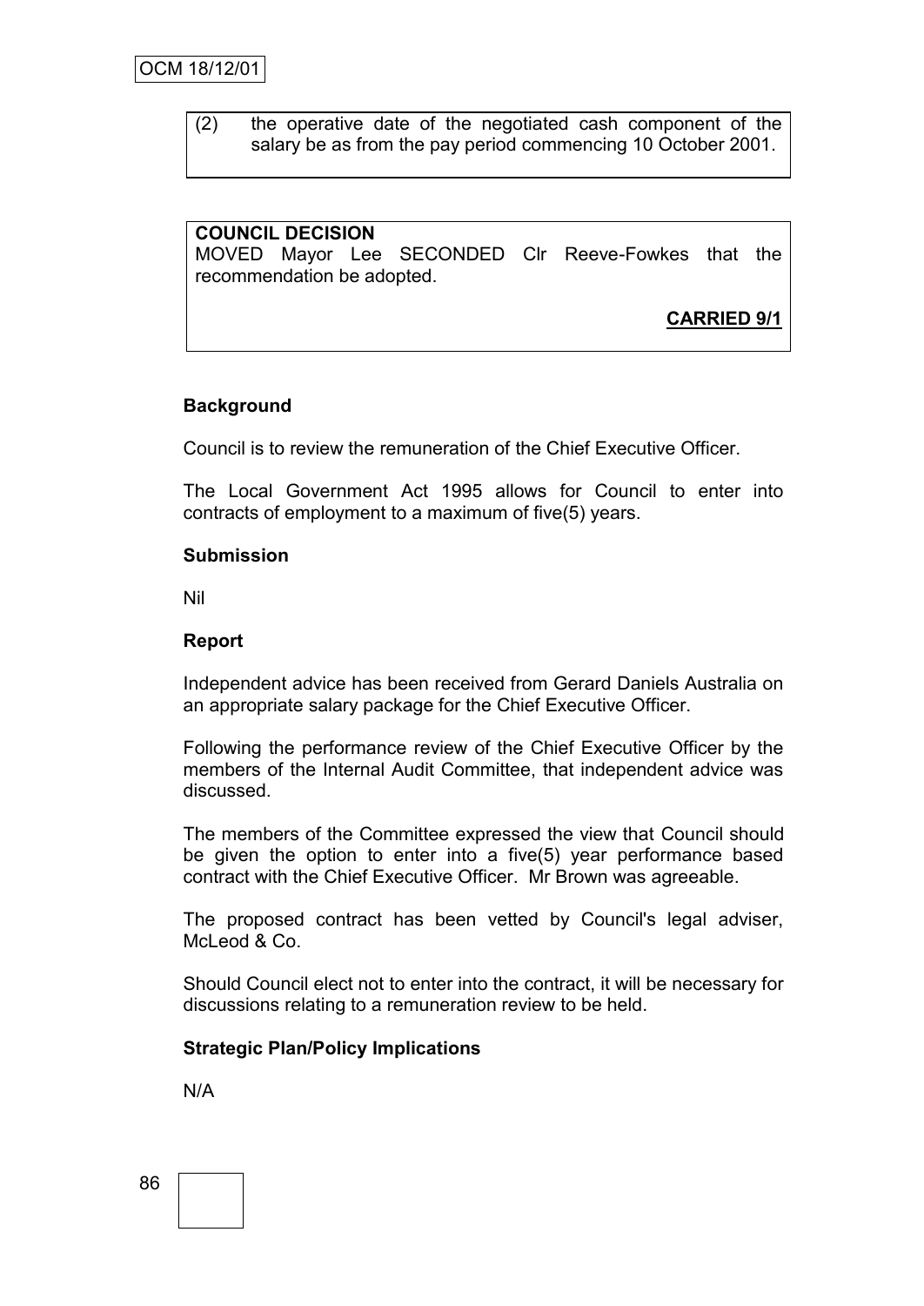(2) the operative date of the negotiated cash component of the salary be as from the pay period commencing 10 October 2001.

**COUNCIL DECISION**
MOVED Mayor Lee SECONDED Clr Reeve-Fowkes that the recommendation be adopted.

**CARRIED 9/1**

**Background**

Council is to review the remuneration of the Chief Executive Officer.

The Local Government Act 1995 allows for Council to enter into contracts of employment to a maximum of five(5) years.

**Submission**

Nil

**Report**

Independent advice has been received from Gerard Daniels Australia on an appropriate salary package for the Chief Executive Officer.

Following the performance review of the Chief Executive Officer by the members of the Internal Audit Committee, that independent advice was discussed.

The members of the Committee expressed the view that Council should be given the option to enter into a five(5) year performance based contract with the Chief Executive Officer. Mr Brown was agreeable.

The proposed contract has been vetted by Council's legal adviser, McLeod & Co.

Should Council elect not to enter into the contract, it will be necessary for discussions relating to a remuneration review to be held.

**Strategic Plan/Policy Implications**

N/A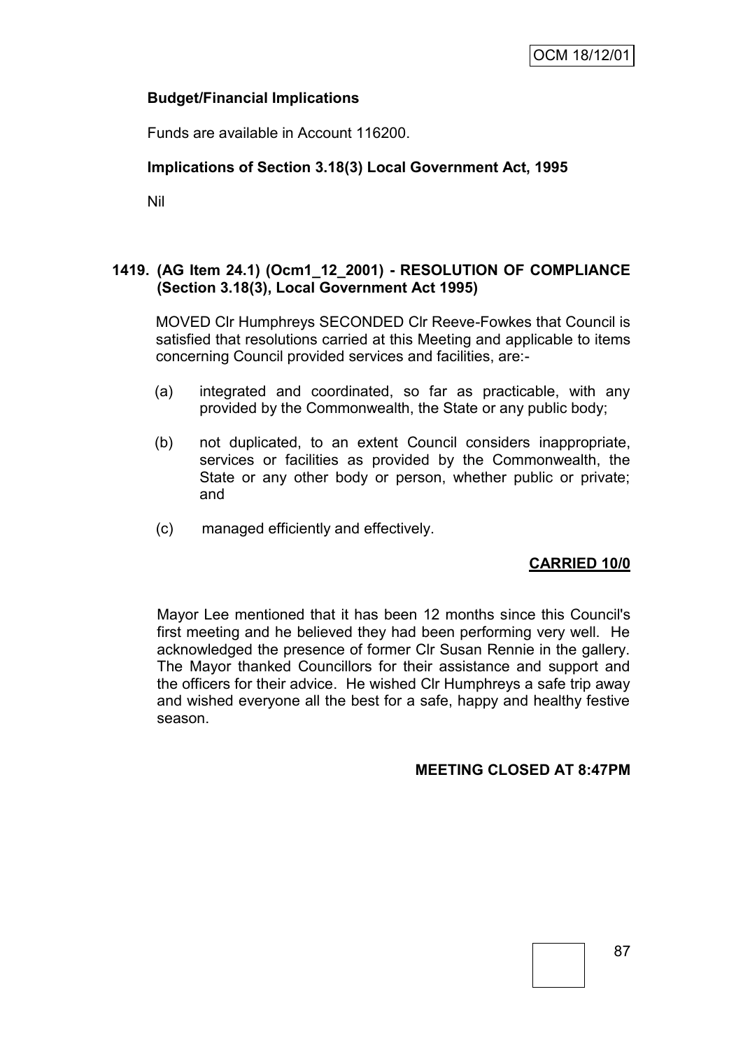**Budget/Financial Implications**

Funds are available in Account 116200.

**Implications of Section 3.18(3) Local Government Act, 1995**

Nil

**1419. (AG Item 24.1) (Ocm1_12_2001) - RESOLUTION OF COMPLIANCE (Section 3.18(3), Local Government Act 1995)**

MOVED Clr Humphreys SECONDED Clr Reeve-Fowkes that Council is satisfied that resolutions carried at this Meeting and applicable to items concerning Council provided services and facilities, are:-

(a) integrated and coordinated, so far as practicable, with any provided by the Commonwealth, the State or any public body;

(b) not duplicated, to an extent Council considers inappropriate, services or facilities as provided by the Commonwealth, the State or any other body or person, whether public or private; and

(c) managed efficiently and effectively.

**CARRIED 10/0**

Mayor Lee mentioned that it has been 12 months since this Council's first meeting and he believed they had been performing very well. He acknowledged the presence of former Clr Susan Rennie in the gallery. The Mayor thanked Councillors for their assistance and support and the officers for their advice. He wished Clr Humphreys a safe trip away and wished everyone all the best for a safe, happy and healthy festive season.

**MEETING CLOSED AT 8:47PM**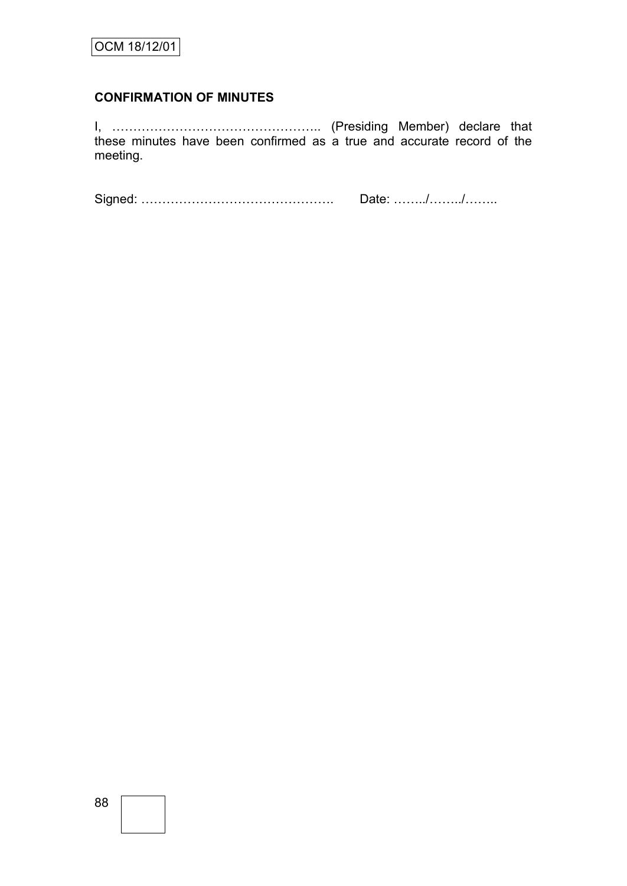**CONFIRMATION OF MINUTES**

I, ………………………………………….. (Presiding Member) declare that these minutes have been confirmed as a true and accurate record of the meeting.

Signed: ………………………………………. Date: ……../……../……..